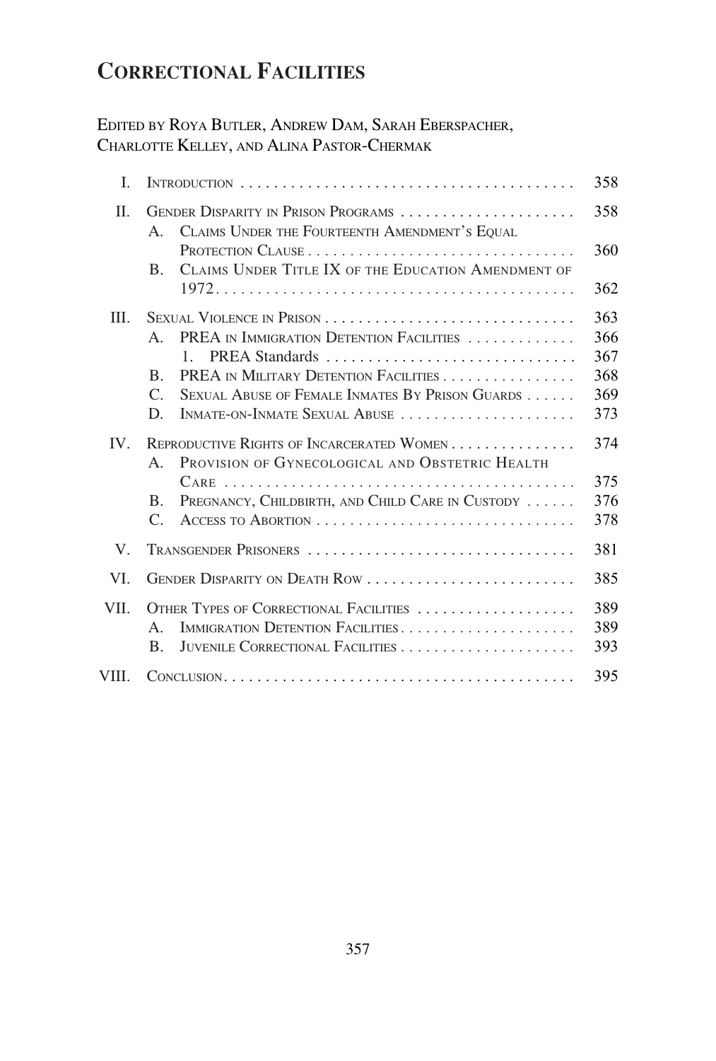# Correctional Facilities

Edited by Roya Butler, Andrew Dam, Sarah Eberspacher, Charlotte Kelley, and Alina Pastor-Chermak

| | | |
|---|---|---|
| I. | Introduction | 358 |
| II. | Gender Disparity in Prison Programs | 358 |
| | A. Claims Under the Fourteenth Amendment's Equal Protection Clause | 360 |
| | B. Claims Under Title IX of the Education Amendment of 1972 | 362 |
| III. | Sexual Violence in Prison | 363 |
| | A. PREA in Immigration Detention Facilities | 366 |
| | 1. PREA Standards | 367 |
| | B. PREA in Military Detention Facilities | 368 |
| | C. Sexual Abuse of Female Inmates By Prison Guards | 369 |
| | D. Inmate-on-Inmate Sexual Abuse | 373 |
| IV. | Reproductive Rights of Incarcerated Women | 374 |
| | A. Provision of Gynecological and Obstetric Health Care | 375 |
| | B. Pregnancy, Childbirth, and Child Care in Custody | 376 |
| | C. Access to Abortion | 378 |
| V. | Transgender Prisoners | 381 |
| VI. | Gender Disparity on Death Row | 385 |
| VII. | Other Types of Correctional Facilities | 389 |
| | A. Immigration Detention Facilities | 389 |
| | B. Juvenile Correctional Facilities | 393 |
| VIII. | Conclusion | 395 |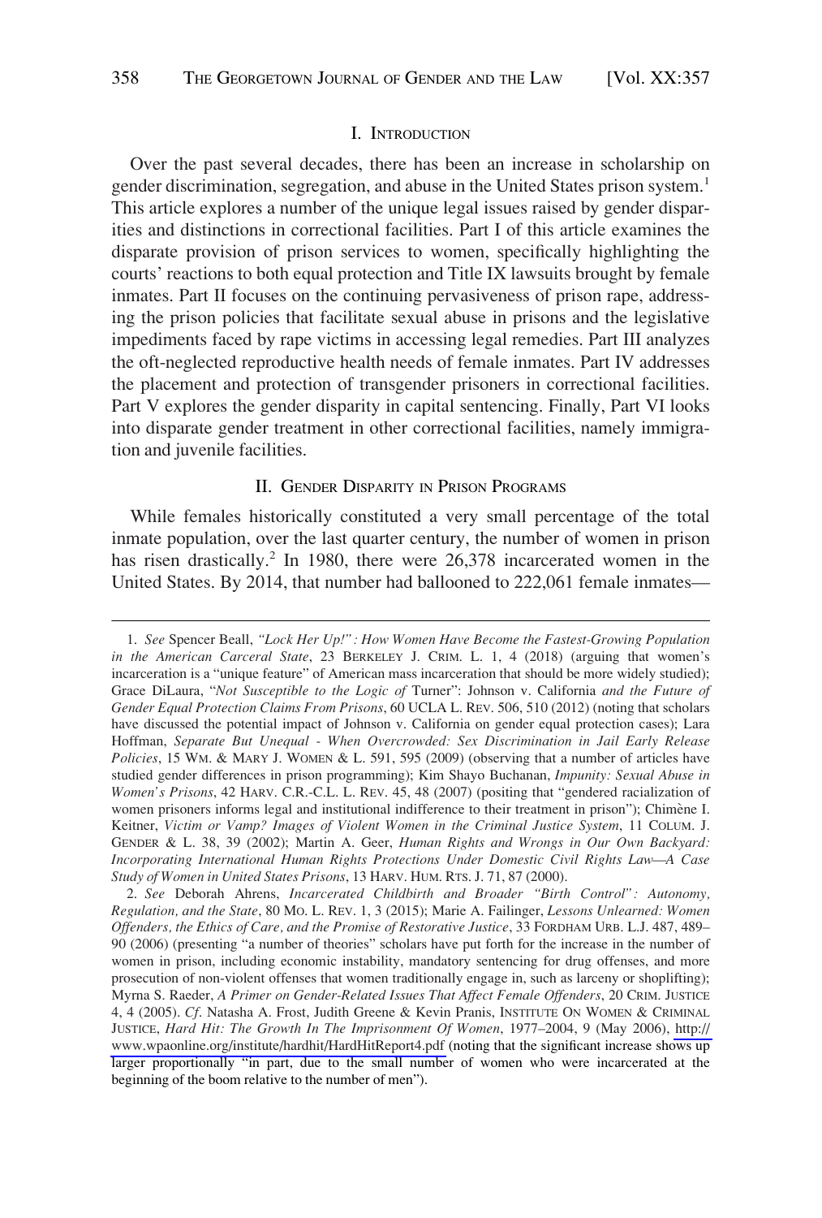## I. Introduction

Over the past several decades, there has been an increase in scholarship on gender discrimination, segregation, and abuse in the United States prison system.[1] This article explores a number of the unique legal issues raised by gender disparities and distinctions in correctional facilities. Part I of this article examines the disparate provision of prison services to women, specifically highlighting the courts' reactions to both equal protection and Title IX lawsuits brought by female inmates. Part II focuses on the continuing pervasiveness of prison rape, addressing the prison policies that facilitate sexual abuse in prisons and the legislative impediments faced by rape victims in accessing legal remedies. Part III analyzes the oft-neglected reproductive health needs of female inmates. Part IV addresses the placement and protection of transgender prisoners in correctional facilities. Part V explores the gender disparity in capital sentencing. Finally, Part VI looks into disparate gender treatment in other correctional facilities, namely immigration and juvenile facilities.

## II. Gender Disparity in Prison Programs

While females historically constituted a very small percentage of the total inmate population, over the last quarter century, the number of women in prison has risen drastically.[2] In 1980, there were 26,378 incarcerated women in the United States. By 2014, that number had ballooned to 222,061 female inmates—

---

1. *See* Spencer Beall, *"Lock Her Up!": How Women Have Become the Fastest-Growing Population in the American Carceral State*, 23 Berkeley J. Crim. L. 1, 4 (2018) (arguing that women's incarceration is a "unique feature" of American mass incarceration that should be more widely studied); Grace DiLaura, "*Not Susceptible to the Logic of* Turner": Johnson v. California *and the Future of Gender Equal Protection Claims From Prisons*, 60 UCLA L. Rev. 506, 510 (2012) (noting that scholars have discussed the potential impact of Johnson v. California on gender equal protection cases); Lara Hoffman, *Separate But Unequal - When Overcrowded: Sex Discrimination in Jail Early Release Policies*, 15 Wm. & Mary J. Women & L. 591, 595 (2009) (observing that a number of articles have studied gender differences in prison programming); Kim Shayo Buchanan, *Impunity: Sexual Abuse in Women's Prisons*, 42 Harv. C.R.-C.L. L. Rev. 45, 48 (2007) (positing that "gendered racialization of women prisoners informs legal and institutional indifference to their treatment in prison"); Chimène I. Keitner, *Victim or Vamp? Images of Violent Women in the Criminal Justice System*, 11 Colum. J. Gender & L. 38, 39 (2002); Martin A. Geer, *Human Rights and Wrongs in Our Own Backyard: Incorporating International Human Rights Protections Under Domestic Civil Rights Law—A Case Study of Women in United States Prisons*, 13 Harv. Hum. Rts. J. 71, 87 (2000).

2. *See* Deborah Ahrens, *Incarcerated Childbirth and Broader "Birth Control": Autonomy, Regulation, and the State*, 80 Mo. L. Rev. 1, 3 (2015); Marie A. Failinger, *Lessons Unlearned: Women Offenders, the Ethics of Care, and the Promise of Restorative Justice*, 33 Fordham Urb. L.J. 487, 489–90 (2006) (presenting "a number of theories" scholars have put forth for the increase in the number of women in prison, including economic instability, mandatory sentencing for drug offenses, and more prosecution of non-violent offenses that women traditionally engage in, such as larceny or shoplifting); Myrna S. Raeder, *A Primer on Gender-Related Issues That Affect Female Offenders*, 20 Crim. Justice 4, 4 (2005). *Cf*. Natasha A. Frost, Judith Greene & Kevin Pranis, Institute On Women & Criminal Justice, *Hard Hit: The Growth In The Imprisonment Of Women*, 1977–2004, 9 (May 2006), http://www.wpaonline.org/institute/hardhit/HardHitReport4.pdf (noting that the significant increase shows up larger proportionally "in part, due to the small number of women who were incarcerated at the beginning of the boom relative to the number of men").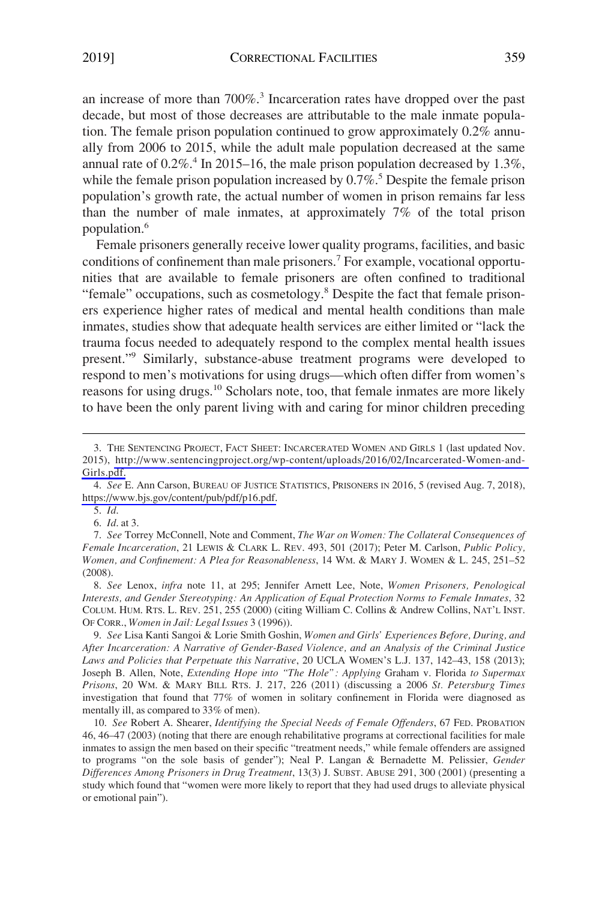an increase of more than 700%.[3] Incarceration rates have dropped over the past decade, but most of those decreases are attributable to the male inmate population. The female prison population continued to grow approximately 0.2% annually from 2006 to 2015, while the adult male population decreased at the same annual rate of 0.2%.[4] In 2015–16, the male prison population decreased by 1.3%, while the female prison population increased by 0.7%.[5] Despite the female prison population's growth rate, the actual number of women in prison remains far less than the number of male inmates, at approximately 7% of the total prison population.[6]

Female prisoners generally receive lower quality programs, facilities, and basic conditions of confinement than male prisoners.[7] For example, vocational opportunities that are available to female prisoners are often confined to traditional "female" occupations, such as cosmetology.[8] Despite the fact that female prisoners experience higher rates of medical and mental health conditions than male inmates, studies show that adequate health services are either limited or "lack the trauma focus needed to adequately respond to the complex mental health issues present."[9] Similarly, substance-abuse treatment programs were developed to respond to men's motivations for using drugs—which often differ from women's reasons for using drugs.[10] Scholars note, too, that female inmates are more likely to have been the only parent living with and caring for minor children preceding

---

3. THE SENTENCING PROJECT, FACT SHEET: INCARCERATED WOMEN AND GIRLS 1 (last updated Nov. 2015), http://www.sentencingproject.org/wp-content/uploads/2016/02/Incarcerated-Women-and-Girls.pdf.

4. *See* E. Ann Carson, BUREAU OF JUSTICE STATISTICS, PRISONERS IN 2016, 5 (revised Aug. 7, 2018), https://www.bjs.gov/content/pub/pdf/p16.pdf.

5. *Id.*

6. *Id.* at 3.

7. *See* Torrey McConnell, Note and Comment, *The War on Women: The Collateral Consequences of Female Incarceration*, 21 LEWIS & CLARK L. REV. 493, 501 (2017); Peter M. Carlson, *Public Policy, Women, and Confinement: A Plea for Reasonableness*, 14 WM. & MARY J. WOMEN & L. 245, 251–52 (2008).

8. *See* Lenox, *infra* note 11, at 295; Jennifer Arnett Lee, Note, *Women Prisoners, Penological Interests, and Gender Stereotyping: An Application of Equal Protection Norms to Female Inmates*, 32 COLUM. HUM. RTS. L. REV. 251, 255 (2000) (citing William C. Collins & Andrew Collins, NAT'L INST. OF CORR., *Women in Jail: Legal Issues* 3 (1996)).

9. *See* Lisa Kanti Sangoi & Lorie Smith Goshin, *Women and Girls' Experiences Before, During, and After Incarceration: A Narrative of Gender-Based Violence, and an Analysis of the Criminal Justice Laws and Policies that Perpetuate this Narrative*, 20 UCLA WOMEN'S L.J. 137, 142–43, 158 (2013); Joseph B. Allen, Note, *Extending Hope into "The Hole": Applying* Graham v. Florida *to Supermax Prisons*, 20 WM. & MARY BILL RTS. J. 217, 226 (2011) (discussing a 2006 *St. Petersburg Times* investigation that found that 77% of women in solitary confinement in Florida were diagnosed as mentally ill, as compared to 33% of men).

10. *See* Robert A. Shearer, *Identifying the Special Needs of Female Offenders*, 67 FED. PROBATION 46, 46–47 (2003) (noting that there are enough rehabilitative programs at correctional facilities for male inmates to assign the men based on their specific "treatment needs," while female offenders are assigned to programs "on the sole basis of gender"); Neal P. Langan & Bernadette M. Pelissier, *Gender Differences Among Prisoners in Drug Treatment*, 13(3) J. SUBST. ABUSE 291, 300 (2001) (presenting a study which found that "women were more likely to report that they had used drugs to alleviate physical or emotional pain").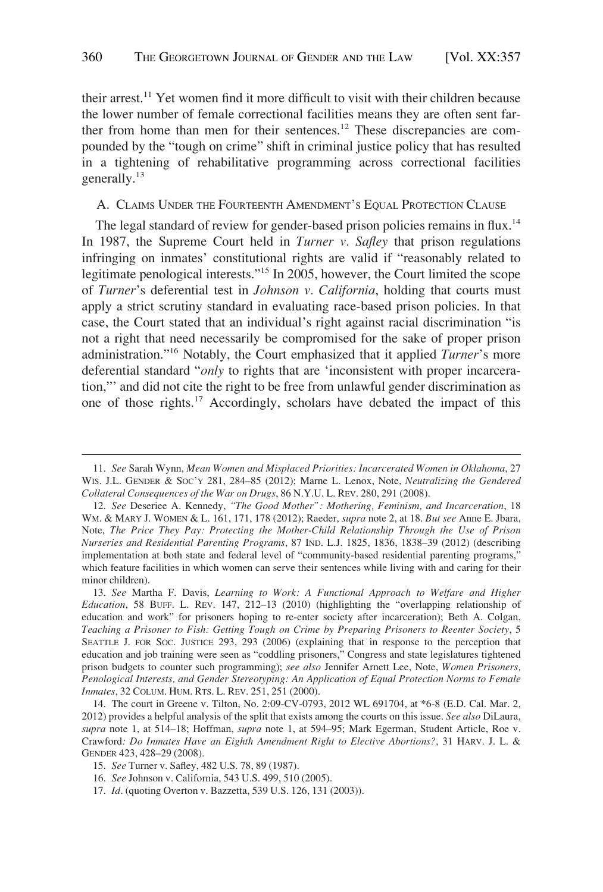their arrest.[11] Yet women find it more difficult to visit with their children because the lower number of female correctional facilities means they are often sent farther from home than men for their sentences.[12] These discrepancies are compounded by the "tough on crime" shift in criminal justice policy that has resulted in a tightening of rehabilitative programming across correctional facilities generally.[13]

### A. Claims Under the Fourteenth Amendment's Equal Protection Clause

The legal standard of review for gender-based prison policies remains in flux.[14] In 1987, the Supreme Court held in *Turner v. Safley* that prison regulations infringing on inmates' constitutional rights are valid if "reasonably related to legitimate penological interests."[15] In 2005, however, the Court limited the scope of *Turner*'s deferential test in *Johnson v. California*, holding that courts must apply a strict scrutiny standard in evaluating race-based prison policies. In that case, the Court stated that an individual's right against racial discrimination "is not a right that need necessarily be compromised for the sake of proper prison administration."[16] Notably, the Court emphasized that it applied *Turner*'s more deferential standard "*only* to rights that are 'inconsistent with proper incarceration,"' and did not cite the right to be free from unlawful gender discrimination as one of those rights.[17] Accordingly, scholars have debated the impact of this

---

11. *See* Sarah Wynn, *Mean Women and Misplaced Priorities: Incarcerated Women in Oklahoma*, 27 WIS. J.L. GENDER & SOC'Y 281, 284–85 (2012); Marne L. Lenox, Note, *Neutralizing the Gendered Collateral Consequences of the War on Drugs*, 86 N.Y.U. L. REV. 280, 291 (2008).

12. *See* Deseriee A. Kennedy, *"The Good Mother": Mothering, Feminism, and Incarceration*, 18 WM. & MARY J. WOMEN & L. 161, 171, 178 (2012); Raeder, *supra* note 2, at 18. *But see* Anne E. Jbara, Note, *The Price They Pay: Protecting the Mother-Child Relationship Through the Use of Prison Nurseries and Residential Parenting Programs*, 87 IND. L.J. 1825, 1836, 1838–39 (2012) (describing implementation at both state and federal level of "community-based residential parenting programs," which feature facilities in which women can serve their sentences while living with and caring for their minor children).

13. *See* Martha F. Davis, *Learning to Work: A Functional Approach to Welfare and Higher Education*, 58 BUFF. L. REV. 147, 212–13 (2010) (highlighting the "overlapping relationship of education and work" for prisoners hoping to re-enter society after incarceration); Beth A. Colgan, *Teaching a Prisoner to Fish: Getting Tough on Crime by Preparing Prisoners to Reenter Society*, 5 SEATTLE J. FOR SOC. JUSTICE 293, 293 (2006) (explaining that in response to the perception that education and job training were seen as "coddling prisoners," Congress and state legislatures tightened prison budgets to counter such programming); *see also* Jennifer Arnett Lee, Note, *Women Prisoners, Penological Interests, and Gender Stereotyping: An Application of Equal Protection Norms to Female Inmates*, 32 COLUM. HUM. RTS. L. REV. 251, 251 (2000).

14. The court in Greene v. Tilton, No. 2:09-CV-0793, 2012 WL 691704, at *6-8 (E.D. Cal. Mar. 2, 2012) provides a helpful analysis of the split that exists among the courts on this issue. *See also* DiLaura, *supra* note 1, at 514–18; Hoffman, *supra* note 1, at 594–95; Mark Egerman, Student Article, Roe v. Crawford*: Do Inmates Have an Eighth Amendment Right to Elective Abortions?*, 31 HARV. J. L. & GENDER 423, 428–29 (2008).

15. *See* Turner v. Safley, 482 U.S. 78, 89 (1987).

16. *See* Johnson v. California, 543 U.S. 499, 510 (2005).

17. *Id*. (quoting Overton v. Bazzetta, 539 U.S. 126, 131 (2003)).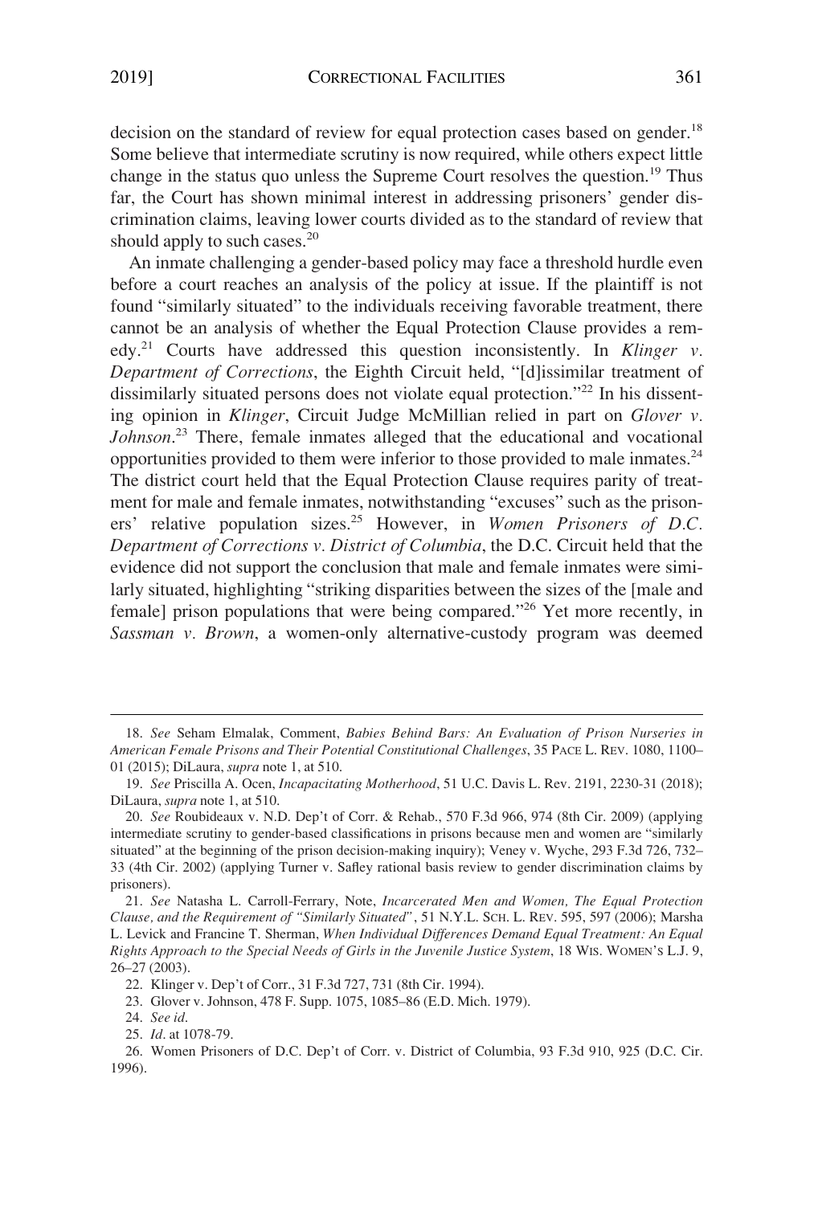decision on the standard of review for equal protection cases based on gender.[18] Some believe that intermediate scrutiny is now required, while others expect little change in the status quo unless the Supreme Court resolves the question.[19] Thus far, the Court has shown minimal interest in addressing prisoners' gender discrimination claims, leaving lower courts divided as to the standard of review that should apply to such cases.[20]

An inmate challenging a gender-based policy may face a threshold hurdle even before a court reaches an analysis of the policy at issue. If the plaintiff is not found "similarly situated" to the individuals receiving favorable treatment, there cannot be an analysis of whether the Equal Protection Clause provides a remedy.[21] Courts have addressed this question inconsistently. In *Klinger v. Department of Corrections*, the Eighth Circuit held, "[d]issimilar treatment of dissimilarly situated persons does not violate equal protection."[22] In his dissenting opinion in *Klinger*, Circuit Judge McMillian relied in part on *Glover v. Johnson*.[23] There, female inmates alleged that the educational and vocational opportunities provided to them were inferior to those provided to male inmates.[24] The district court held that the Equal Protection Clause requires parity of treatment for male and female inmates, notwithstanding "excuses" such as the prisoners' relative population sizes.[25] However, in *Women Prisoners of D.C. Department of Corrections v. District of Columbia*, the D.C. Circuit held that the evidence did not support the conclusion that male and female inmates were similarly situated, highlighting "striking disparities between the sizes of the [male and female] prison populations that were being compared."[26] Yet more recently, in *Sassman v. Brown*, a women-only alternative-custody program was deemed

---

18. *See* Seham Elmalak, Comment, *Babies Behind Bars: An Evaluation of Prison Nurseries in American Female Prisons and Their Potential Constitutional Challenges*, 35 PACE L. REV. 1080, 1100–01 (2015); DiLaura, *supra* note 1, at 510.

19. *See* Priscilla A. Ocen, *Incapacitating Motherhood*, 51 U.C. Davis L. Rev. 2191, 2230-31 (2018); DiLaura, *supra* note 1, at 510.

20. *See* Roubideaux v. N.D. Dep't of Corr. & Rehab., 570 F.3d 966, 974 (8th Cir. 2009) (applying intermediate scrutiny to gender-based classifications in prisons because men and women are "similarly situated" at the beginning of the prison decision-making inquiry); Veney v. Wyche, 293 F.3d 726, 732–33 (4th Cir. 2002) (applying Turner v. Safley rational basis review to gender discrimination claims by prisoners).

21. *See* Natasha L. Carroll-Ferrary, Note, *Incarcerated Men and Women, The Equal Protection Clause, and the Requirement of "Similarly Situated"*, 51 N.Y.L. SCH. L. REV. 595, 597 (2006); Marsha L. Levick and Francine T. Sherman, *When Individual Differences Demand Equal Treatment: An Equal Rights Approach to the Special Needs of Girls in the Juvenile Justice System*, 18 WIS. WOMEN'S L.J. 9, 26–27 (2003).

22. Klinger v. Dep't of Corr., 31 F.3d 727, 731 (8th Cir. 1994).

23. Glover v. Johnson, 478 F. Supp. 1075, 1085–86 (E.D. Mich. 1979).

24. *See id*.

25. *Id*. at 1078-79.

26. Women Prisoners of D.C. Dep't of Corr. v. District of Columbia, 93 F.3d 910, 925 (D.C. Cir. 1996).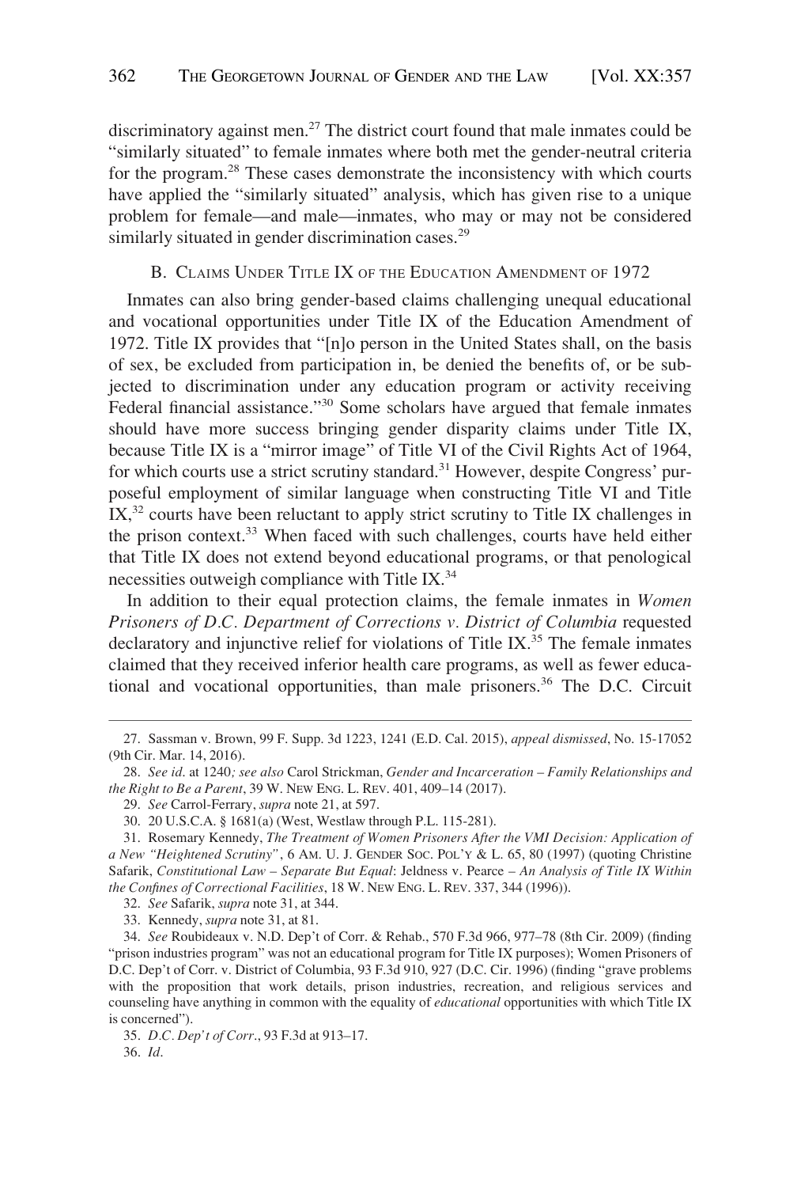discriminatory against men.[27] The district court found that male inmates could be "similarly situated" to female inmates where both met the gender-neutral criteria for the program.[28] These cases demonstrate the inconsistency with which courts have applied the "similarly situated" analysis, which has given rise to a unique problem for female—and male—inmates, who may or may not be considered similarly situated in gender discrimination cases.[29]

### B. Claims Under Title IX of the Education Amendment of 1972

Inmates can also bring gender-based claims challenging unequal educational and vocational opportunities under Title IX of the Education Amendment of 1972. Title IX provides that "[n]o person in the United States shall, on the basis of sex, be excluded from participation in, be denied the benefits of, or be subjected to discrimination under any education program or activity receiving Federal financial assistance."[30] Some scholars have argued that female inmates should have more success bringing gender disparity claims under Title IX, because Title IX is a "mirror image" of Title VI of the Civil Rights Act of 1964, for which courts use a strict scrutiny standard.[31] However, despite Congress' purposeful employment of similar language when constructing Title VI and Title IX,[32] courts have been reluctant to apply strict scrutiny to Title IX challenges in the prison context.[33] When faced with such challenges, courts have held either that Title IX does not extend beyond educational programs, or that penological necessities outweigh compliance with Title IX.[34]

In addition to their equal protection claims, the female inmates in *Women Prisoners of D.C. Department of Corrections v. District of Columbia* requested declaratory and injunctive relief for violations of Title IX.[35] The female inmates claimed that they received inferior health care programs, as well as fewer educational and vocational opportunities, than male prisoners.[36] The D.C. Circuit

---

27. Sassman v. Brown, 99 F. Supp. 3d 1223, 1241 (E.D. Cal. 2015), *appeal dismissed*, No. 15-17052 (9th Cir. Mar. 14, 2016).

28. *See id*. at 1240*; see also* Carol Strickman, *Gender and Incarceration – Family Relationships and the Right to Be a Parent*, 39 W. NEW ENG. L. REV. 401, 409–14 (2017).

29. *See* Carrol-Ferrary, *supra* note 21, at 597.

30. 20 U.S.C.A. § 1681(a) (West, Westlaw through P.L. 115-281).

31. Rosemary Kennedy, *The Treatment of Women Prisoners After the VMI Decision: Application of a New "Heightened Scrutiny"*, 6 AM. U. J. GENDER SOC. POL'Y & L. 65, 80 (1997) (quoting Christine Safarik, *Constitutional Law – Separate But Equal*: Jeldness v. Pearce *– An Analysis of Title IX Within the Confines of Correctional Facilities*, 18 W. NEW ENG. L. REV. 337, 344 (1996)).

32. *See* Safarik, *supra* note 31, at 344.

33. Kennedy, *supra* note 31, at 81.

34. *See* Roubideaux v. N.D. Dep't of Corr. & Rehab., 570 F.3d 966, 977–78 (8th Cir. 2009) (finding "prison industries program" was not an educational program for Title IX purposes); Women Prisoners of D.C. Dep't of Corr. v. District of Columbia, 93 F.3d 910, 927 (D.C. Cir. 1996) (finding "grave problems with the proposition that work details, prison industries, recreation, and religious services and counseling have anything in common with the equality of *educational* opportunities with which Title IX is concerned").

35. *D.C. Dep't of Corr.*, 93 F.3d at 913–17.

36. *Id*.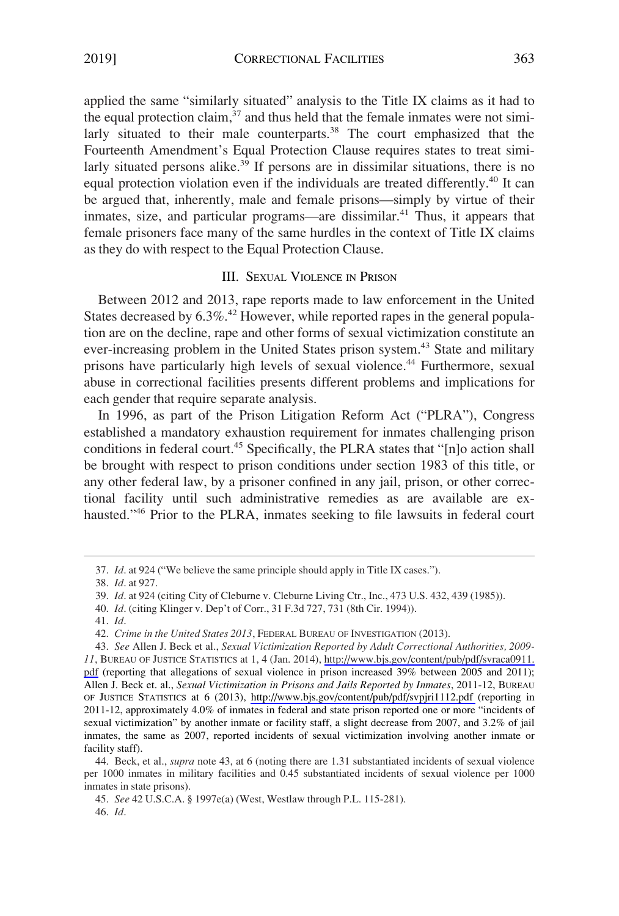applied the same "similarly situated" analysis to the Title IX claims as it had to the equal protection claim,[37] and thus held that the female inmates were not similarly situated to their male counterparts.[38] The court emphasized that the Fourteenth Amendment's Equal Protection Clause requires states to treat similarly situated persons alike.[39] If persons are in dissimilar situations, there is no equal protection violation even if the individuals are treated differently.[40] It can be argued that, inherently, male and female prisons—simply by virtue of their inmates, size, and particular programs—are dissimilar.[41] Thus, it appears that female prisoners face many of the same hurdles in the context of Title IX claims as they do with respect to the Equal Protection Clause.

## III. Sexual Violence in Prison

Between 2012 and 2013, rape reports made to law enforcement in the United States decreased by 6.3%.[42] However, while reported rapes in the general population are on the decline, rape and other forms of sexual victimization constitute an ever-increasing problem in the United States prison system.[43] State and military prisons have particularly high levels of sexual violence.[44] Furthermore, sexual abuse in correctional facilities presents different problems and implications for each gender that require separate analysis.

In 1996, as part of the Prison Litigation Reform Act ("PLRA"), Congress established a mandatory exhaustion requirement for inmates challenging prison conditions in federal court.[45] Specifically, the PLRA states that "[n]o action shall be brought with respect to prison conditions under section 1983 of this title, or any other federal law, by a prisoner confined in any jail, prison, or other correctional facility until such administrative remedies as are available are exhausted."[46] Prior to the PLRA, inmates seeking to file lawsuits in federal court

---

37. *Id*. at 924 ("We believe the same principle should apply in Title IX cases.").

38. *Id*. at 927.

39. *Id*. at 924 (citing City of Cleburne v. Cleburne Living Ctr., Inc., 473 U.S. 432, 439 (1985)).

40. *Id*. (citing Klinger v. Dep't of Corr., 31 F.3d 727, 731 (8th Cir. 1994)).

41. *Id*.

42. *Crime in the United States 2013*, Federal Bureau of Investigation (2013).

43. *See* Allen J. Beck et al., *Sexual Victimization Reported by Adult Correctional Authorities, 2009-11*, Bureau of Justice Statistics at 1, 4 (Jan. 2014), http://www.bjs.gov/content/pub/pdf/svraca0911.pdf (reporting that allegations of sexual violence in prison increased 39% between 2005 and 2011); Allen J. Beck et. al., *Sexual Victimization in Prisons and Jails Reported by Inmates*, 2011-12, Bureau of Justice Statistics at 6 (2013), http://www.bjs.gov/content/pub/pdf/svpjri1112.pdf (reporting in 2011-12, approximately 4.0% of inmates in federal and state prison reported one or more "incidents of sexual victimization" by another inmate or facility staff, a slight decrease from 2007, and 3.2% of jail inmates, the same as 2007, reported incidents of sexual victimization involving another inmate or facility staff).

44. Beck, et al., *supra* note 43, at 6 (noting there are 1.31 substantiated incidents of sexual violence per 1000 inmates in military facilities and 0.45 substantiated incidents of sexual violence per 1000 inmates in state prisons).

45. *See* 42 U.S.C.A. § 1997e(a) (West, Westlaw through P.L. 115-281).

46. *Id*.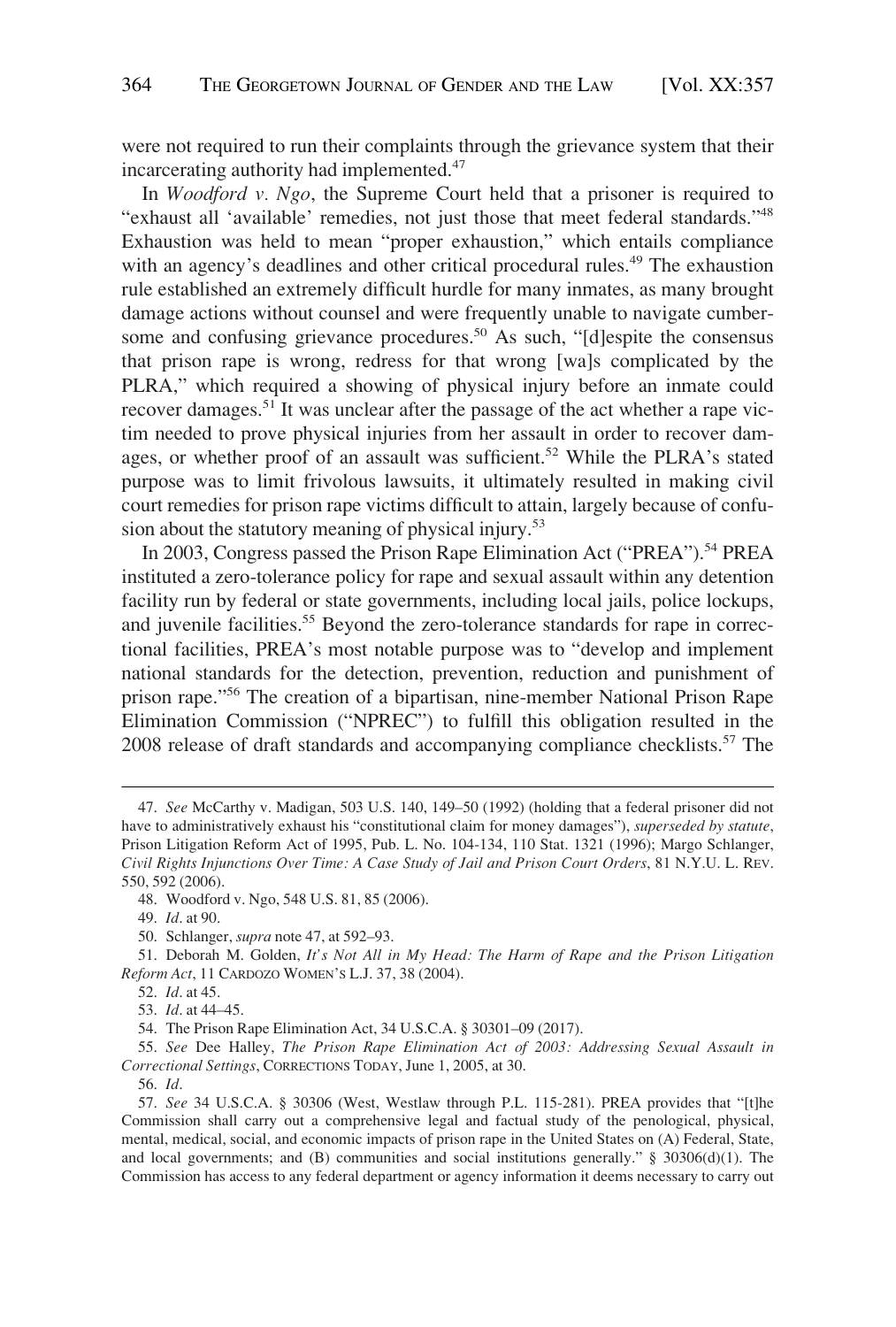were not required to run their complaints through the grievance system that their incarcerating authority had implemented.[47]

In *Woodford v. Ngo*, the Supreme Court held that a prisoner is required to "exhaust all 'available' remedies, not just those that meet federal standards."[48] Exhaustion was held to mean "proper exhaustion," which entails compliance with an agency's deadlines and other critical procedural rules.[49] The exhaustion rule established an extremely difficult hurdle for many inmates, as many brought damage actions without counsel and were frequently unable to navigate cumbersome and confusing grievance procedures.[50] As such, "[d]espite the consensus that prison rape is wrong, redress for that wrong [wa]s complicated by the PLRA," which required a showing of physical injury before an inmate could recover damages.[51] It was unclear after the passage of the act whether a rape victim needed to prove physical injuries from her assault in order to recover damages, or whether proof of an assault was sufficient.[52] While the PLRA's stated purpose was to limit frivolous lawsuits, it ultimately resulted in making civil court remedies for prison rape victims difficult to attain, largely because of confusion about the statutory meaning of physical injury.[53]

In 2003, Congress passed the Prison Rape Elimination Act ("PREA").[54] PREA instituted a zero-tolerance policy for rape and sexual assault within any detention facility run by federal or state governments, including local jails, police lockups, and juvenile facilities.[55] Beyond the zero-tolerance standards for rape in correctional facilities, PREA's most notable purpose was to "develop and implement national standards for the detection, prevention, reduction and punishment of prison rape."[56] The creation of a bipartisan, nine-member National Prison Rape Elimination Commission ("NPREC") to fulfill this obligation resulted in the 2008 release of draft standards and accompanying compliance checklists.[57] The

---

47. *See* McCarthy v. Madigan, 503 U.S. 140, 149–50 (1992) (holding that a federal prisoner did not have to administratively exhaust his "constitutional claim for money damages"), *superseded by statute*, Prison Litigation Reform Act of 1995, Pub. L. No. 104-134, 110 Stat. 1321 (1996); Margo Schlanger, *Civil Rights Injunctions Over Time: A Case Study of Jail and Prison Court Orders*, 81 N.Y.U. L. REV. 550, 592 (2006).

48. Woodford v. Ngo, 548 U.S. 81, 85 (2006).

49. *Id*. at 90.

50. Schlanger, *supra* note 47, at 592–93.

51. Deborah M. Golden, *It's Not All in My Head: The Harm of Rape and the Prison Litigation Reform Act*, 11 CARDOZO WOMEN'S L.J. 37, 38 (2004).

52. *Id*. at 45.

53. *Id*. at 44–45.

54. The Prison Rape Elimination Act, 34 U.S.C.A. § 30301–09 (2017).

55. *See* Dee Halley, *The Prison Rape Elimination Act of 2003: Addressing Sexual Assault in Correctional Settings*, CORRECTIONS TODAY, June 1, 2005, at 30.

56. *Id*.

57. *See* 34 U.S.C.A. § 30306 (West, Westlaw through P.L. 115-281). PREA provides that "[t]he Commission shall carry out a comprehensive legal and factual study of the penological, physical, mental, medical, social, and economic impacts of prison rape in the United States on (A) Federal, State, and local governments; and (B) communities and social institutions generally." § 30306(d)(1). The Commission has access to any federal department or agency information it deems necessary to carry out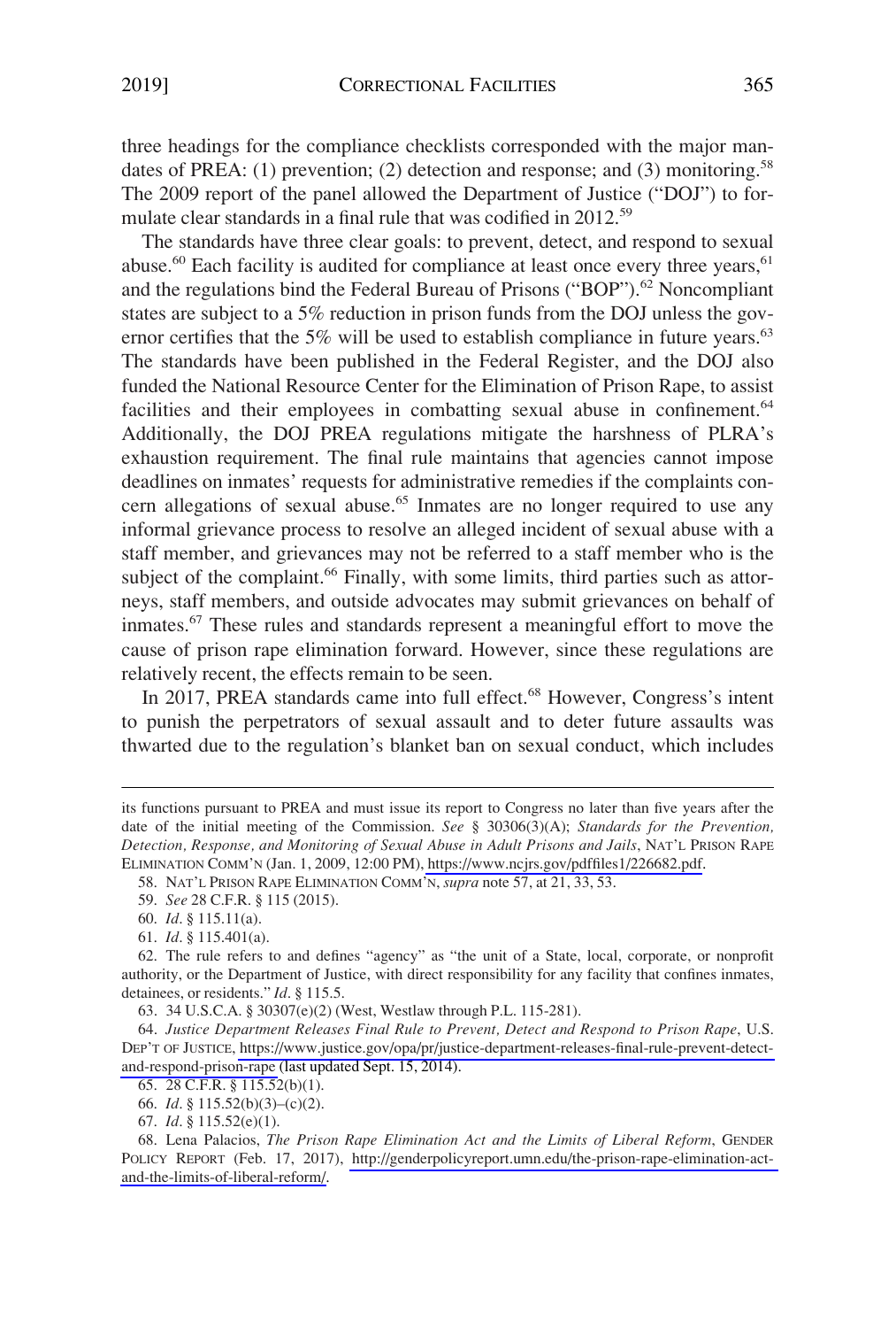three headings for the compliance checklists corresponded with the major mandates of PREA: (1) prevention; (2) detection and response; and (3) monitoring.[58] The 2009 report of the panel allowed the Department of Justice ("DOJ") to formulate clear standards in a final rule that was codified in 2012.[59]

The standards have three clear goals: to prevent, detect, and respond to sexual abuse.[60] Each facility is audited for compliance at least once every three years,[61] and the regulations bind the Federal Bureau of Prisons ("BOP").[62] Noncompliant states are subject to a 5% reduction in prison funds from the DOJ unless the governor certifies that the 5% will be used to establish compliance in future years.[63] The standards have been published in the Federal Register, and the DOJ also funded the National Resource Center for the Elimination of Prison Rape, to assist facilities and their employees in combatting sexual abuse in confinement.[64] Additionally, the DOJ PREA regulations mitigate the harshness of PLRA's exhaustion requirement. The final rule maintains that agencies cannot impose deadlines on inmates' requests for administrative remedies if the complaints concern allegations of sexual abuse.[65] Inmates are no longer required to use any informal grievance process to resolve an alleged incident of sexual abuse with a staff member, and grievances may not be referred to a staff member who is the subject of the complaint.[66] Finally, with some limits, third parties such as attorneys, staff members, and outside advocates may submit grievances on behalf of inmates.[67] These rules and standards represent a meaningful effort to move the cause of prison rape elimination forward. However, since these regulations are relatively recent, the effects remain to be seen.

In 2017, PREA standards came into full effect.[68] However, Congress's intent to punish the perpetrators of sexual assault and to deter future assaults was thwarted due to the regulation's blanket ban on sexual conduct, which includes

---

its functions pursuant to PREA and must issue its report to Congress no later than five years after the date of the initial meeting of the Commission. *See* § 30306(3)(A); *Standards for the Prevention, Detection, Response, and Monitoring of Sexual Abuse in Adult Prisons and Jails*, NAT'L PRISON RAPE ELIMINATION COMM'N (Jan. 1, 2009, 12:00 PM), https://www.ncjrs.gov/pdffiles1/226682.pdf.

58. NAT'L PRISON RAPE ELIMINATION COMM'N, *supra* note 57, at 21, 33, 53.

59. *See* 28 C.F.R. § 115 (2015).

60. *Id*. § 115.11(a).

61. *Id*. § 115.401(a).

62. The rule refers to and defines "agency" as "the unit of a State, local, corporate, or nonprofit authority, or the Department of Justice, with direct responsibility for any facility that confines inmates, detainees, or residents." *Id*. § 115.5.

63. 34 U.S.C.A. § 30307(e)(2) (West, Westlaw through P.L. 115-281).

64. *Justice Department Releases Final Rule to Prevent, Detect and Respond to Prison Rape*, U.S. DEP'T OF JUSTICE, https://www.justice.gov/opa/pr/justice-department-releases-final-rule-prevent-detect-and-respond-prison-rape (last updated Sept. 15, 2014).

65. 28 C.F.R. § 115.52(b)(1).

66. *Id*. § 115.52(b)(3)–(c)(2).

67. *Id*. § 115.52(e)(1).

68. Lena Palacios, *The Prison Rape Elimination Act and the Limits of Liberal Reform*, GENDER POLICY REPORT (Feb. 17, 2017), http://genderpolicyreport.umn.edu/the-prison-rape-elimination-act-and-the-limits-of-liberal-reform/.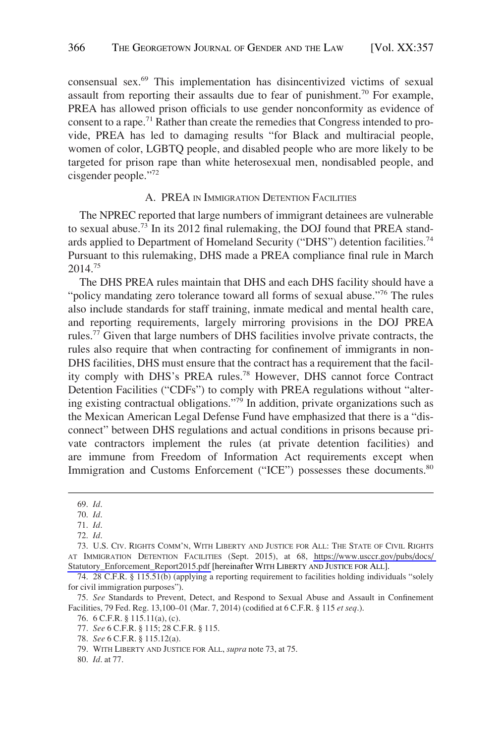consensual sex.[69] This implementation has disincentivized victims of sexual assault from reporting their assaults due to fear of punishment.[70] For example, PREA has allowed prison officials to use gender nonconformity as evidence of consent to a rape.[71] Rather than create the remedies that Congress intended to provide, PREA has led to damaging results "for Black and multiracial people, women of color, LGBTQ people, and disabled people who are more likely to be targeted for prison rape than white heterosexual men, nondisabled people, and cisgender people."[72]

### A. PREA IN IMMIGRATION DETENTION FACILITIES

The NPREC reported that large numbers of immigrant detainees are vulnerable to sexual abuse.[73] In its 2012 final rulemaking, the DOJ found that PREA standards applied to Department of Homeland Security ("DHS") detention facilities.[74] Pursuant to this rulemaking, DHS made a PREA compliance final rule in March 2014.[75]

The DHS PREA rules maintain that DHS and each DHS facility should have a "policy mandating zero tolerance toward all forms of sexual abuse."[76] The rules also include standards for staff training, inmate medical and mental health care, and reporting requirements, largely mirroring provisions in the DOJ PREA rules.[77] Given that large numbers of DHS facilities involve private contracts, the rules also require that when contracting for confinement of immigrants in non-DHS facilities, DHS must ensure that the contract has a requirement that the facility comply with DHS's PREA rules.[78] However, DHS cannot force Contract Detention Facilities ("CDFs") to comply with PREA regulations without "altering existing contractual obligations."[79] In addition, private organizations such as the Mexican American Legal Defense Fund have emphasized that there is a "disconnect" between DHS regulations and actual conditions in prisons because private contractors implement the rules (at private detention facilities) and are immune from Freedom of Information Act requirements except when Immigration and Customs Enforcement ("ICE") possesses these documents.[80]

---

69. *Id*.

70. *Id*.

71. *Id*.

72. *Id*.

73. U.S. CIV. RIGHTS COMM'N, WITH LIBERTY AND JUSTICE FOR ALL: THE STATE OF CIVIL RIGHTS AT IMMIGRATION DETENTION FACILITIES (Sept. 2015), at 68, https://www.usccr.gov/pubs/docs/Statutory_Enforcement_Report2015.pdf [hereinafter WITH LIBERTY AND JUSTICE FOR ALL].

74. 28 C.F.R. § 115.51(b) (applying a reporting requirement to facilities holding individuals "solely for civil immigration purposes").

75. *See* Standards to Prevent, Detect, and Respond to Sexual Abuse and Assault in Confinement Facilities, 79 Fed. Reg. 13,100–01 (Mar. 7, 2014) (codified at 6 C.F.R. § 115 *et seq*.).

76. 6 C.F.R. § 115.11(a), (c).

77. *See* 6 C.F.R. § 115; 28 C.F.R. § 115.

78. *See* 6 C.F.R. § 115.12(a).

79. WITH LIBERTY AND JUSTICE FOR ALL, *supra* note 73, at 75.

80. *Id*. at 77.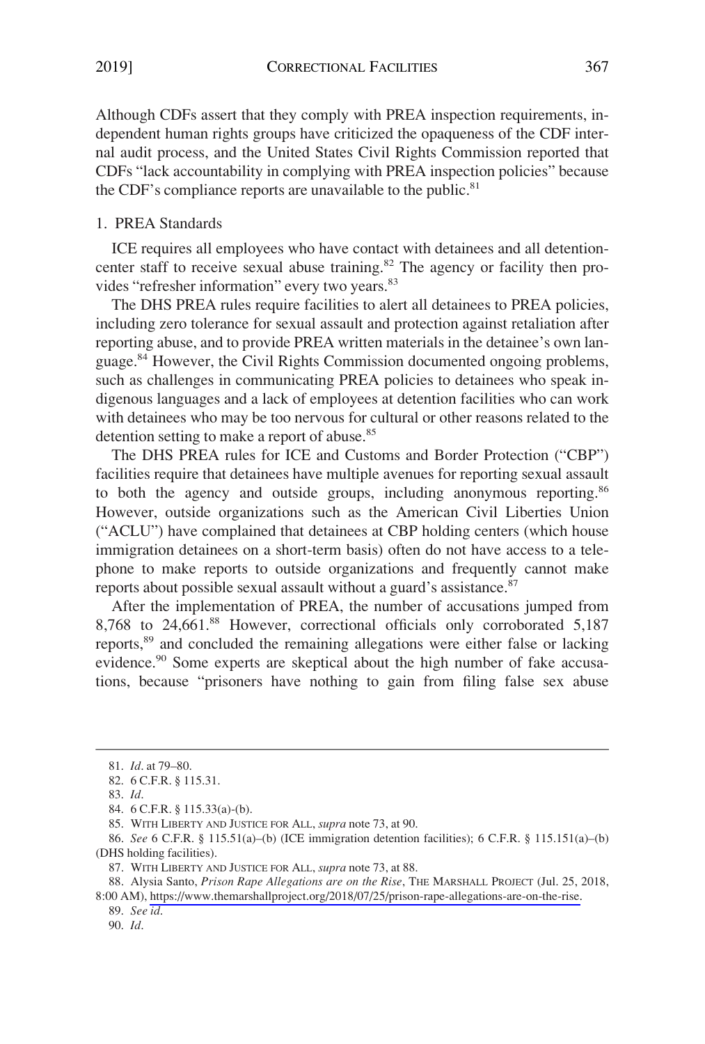Although CDFs assert that they comply with PREA inspection requirements, independent human rights groups have criticized the opaqueness of the CDF internal audit process, and the United States Civil Rights Commission reported that CDFs "lack accountability in complying with PREA inspection policies" because the CDF's compliance reports are unavailable to the public.[81]

### 1. PREA Standards

ICE requires all employees who have contact with detainees and all detention-center staff to receive sexual abuse training.[82] The agency or facility then provides "refresher information" every two years.[83]

The DHS PREA rules require facilities to alert all detainees to PREA policies, including zero tolerance for sexual assault and protection against retaliation after reporting abuse, and to provide PREA written materials in the detainee's own language.[84] However, the Civil Rights Commission documented ongoing problems, such as challenges in communicating PREA policies to detainees who speak indigenous languages and a lack of employees at detention facilities who can work with detainees who may be too nervous for cultural or other reasons related to the detention setting to make a report of abuse.[85]

The DHS PREA rules for ICE and Customs and Border Protection ("CBP") facilities require that detainees have multiple avenues for reporting sexual assault to both the agency and outside groups, including anonymous reporting.[86] However, outside organizations such as the American Civil Liberties Union ("ACLU") have complained that detainees at CBP holding centers (which house immigration detainees on a short-term basis) often do not have access to a telephone to make reports to outside organizations and frequently cannot make reports about possible sexual assault without a guard's assistance.[87]

After the implementation of PREA, the number of accusations jumped from 8,768 to 24,661.[88] However, correctional officials only corroborated 5,187 reports,[89] and concluded the remaining allegations were either false or lacking evidence.[90] Some experts are skeptical about the high number of fake accusations, because "prisoners have nothing to gain from filing false sex abuse

---

81. *Id*. at 79–80.

82. 6 C.F.R. § 115.31.

83. *Id*.

84. 6 C.F.R. § 115.33(a)-(b).

85. WITH LIBERTY AND JUSTICE FOR ALL, *supra* note 73, at 90.

86. *See* 6 C.F.R. § 115.51(a)–(b) (ICE immigration detention facilities); 6 C.F.R. § 115.151(a)–(b) (DHS holding facilities).

87. WITH LIBERTY AND JUSTICE FOR ALL, *supra* note 73, at 88.

88. Alysia Santo, *Prison Rape Allegations are on the Rise*, THE MARSHALL PROJECT (Jul. 25, 2018, 8:00 AM), https://www.themarshallproject.org/2018/07/25/prison-rape-allegations-are-on-the-rise.

89. *See id*.

90. *Id*.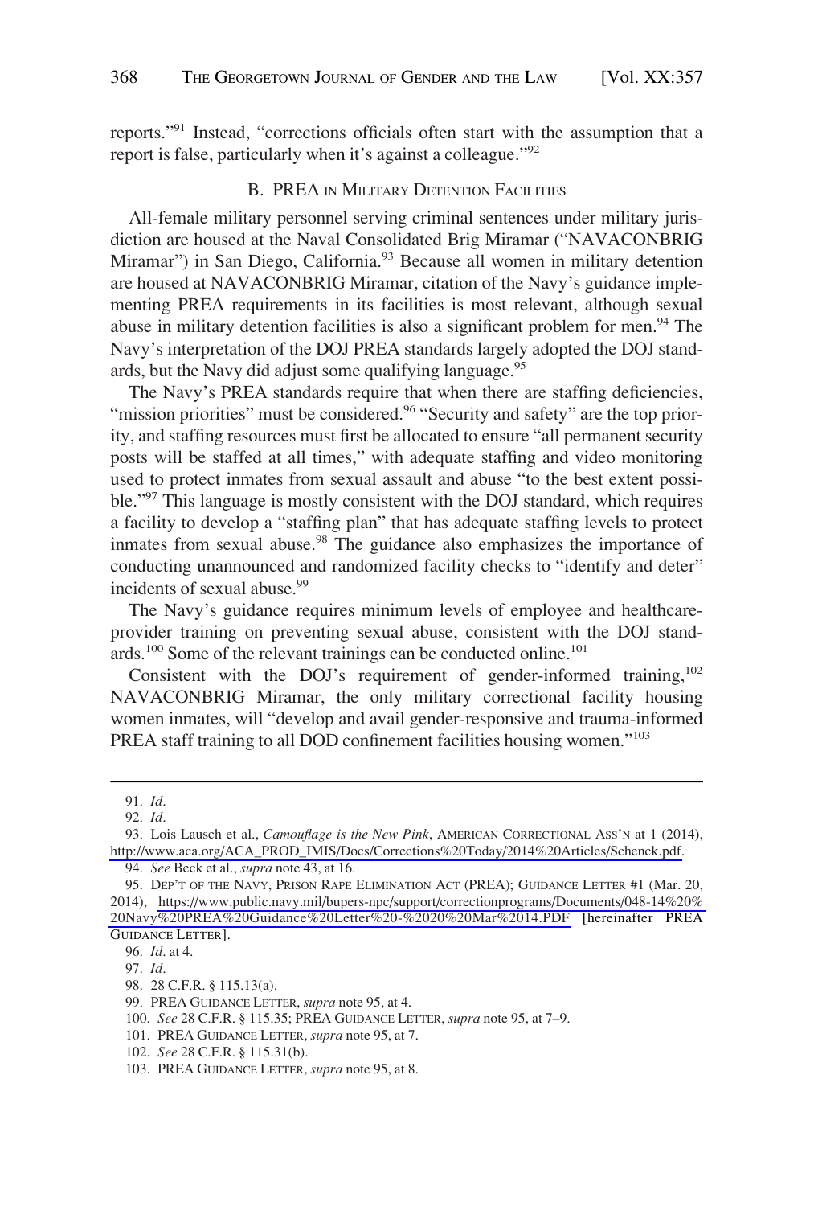reports."[91] Instead, "corrections officials often start with the assumption that a report is false, particularly when it's against a colleague."[92]

### B. PREA IN MILITARY DETENTION FACILITIES

All-female military personnel serving criminal sentences under military jurisdiction are housed at the Naval Consolidated Brig Miramar ("NAVACONBRIG Miramar") in San Diego, California.[93] Because all women in military detention are housed at NAVACONBRIG Miramar, citation of the Navy's guidance implementing PREA requirements in its facilities is most relevant, although sexual abuse in military detention facilities is also a significant problem for men.[94] The Navy's interpretation of the DOJ PREA standards largely adopted the DOJ standards, but the Navy did adjust some qualifying language.[95]

The Navy's PREA standards require that when there are staffing deficiencies, "mission priorities" must be considered.[96] "Security and safety" are the top priority, and staffing resources must first be allocated to ensure "all permanent security posts will be staffed at all times," with adequate staffing and video monitoring used to protect inmates from sexual assault and abuse "to the best extent possible."[97] This language is mostly consistent with the DOJ standard, which requires a facility to develop a "staffing plan" that has adequate staffing levels to protect inmates from sexual abuse.[98] The guidance also emphasizes the importance of conducting unannounced and randomized facility checks to "identify and deter" incidents of sexual abuse.[99]

The Navy's guidance requires minimum levels of employee and healthcare-provider training on preventing sexual abuse, consistent with the DOJ standards.[100] Some of the relevant trainings can be conducted online.[101]

Consistent with the DOJ's requirement of gender-informed training,[102] NAVACONBRIG Miramar, the only military correctional facility housing women inmates, will "develop and avail gender-responsive and trauma-informed PREA staff training to all DOD confinement facilities housing women."[103]

---

91. *Id*.

92. *Id*.

93. Lois Lausch et al., *Camouflage is the New Pink*, AMERICAN CORRECTIONAL ASS'N at 1 (2014), http://www.aca.org/ACA_PROD_IMIS/Docs/Corrections%20Today/2014%20Articles/Schenck.pdf.

94. *See* Beck et al., *supra* note 43, at 16.

95. DEP'T OF THE NAVY, PRISON RAPE ELIMINATION ACT (PREA); GUIDANCE LETTER #1 (Mar. 20, 2014), https://www.public.navy.mil/bupers-npc/support/correctionprograms/Documents/048-14%20%20Navy%20PREA%20Guidance%20Letter%20-%2020%20Mar%2014.PDF [hereinafter PREA GUIDANCE LETTER].

96. *Id*. at 4.

97. *Id*.

98. 28 C.F.R. § 115.13(a).

99. PREA GUIDANCE LETTER, *supra* note 95, at 4.

100. *See* 28 C.F.R. § 115.35; PREA GUIDANCE LETTER, *supra* note 95, at 7–9.

101. PREA GUIDANCE LETTER, *supra* note 95, at 7.

102. *See* 28 C.F.R. § 115.31(b).

103. PREA GUIDANCE LETTER, *supra* note 95, at 8.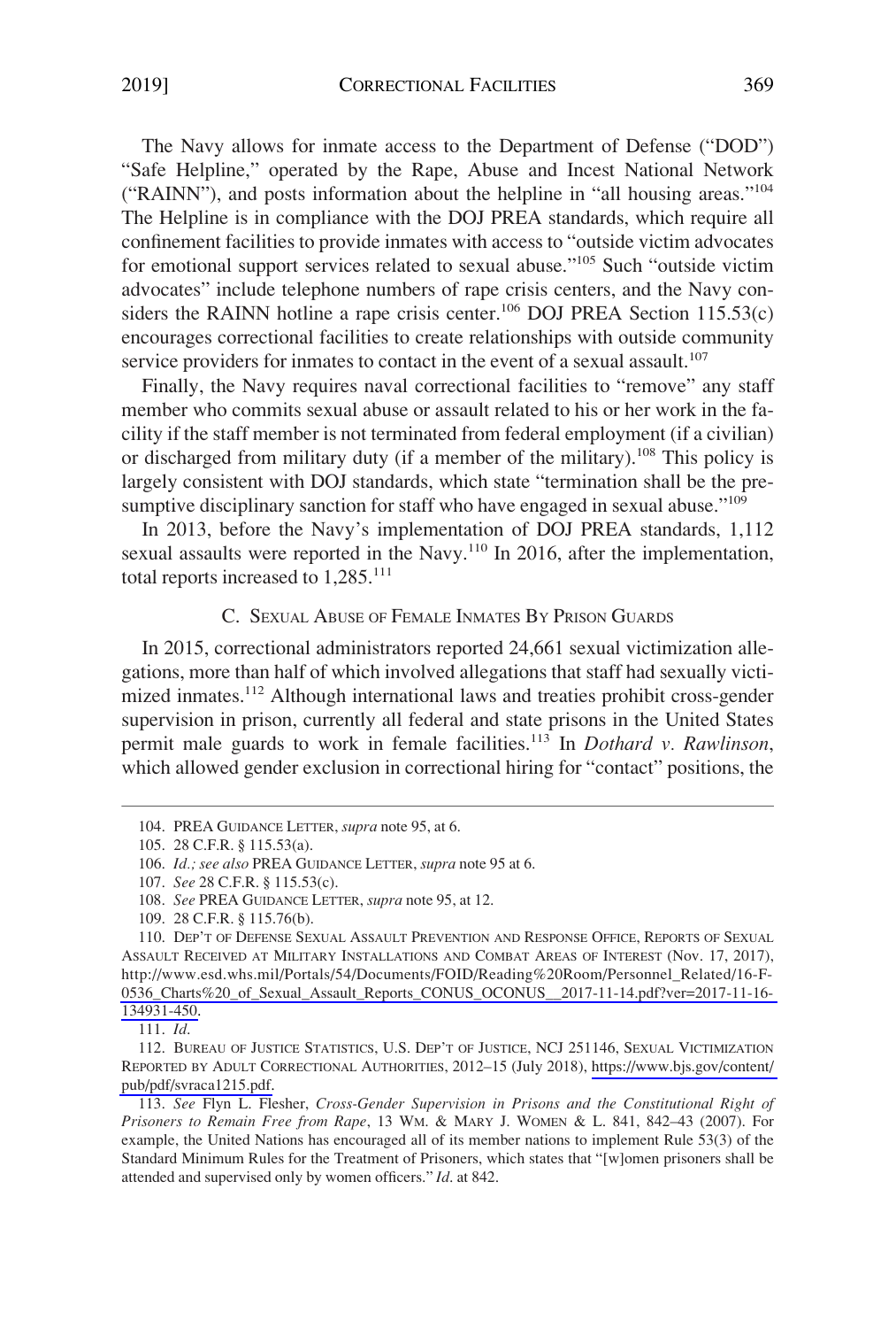The Navy allows for inmate access to the Department of Defense ("DOD") "Safe Helpline," operated by the Rape, Abuse and Incest National Network ("RAINN"), and posts information about the helpline in "all housing areas."[104] The Helpline is in compliance with the DOJ PREA standards, which require all confinement facilities to provide inmates with access to "outside victim advocates for emotional support services related to sexual abuse."[105] Such "outside victim advocates" include telephone numbers of rape crisis centers, and the Navy considers the RAINN hotline a rape crisis center.[106] DOJ PREA Section 115.53(c) encourages correctional facilities to create relationships with outside community service providers for inmates to contact in the event of a sexual assault.[107]

Finally, the Navy requires naval correctional facilities to "remove" any staff member who commits sexual abuse or assault related to his or her work in the facility if the staff member is not terminated from federal employment (if a civilian) or discharged from military duty (if a member of the military).[108] This policy is largely consistent with DOJ standards, which state "termination shall be the presumptive disciplinary sanction for staff who have engaged in sexual abuse."[109]

In 2013, before the Navy's implementation of DOJ PREA standards, 1,112 sexual assaults were reported in the Navy.[110] In 2016, after the implementation, total reports increased to 1,285.[111]

### C. Sexual Abuse of Female Inmates By Prison Guards

In 2015, correctional administrators reported 24,661 sexual victimization allegations, more than half of which involved allegations that staff had sexually victimized inmates.[112] Although international laws and treaties prohibit cross-gender supervision in prison, currently all federal and state prisons in the United States permit male guards to work in female facilities.[113] In *Dothard v. Rawlinson*, which allowed gender exclusion in correctional hiring for "contact" positions, the

---

104. PREA Guidance Letter, *supra* note 95, at 6.

105. 28 C.F.R. § 115.53(a).

106. *Id.; see also* PREA Guidance Letter, *supra* note 95 at 6.

107. *See* 28 C.F.R. § 115.53(c).

108. *See* PREA Guidance Letter, *supra* note 95, at 12.

109. 28 C.F.R. § 115.76(b).

110. Dep't of Defense Sexual Assault Prevention and Response Office, Reports of Sexual Assault Received at Military Installations and Combat Areas of Interest (Nov. 17, 2017), http://www.esd.whs.mil/Portals/54/Documents/FOID/Reading%20Room/Personnel_Related/16-F-0536_Charts%20_of_Sexual_Assault_Reports_CONUS_OCONUS__2017-11-14.pdf?ver=2017-11-16-134931-450.

111. *Id.*

112. Bureau of Justice Statistics, U.S. Dep't of Justice, NCJ 251146, Sexual Victimization Reported by Adult Correctional Authorities, 2012–15 (July 2018), https://www.bjs.gov/content/pub/pdf/svraca1215.pdf.

113. *See* Flyn L. Flesher, *Cross-Gender Supervision in Prisons and the Constitutional Right of Prisoners to Remain Free from Rape*, 13 Wm. & Mary J. Women & L. 841, 842–43 (2007). For example, the United Nations has encouraged all of its member nations to implement Rule 53(3) of the Standard Minimum Rules for the Treatment of Prisoners, which states that "[w]omen prisoners shall be attended and supervised only by women officers." *Id.* at 842.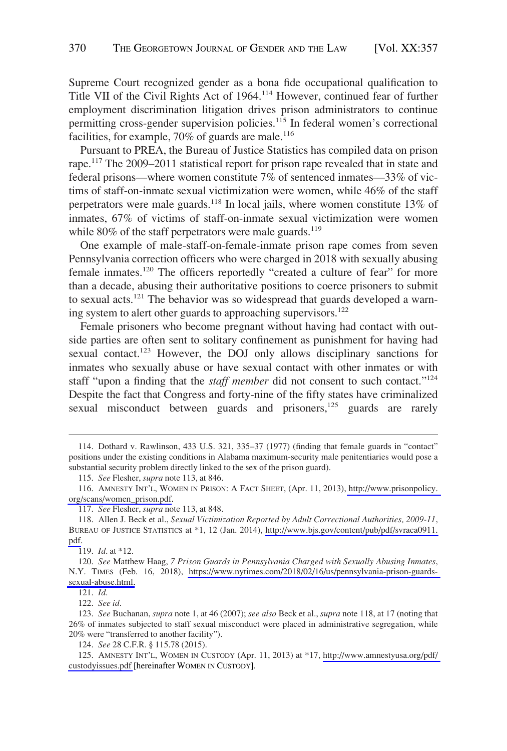Supreme Court recognized gender as a bona fide occupational qualification to Title VII of the Civil Rights Act of 1964.[114] However, continued fear of further employment discrimination litigation drives prison administrators to continue permitting cross-gender supervision policies.[115] In federal women's correctional facilities, for example, 70% of guards are male.[116]

Pursuant to PREA, the Bureau of Justice Statistics has compiled data on prison rape.[117] The 2009–2011 statistical report for prison rape revealed that in state and federal prisons—where women constitute 7% of sentenced inmates—33% of victims of staff-on-inmate sexual victimization were women, while 46% of the staff perpetrators were male guards.[118] In local jails, where women constitute 13% of inmates, 67% of victims of staff-on-inmate sexual victimization were women while 80% of the staff perpetrators were male guards.[119]

One example of male-staff-on-female-inmate prison rape comes from seven Pennsylvania correction officers who were charged in 2018 with sexually abusing female inmates.[120] The officers reportedly "created a culture of fear" for more than a decade, abusing their authoritative positions to coerce prisoners to submit to sexual acts.[121] The behavior was so widespread that guards developed a warning system to alert other guards to approaching supervisors.[122]

Female prisoners who become pregnant without having had contact with outside parties are often sent to solitary confinement as punishment for having had sexual contact.[123] However, the DOJ only allows disciplinary sanctions for inmates who sexually abuse or have sexual contact with other inmates or with staff "upon a finding that the *staff member* did not consent to such contact."[124] Despite the fact that Congress and forty-nine of the fifty states have criminalized sexual misconduct between guards and prisoners,[125] guards are rarely

---

114. Dothard v. Rawlinson, 433 U.S. 321, 335–37 (1977) (finding that female guards in "contact" positions under the existing conditions in Alabama maximum-security male penitentiaries would pose a substantial security problem directly linked to the sex of the prison guard).

115. *See* Flesher, *supra* note 113, at 846.

116. AMNESTY INT'L, WOMEN IN PRISON: A FACT SHEET, (Apr. 11, 2013), http://www.prisonpolicy.org/scans/women_prison.pdf.

117. *See* Flesher, *supra* note 113, at 848.

118. Allen J. Beck et al., *Sexual Victimization Reported by Adult Correctional Authorities, 2009-11*, BUREAU OF JUSTICE STATISTICS at *1, 12 (Jan. 2014), http://www.bjs.gov/content/pub/pdf/svraca0911.pdf.

119. *Id*. at *12.

120. *See* Matthew Haag, *7 Prison Guards in Pennsylvania Charged with Sexually Abusing Inmates*, N.Y. TIMES (Feb. 16, 2018), https://www.nytimes.com/2018/02/16/us/pennsylvania-prison-guards-sexual-abuse.html.

121. *Id*.

122. *See id*.

123. *See* Buchanan, *supra* note 1, at 46 (2007); *see also* Beck et al., *supra* note 118, at 17 (noting that 26% of inmates subjected to staff sexual misconduct were placed in administrative segregation, while 20% were "transferred to another facility").

124. *See* 28 C.F.R. § 115.78 (2015).

125. AMNESTY INT'L, WOMEN IN CUSTODY (Apr. 11, 2013) at *17, http://www.amnestyusa.org/pdf/custodyissues.pdf [hereinafter WOMEN IN CUSTODY].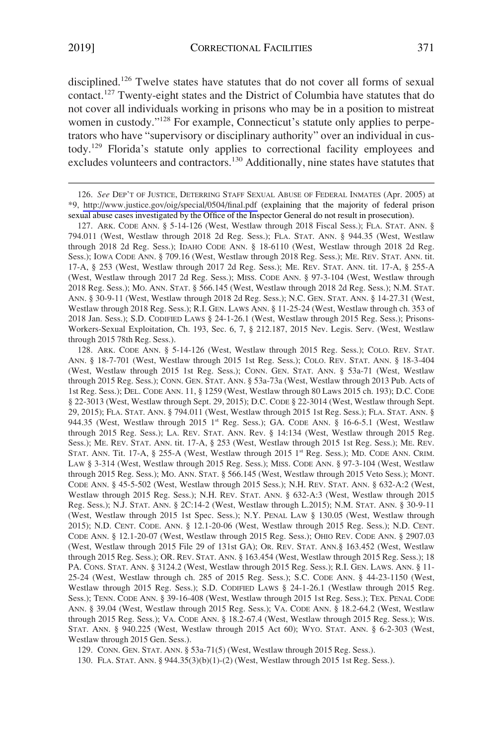disciplined.[126] Twelve states have statutes that do not cover all forms of sexual contact.[127] Twenty-eight states and the District of Columbia have statutes that do not cover all individuals working in prisons who may be in a position to mistreat women in custody."[128] For example, Connecticut's statute only applies to perpetrators who have "supervisory or disciplinary authority" over an individual in custody.[129] Florida's statute only applies to correctional facility employees and excludes volunteers and contractors.[130] Additionally, nine states have statutes that

---

126. *See* DEP'T OF JUSTICE, DETERRING STAFF SEXUAL ABUSE OF FEDERAL INMATES (Apr. 2005) at *9, http://www.justice.gov/oig/special/0504/final.pdf (explaining that the majority of federal prison sexual abuse cases investigated by the Office of the Inspector General do not result in prosecution).

127. ARK. CODE ANN. § 5-14-126 (West, Westlaw through 2018 Fiscal Sess.); FLA. STAT. ANN. § 794.011 (West, Westlaw through 2018 2d Reg. Sess.); FLA. STAT. ANN. § 944.35 (West, Westlaw through 2018 2d Reg. Sess.); IDAHO CODE ANN. § 18-6110 (West, Westlaw through 2018 2d Reg. Sess.); IOWA CODE ANN. § 709.16 (West, Westlaw through 2018 Reg. Sess.); ME. REV. STAT. ANN. tit. 17-A, § 253 (West, Westlaw through 2017 2d Reg. Sess.); ME. REV. STAT. ANN. tit. 17-A, § 255-A (West, Westlaw through 2017 2d Reg. Sess.); MISS. CODE ANN. § 97-3-104 (West, Westlaw through 2018 Reg. Sess.); MO. ANN. STAT. § 566.145 (West, Westlaw through 2018 2d Reg. Sess.); N.M. STAT. ANN. § 30-9-11 (West, Westlaw through 2018 2d Reg. Sess.); N.C. GEN. STAT. ANN. § 14-27.31 (West, Westlaw through 2018 Reg. Sess.); R.I. GEN. LAWS ANN. § 11-25-24 (West, Westlaw through ch. 353 of 2018 Jan. Sess.); S.D. CODIFIED LAWS § 24-1-26.1 (West, Westlaw through 2015 Reg. Sess.); Prisons-Workers-Sexual Exploitation, Ch. 193, Sec. 6, 7, § 212.187, 2015 Nev. Legis. Serv. (West, Westlaw through 2015 78th Reg. Sess.).

128. ARK. CODE ANN. § 5-14-126 (West, Westlaw through 2015 Reg. Sess.); COLO. REV. STAT. ANN. § 18-7-701 (West, Westlaw through 2015 1st Reg. Sess.); COLO. REV. STAT. ANN. § 18-3-404 (West, Westlaw through 2015 1st Reg. Sess.); CONN. GEN. STAT. ANN. § 53a-71 (West, Westlaw through 2015 Reg. Sess.); CONN. GEN. STAT. ANN. § 53a-73a (West, Westlaw through 2013 Pub. Acts of 1st Reg. Sess.); DEL. CODE ANN. 11, § 1259 (West, Westlaw through 80 Laws 2015 ch. 193); D.C. CODE § 22-3013 (West, Westlaw through Sept. 29, 2015); D.C. CODE § 22-3014 (West, Westlaw through Sept. 29, 2015); FLA. STAT. ANN. § 794.011 (West, Westlaw through 2015 1st Reg. Sess.); FLA. STAT. ANN. § 944.35 (West, Westlaw through 2015 1st Reg. Sess.); GA. CODE ANN. § 16-6-5.1 (West, Westlaw through 2015 Reg. Sess.); LA. REV. STAT. ANN. Rev. § 14:134 (West, Westlaw through 2015 Reg. Sess.); ME. REV. STAT. ANN. tit. 17-A, § 253 (West, Westlaw through 2015 1st Reg. Sess.); ME. REV. STAT. ANN. Tit. 17-A, § 255-A (West, Westlaw through 2015 1st Reg. Sess.); MD. CODE ANN. CRIM. LAW § 3-314 (West, Westlaw through 2015 Reg. Sess.); MISS. CODE ANN. § 97-3-104 (West, Westlaw through 2015 Reg. Sess.); MO. ANN. STAT. § 566.145 (West, Westlaw through 2015 Veto Sess.); MONT. CODE ANN. § 45-5-502 (West, Westlaw through 2015 Sess.); N.H. REV. STAT. ANN. § 632-A:2 (West, Westlaw through 2015 Reg. Sess.); N.H. REV. STAT. ANN. § 632-A:3 (West, Westlaw through 2015 Reg. Sess.); N.J. STAT. ANN. § 2C:14-2 (West, Westlaw through L.2015); N.M. STAT. ANN. § 30-9-11 (West, Westlaw through 2015 1st Spec. Sess.); N.Y. PENAL LAW § 130.05 (West, Westlaw through 2015); N.D. CENT. CODE. ANN. § 12.1-20-06 (West, Westlaw through 2015 Reg. Sess.); N.D. CENT. CODE ANN. § 12.1-20-07 (West, Westlaw through 2015 Reg. Sess.); OHIO REV. CODE ANN. § 2907.03 (West, Westlaw through 2015 File 29 of 131st GA); OR. REV. STAT. ANN.§ 163.452 (West, Westlaw through 2015 Reg. Sess.); OR. REV. STAT. ANN. § 163.454 (West, Westlaw through 2015 Reg. Sess.); 18 PA. CONS. STAT. ANN. § 3124.2 (West, Westlaw through 2015 Reg. Sess.); R.I. GEN. LAWS. ANN. § 11-25-24 (West, Westlaw through ch. 285 of 2015 Reg. Sess.); S.C. CODE ANN. § 44-23-1150 (West, Westlaw through 2015 Reg. Sess.); S.D. CODIFIED LAWS § 24-1-26.1 (Westlaw through 2015 Reg. Sess.); TENN. CODE ANN. § 39-16-408 (West, Westlaw through 2015 1st Reg. Sess.); TEX. PENAL CODE ANN. § 39.04 (West, Westlaw through 2015 Reg. Sess.); VA. CODE ANN. § 18.2-64.2 (West, Westlaw through 2015 Reg. Sess.); VA. CODE ANN. § 18.2-67.4 (West, Westlaw through 2015 Reg. Sess.); WIS. STAT. ANN. § 940.225 (West, Westlaw through 2015 Act 60); WYO. STAT. ANN. § 6-2-303 (West, Westlaw through 2015 Gen. Sess.).

129. CONN. GEN. STAT. ANN. § 53a-71(5) (West, Westlaw through 2015 Reg. Sess.).

130. FLA. STAT. ANN. § 944.35(3)(b)(1)-(2) (West, Westlaw through 2015 1st Reg. Sess.).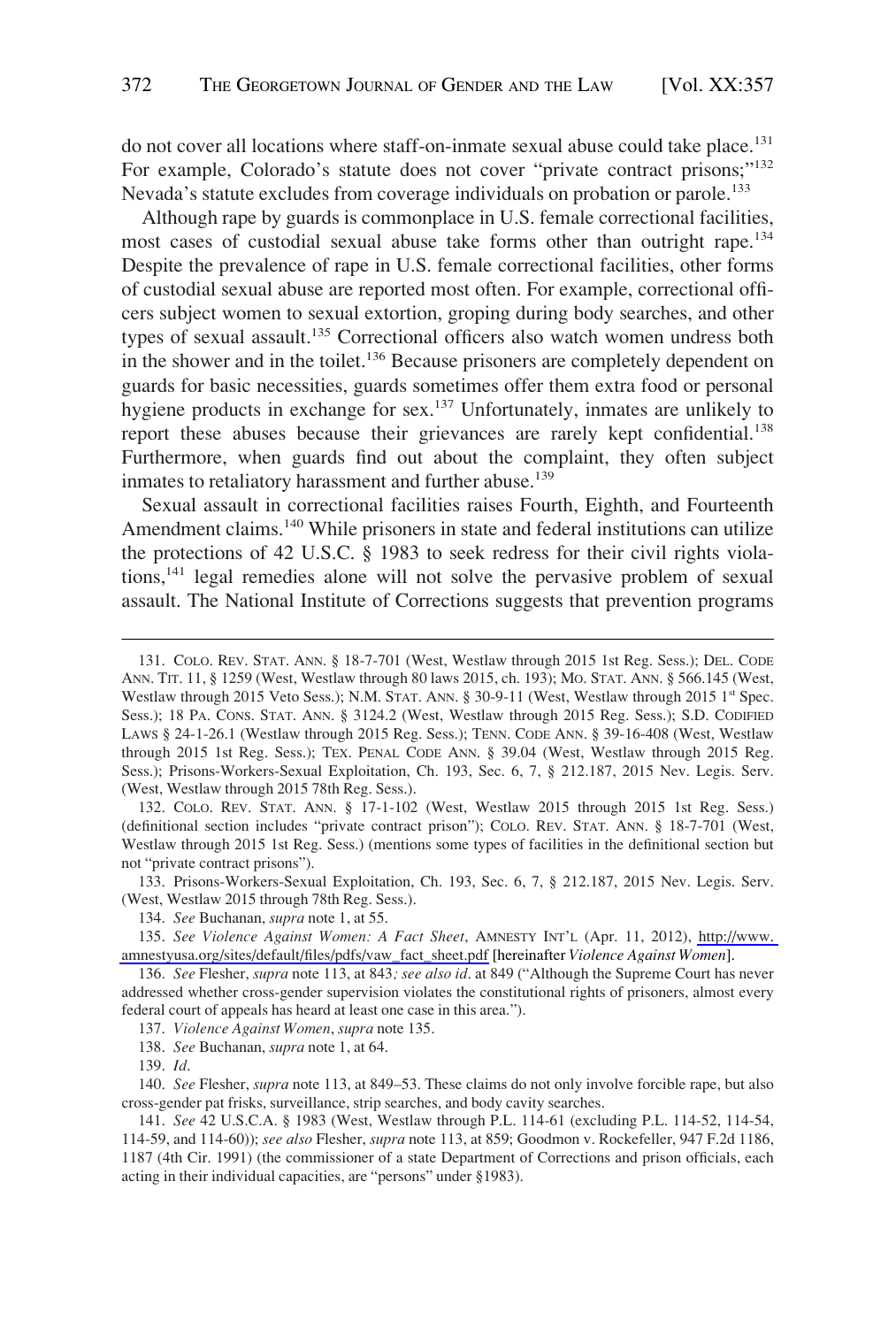do not cover all locations where staff-on-inmate sexual abuse could take place.[131] For example, Colorado's statute does not cover "private contract prisons;"[132] Nevada's statute excludes from coverage individuals on probation or parole.[133]

Although rape by guards is commonplace in U.S. female correctional facilities, most cases of custodial sexual abuse take forms other than outright rape.[134] Despite the prevalence of rape in U.S. female correctional facilities, other forms of custodial sexual abuse are reported most often. For example, correctional officers subject women to sexual extortion, groping during body searches, and other types of sexual assault.[135] Correctional officers also watch women undress both in the shower and in the toilet.[136] Because prisoners are completely dependent on guards for basic necessities, guards sometimes offer them extra food or personal hygiene products in exchange for sex.[137] Unfortunately, inmates are unlikely to report these abuses because their grievances are rarely kept confidential.[138] Furthermore, when guards find out about the complaint, they often subject inmates to retaliatory harassment and further abuse.[139]

Sexual assault in correctional facilities raises Fourth, Eighth, and Fourteenth Amendment claims.[140] While prisoners in state and federal institutions can utilize the protections of 42 U.S.C. § 1983 to seek redress for their civil rights violations,[141] legal remedies alone will not solve the pervasive problem of sexual assault. The National Institute of Corrections suggests that prevention programs

---

131. COLO. REV. STAT. ANN. § 18-7-701 (West, Westlaw through 2015 1st Reg. Sess.); DEL. CODE ANN. TIT. 11, § 1259 (West, Westlaw through 80 laws 2015, ch. 193); MO. STAT. ANN. § 566.145 (West, Westlaw through 2015 Veto Sess.); N.M. STAT. ANN. § 30-9-11 (West, Westlaw through 2015 1st Spec. Sess.); 18 PA. CONS. STAT. ANN. § 3124.2 (West, Westlaw through 2015 Reg. Sess.); S.D. CODIFIED LAWS § 24-1-26.1 (Westlaw through 2015 Reg. Sess.); TENN. CODE ANN. § 39-16-408 (West, Westlaw through 2015 1st Reg. Sess.); TEX. PENAL CODE ANN. § 39.04 (West, Westlaw through 2015 Reg. Sess.); Prisons-Workers-Sexual Exploitation, Ch. 193, Sec. 6, 7, § 212.187, 2015 Nev. Legis. Serv. (West, Westlaw through 2015 78th Reg. Sess.).

132. COLO. REV. STAT. ANN. § 17-1-102 (West, Westlaw 2015 through 2015 1st Reg. Sess.) (definitional section includes "private contract prison"); COLO. REV. STAT. ANN. § 18-7-701 (West, Westlaw through 2015 1st Reg. Sess.) (mentions some types of facilities in the definitional section but not "private contract prisons").

133. Prisons-Workers-Sexual Exploitation, Ch. 193, Sec. 6, 7, § 212.187, 2015 Nev. Legis. Serv. (West, Westlaw 2015 through 78th Reg. Sess.).

134. *See* Buchanan, *supra* note 1, at 55.

135. *See Violence Against Women: A Fact Sheet*, AMNESTY INT'L (Apr. 11, 2012), http://www.amnestyusa.org/sites/default/files/pdfs/vaw_fact_sheet.pdf [hereinafter *Violence Against Women*].

136. *See* Flesher, *supra* note 113, at 843*; see also id*. at 849 ("Although the Supreme Court has never addressed whether cross-gender supervision violates the constitutional rights of prisoners, almost every federal court of appeals has heard at least one case in this area.").

137. *Violence Against Women*, *supra* note 135.

138. *See* Buchanan, *supra* note 1, at 64.

139. *Id*.

140. *See* Flesher, *supra* note 113, at 849–53. These claims do not only involve forcible rape, but also cross-gender pat frisks, surveillance, strip searches, and body cavity searches.

141. *See* 42 U.S.C.A. § 1983 (West, Westlaw through P.L. 114-61 (excluding P.L. 114-52, 114-54, 114-59, and 114-60)); *see also* Flesher, *supra* note 113, at 859; Goodmon v. Rockefeller, 947 F.2d 1186, 1187 (4th Cir. 1991) (the commissioner of a state Department of Corrections and prison officials, each acting in their individual capacities, are "persons" under §1983).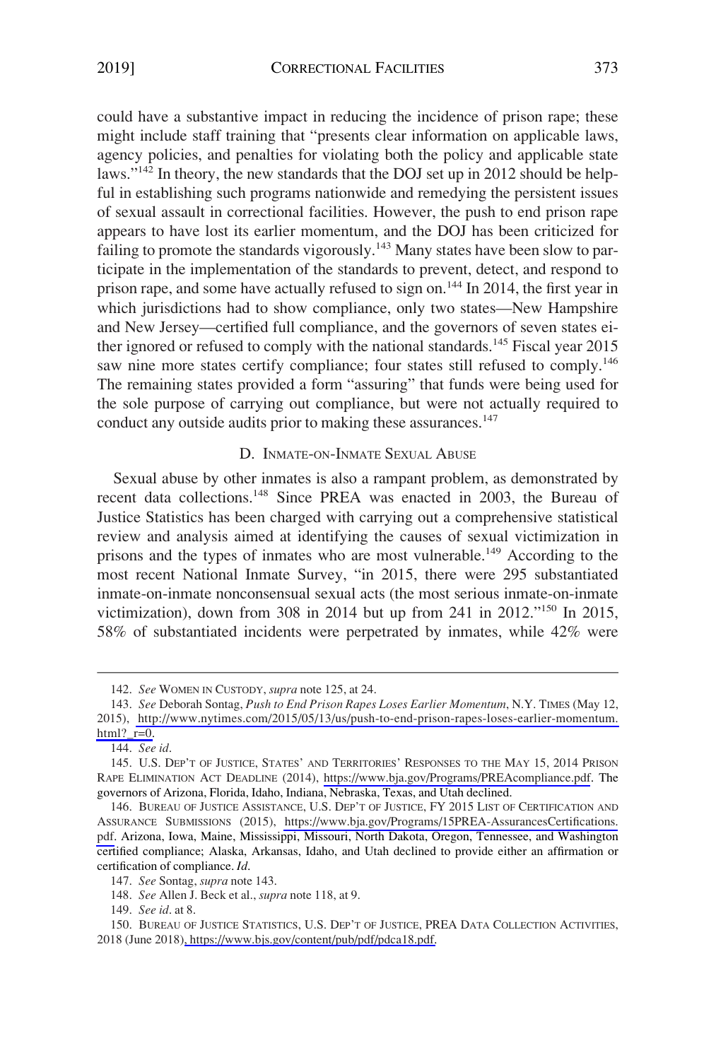could have a substantive impact in reducing the incidence of prison rape; these might include staff training that "presents clear information on applicable laws, agency policies, and penalties for violating both the policy and applicable state laws."[142] In theory, the new standards that the DOJ set up in 2012 should be helpful in establishing such programs nationwide and remedying the persistent issues of sexual assault in correctional facilities. However, the push to end prison rape appears to have lost its earlier momentum, and the DOJ has been criticized for failing to promote the standards vigorously.[143] Many states have been slow to participate in the implementation of the standards to prevent, detect, and respond to prison rape, and some have actually refused to sign on.[144] In 2014, the first year in which jurisdictions had to show compliance, only two states—New Hampshire and New Jersey—certified full compliance, and the governors of seven states either ignored or refused to comply with the national standards.[145] Fiscal year 2015 saw nine more states certify compliance; four states still refused to comply.[146] The remaining states provided a form "assuring" that funds were being used for the sole purpose of carrying out compliance, but were not actually required to conduct any outside audits prior to making these assurances.[147]

### D. Inmate-on-Inmate Sexual Abuse

Sexual abuse by other inmates is also a rampant problem, as demonstrated by recent data collections.[148] Since PREA was enacted in 2003, the Bureau of Justice Statistics has been charged with carrying out a comprehensive statistical review and analysis aimed at identifying the causes of sexual victimization in prisons and the types of inmates who are most vulnerable.[149] According to the most recent National Inmate Survey, "in 2015, there were 295 substantiated inmate-on-inmate nonconsensual sexual acts (the most serious inmate-on-inmate victimization), down from 308 in 2014 but up from 241 in 2012."[150] In 2015, 58% of substantiated incidents were perpetrated by inmates, while 42% were

---

142. *See* Women in Custody, *supra* note 125, at 24.

143. *See* Deborah Sontag, *Push to End Prison Rapes Loses Earlier Momentum*, N.Y. Times (May 12, 2015), http://www.nytimes.com/2015/05/13/us/push-to-end-prison-rapes-loses-earlier-momentum.html?_r=0.

144. *See id.*

145. U.S. Dep't of Justice, States' and Territories' Responses to the May 15, 2014 Prison Rape Elimination Act Deadline (2014), https://www.bja.gov/Programs/PREAcompliance.pdf. The governors of Arizona, Florida, Idaho, Indiana, Nebraska, Texas, and Utah declined.

146. Bureau of Justice Assistance, U.S. Dep't of Justice, FY 2015 List of Certification and Assurance Submissions (2015), https://www.bja.gov/Programs/15PREA-AssurancesCertifications.pdf. Arizona, Iowa, Maine, Mississippi, Missouri, North Dakota, Oregon, Tennessee, and Washington certified compliance; Alaska, Arkansas, Idaho, and Utah declined to provide either an affirmation or certification of compliance. *Id.*

147. *See* Sontag, *supra* note 143.

148. *See* Allen J. Beck et al., *supra* note 118, at 9.

149. *See id.* at 8.

150. Bureau of Justice Statistics, U.S. Dep't of Justice, PREA Data Collection Activities, 2018 (June 2018), https://www.bjs.gov/content/pub/pdf/pdca18.pdf.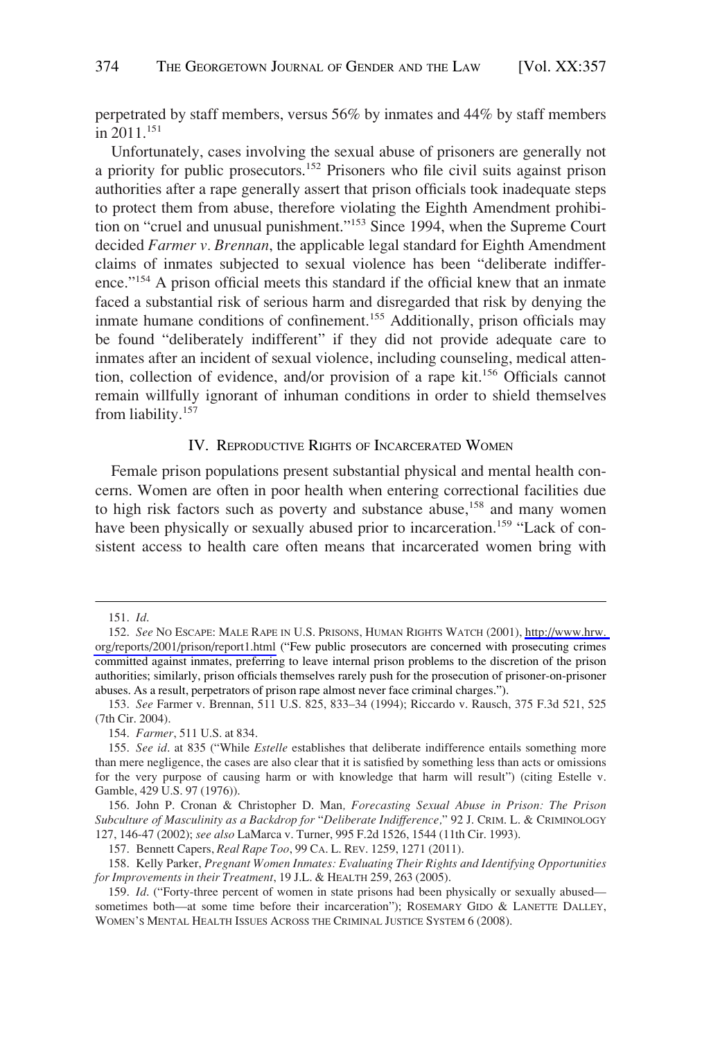perpetrated by staff members, versus 56% by inmates and 44% by staff members in 2011.[151]

Unfortunately, cases involving the sexual abuse of prisoners are generally not a priority for public prosecutors.[152] Prisoners who file civil suits against prison authorities after a rape generally assert that prison officials took inadequate steps to protect them from abuse, therefore violating the Eighth Amendment prohibition on "cruel and unusual punishment."[153] Since 1994, when the Supreme Court decided *Farmer v. Brennan*, the applicable legal standard for Eighth Amendment claims of inmates subjected to sexual violence has been "deliberate indifference."[154] A prison official meets this standard if the official knew that an inmate faced a substantial risk of serious harm and disregarded that risk by denying the inmate humane conditions of confinement.[155] Additionally, prison officials may be found "deliberately indifferent" if they did not provide adequate care to inmates after an incident of sexual violence, including counseling, medical attention, collection of evidence, and/or provision of a rape kit.[156] Officials cannot remain willfully ignorant of inhuman conditions in order to shield themselves from liability.[157]

## IV. Reproductive Rights of Incarcerated Women

Female prison populations present substantial physical and mental health concerns. Women are often in poor health when entering correctional facilities due to high risk factors such as poverty and substance abuse,[158] and many women have been physically or sexually abused prior to incarceration.[159] "Lack of consistent access to health care often means that incarcerated women bring with

---

151. *Id.*

152. *See* No Escape: Male Rape in U.S. Prisons, Human Rights Watch (2001), http://www.hrw.org/reports/2001/prison/report1.html ("Few public prosecutors are concerned with prosecuting crimes committed against inmates, preferring to leave internal prison problems to the discretion of the prison authorities; similarly, prison officials themselves rarely push for the prosecution of prisoner-on-prisoner abuses. As a result, perpetrators of prison rape almost never face criminal charges.").

153. *See* Farmer v. Brennan, 511 U.S. 825, 833–34 (1994); Riccardo v. Rausch, 375 F.3d 521, 525 (7th Cir. 2004).

154. *Farmer*, 511 U.S. at 834.

155. *See id*. at 835 ("While *Estelle* establishes that deliberate indifference entails something more than mere negligence, the cases are also clear that it is satisfied by something less than acts or omissions for the very purpose of causing harm or with knowledge that harm will result") (citing Estelle v. Gamble, 429 U.S. 97 (1976)).

156. John P. Cronan & Christopher D. Man, *Forecasting Sexual Abuse in Prison: The Prison Subculture of Masculinity as a Backdrop for "Deliberate Indifference*," 92 J. Crim. L. & Criminology 127, 146-47 (2002); *see also* LaMarca v. Turner, 995 F.2d 1526, 1544 (11th Cir. 1993).

157. Bennett Capers, *Real Rape Too*, 99 Ca. L. Rev. 1259, 1271 (2011).

158. Kelly Parker, *Pregnant Women Inmates: Evaluating Their Rights and Identifying Opportunities for Improvements in their Treatment*, 19 J.L. & Health 259, 263 (2005).

159. *Id*. ("Forty-three percent of women in state prisons had been physically or sexually abused—sometimes both—at some time before their incarceration"); Rosemary Gido & Lanette Dalley, Women's Mental Health Issues Across the Criminal Justice System 6 (2008).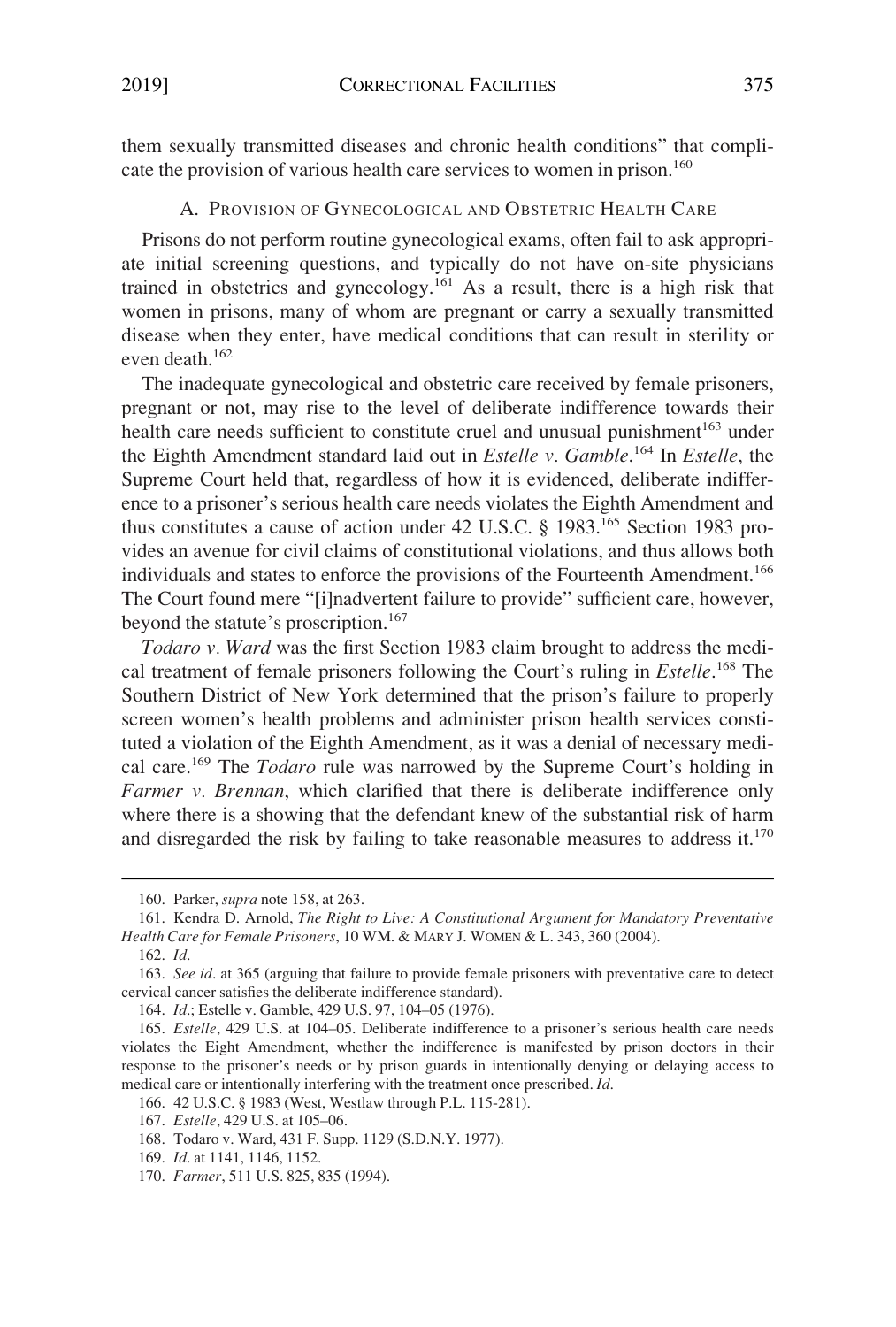them sexually transmitted diseases and chronic health conditions" that complicate the provision of various health care services to women in prison.[160]

### A. Provision of Gynecological and Obstetric Health Care

Prisons do not perform routine gynecological exams, often fail to ask appropriate initial screening questions, and typically do not have on-site physicians trained in obstetrics and gynecology.[161] As a result, there is a high risk that women in prisons, many of whom are pregnant or carry a sexually transmitted disease when they enter, have medical conditions that can result in sterility or even death.[162]

The inadequate gynecological and obstetric care received by female prisoners, pregnant or not, may rise to the level of deliberate indifference towards their health care needs sufficient to constitute cruel and unusual punishment[163] under the Eighth Amendment standard laid out in *Estelle v. Gamble*.[164] In *Estelle*, the Supreme Court held that, regardless of how it is evidenced, deliberate indifference to a prisoner's serious health care needs violates the Eighth Amendment and thus constitutes a cause of action under 42 U.S.C. § 1983.[165] Section 1983 provides an avenue for civil claims of constitutional violations, and thus allows both individuals and states to enforce the provisions of the Fourteenth Amendment.[166] The Court found mere "[i]nadvertent failure to provide" sufficient care, however, beyond the statute's proscription.[167]

*Todaro v. Ward* was the first Section 1983 claim brought to address the medical treatment of female prisoners following the Court's ruling in *Estelle*.[168] The Southern District of New York determined that the prison's failure to properly screen women's health problems and administer prison health services constituted a violation of the Eighth Amendment, as it was a denial of necessary medical care.[169] The *Todaro* rule was narrowed by the Supreme Court's holding in *Farmer v. Brennan*, which clarified that there is deliberate indifference only where there is a showing that the defendant knew of the substantial risk of harm and disregarded the risk by failing to take reasonable measures to address it.[170]

---

160. Parker, *supra* note 158, at 263.

161. Kendra D. Arnold, *The Right to Live: A Constitutional Argument for Mandatory Preventative Health Care for Female Prisoners*, 10 WM. & MARY J. WOMEN & L. 343, 360 (2004).

162. *Id*.

163. *See id*. at 365 (arguing that failure to provide female prisoners with preventative care to detect cervical cancer satisfies the deliberate indifference standard).

164. *Id*.; Estelle v. Gamble, 429 U.S. 97, 104–05 (1976).

165. *Estelle*, 429 U.S. at 104–05. Deliberate indifference to a prisoner's serious health care needs violates the Eight Amendment, whether the indifference is manifested by prison doctors in their response to the prisoner's needs or by prison guards in intentionally denying or delaying access to medical care or intentionally interfering with the treatment once prescribed. *Id*.

166. 42 U.S.C. § 1983 (West, Westlaw through P.L. 115-281).

167. *Estelle*, 429 U.S. at 105–06.

168. Todaro v. Ward, 431 F. Supp. 1129 (S.D.N.Y. 1977).

169. *Id*. at 1141, 1146, 1152.

170. *Farmer*, 511 U.S. 825, 835 (1994).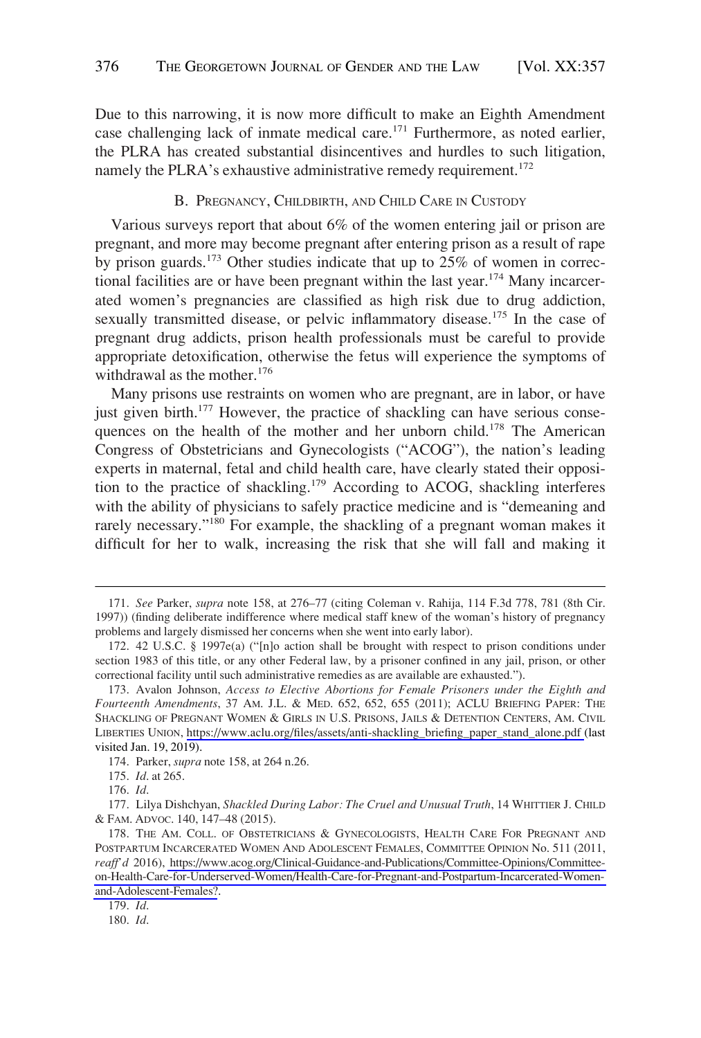Due to this narrowing, it is now more difficult to make an Eighth Amendment case challenging lack of inmate medical care.[171] Furthermore, as noted earlier, the PLRA has created substantial disincentives and hurdles to such litigation, namely the PLRA's exhaustive administrative remedy requirement.[172]

### B. Pregnancy, Childbirth, and Child Care in Custody

Various surveys report that about 6% of the women entering jail or prison are pregnant, and more may become pregnant after entering prison as a result of rape by prison guards.[173] Other studies indicate that up to 25% of women in correctional facilities are or have been pregnant within the last year.[174] Many incarcerated women's pregnancies are classified as high risk due to drug addiction, sexually transmitted disease, or pelvic inflammatory disease.[175] In the case of pregnant drug addicts, prison health professionals must be careful to provide appropriate detoxification, otherwise the fetus will experience the symptoms of withdrawal as the mother.[176]

Many prisons use restraints on women who are pregnant, are in labor, or have just given birth.[177] However, the practice of shackling can have serious consequences on the health of the mother and her unborn child.[178] The American Congress of Obstetricians and Gynecologists ("ACOG"), the nation's leading experts in maternal, fetal and child health care, have clearly stated their opposition to the practice of shackling.[179] According to ACOG, shackling interferes with the ability of physicians to safely practice medicine and is "demeaning and rarely necessary."[180] For example, the shackling of a pregnant woman makes it difficult for her to walk, increasing the risk that she will fall and making it

---

171. *See* Parker, *supra* note 158, at 276–77 (citing Coleman v. Rahija, 114 F.3d 778, 781 (8th Cir. 1997)) (finding deliberate indifference where medical staff knew of the woman's history of pregnancy problems and largely dismissed her concerns when she went into early labor).

172. 42 U.S.C. § 1997e(a) ("[n]o action shall be brought with respect to prison conditions under section 1983 of this title, or any other Federal law, by a prisoner confined in any jail, prison, or other correctional facility until such administrative remedies as are available are exhausted.").

173. Avalon Johnson, *Access to Elective Abortions for Female Prisoners under the Eighth and Fourteenth Amendments*, 37 Am. J.L. & Med. 652, 652, 655 (2011); ACLU Briefing Paper: The Shackling of Pregnant Women & Girls in U.S. Prisons, Jails & Detention Centers, Am. Civil Liberties Union, https://www.aclu.org/files/assets/anti-shackling_briefing_paper_stand_alone.pdf (last visited Jan. 19, 2019).

174. Parker, *supra* note 158, at 264 n.26.

175. *Id.* at 265.

176. *Id.*

177. Lilya Dishchyan, *Shackled During Labor: The Cruel and Unusual Truth*, 14 Whittier J. Child & Fam. Advoc. 140, 147–48 (2015).

178. The Am. Coll. of Obstetricians & Gynecologists, Health Care For Pregnant and Postpartum Incarcerated Women And Adolescent Females, Committee Opinion No. 511 (2011, *reaff'd* 2016), https://www.acog.org/Clinical-Guidance-and-Publications/Committee-Opinions/Committee-on-Health-Care-for-Underserved-Women/Health-Care-for-Pregnant-and-Postpartum-Incarcerated-Women-and-Adolescent-Females?.

179. *Id.*

180. *Id.*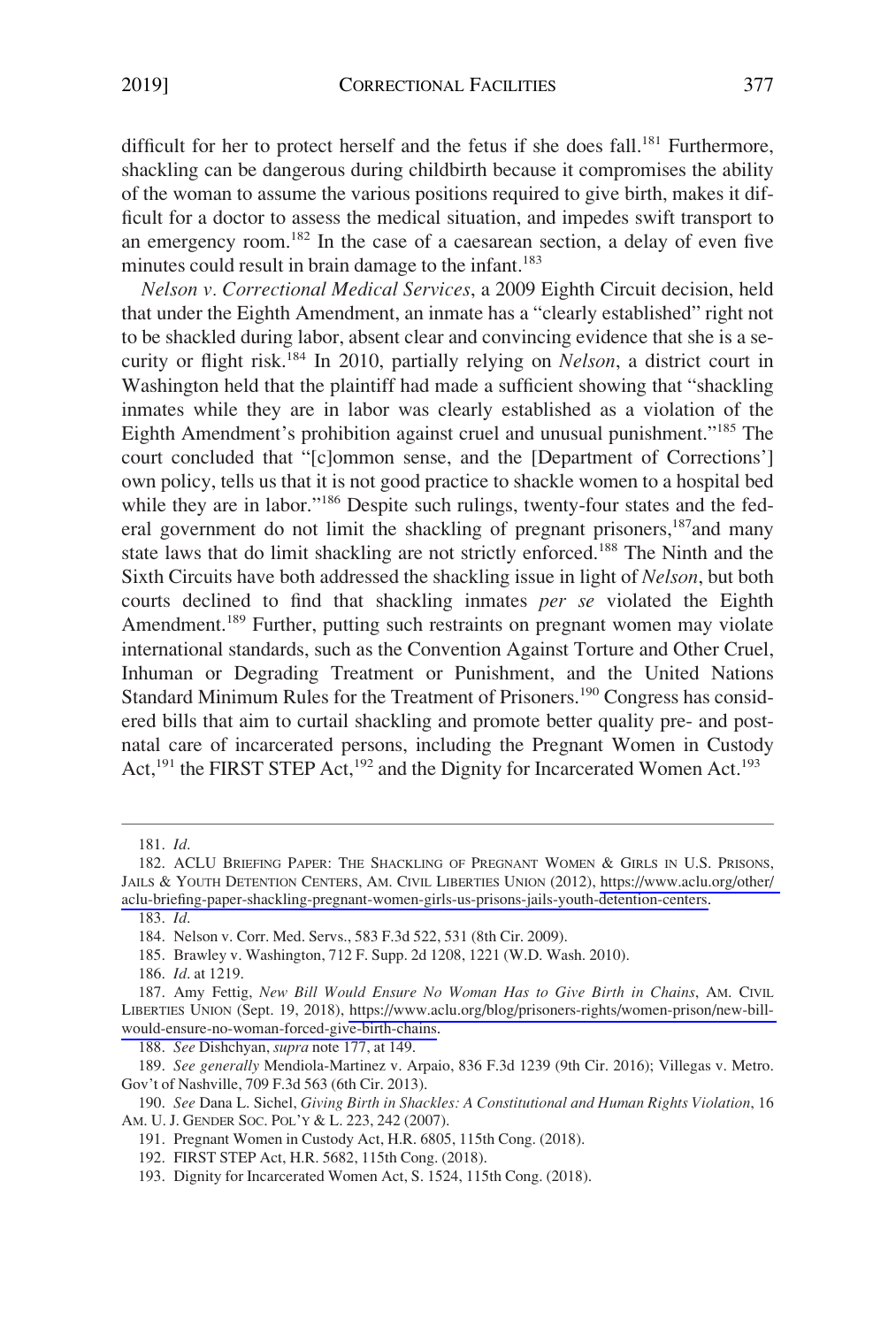difficult for her to protect herself and the fetus if she does fall.[181] Furthermore, shackling can be dangerous during childbirth because it compromises the ability of the woman to assume the various positions required to give birth, makes it difficult for a doctor to assess the medical situation, and impedes swift transport to an emergency room.[182] In the case of a caesarean section, a delay of even five minutes could result in brain damage to the infant.[183]

*Nelson v. Correctional Medical Services*, a 2009 Eighth Circuit decision, held that under the Eighth Amendment, an inmate has a "clearly established" right not to be shackled during labor, absent clear and convincing evidence that she is a security or flight risk.[184] In 2010, partially relying on *Nelson*, a district court in Washington held that the plaintiff had made a sufficient showing that "shackling inmates while they are in labor was clearly established as a violation of the Eighth Amendment's prohibition against cruel and unusual punishment."[185] The court concluded that "[c]ommon sense, and the [Department of Corrections'] own policy, tells us that it is not good practice to shackle women to a hospital bed while they are in labor."[186] Despite such rulings, twenty-four states and the federal government do not limit the shackling of pregnant prisoners,[187]and many state laws that do limit shackling are not strictly enforced.[188] The Ninth and the Sixth Circuits have both addressed the shackling issue in light of *Nelson*, but both courts declined to find that shackling inmates *per se* violated the Eighth Amendment.[189] Further, putting such restraints on pregnant women may violate international standards, such as the Convention Against Torture and Other Cruel, Inhuman or Degrading Treatment or Punishment, and the United Nations Standard Minimum Rules for the Treatment of Prisoners.[190] Congress has considered bills that aim to curtail shackling and promote better quality pre- and postnatal care of incarcerated persons, including the Pregnant Women in Custody Act,[191] the FIRST STEP Act,[192] and the Dignity for Incarcerated Women Act.[193]

---

181. *Id*.

182. ACLU BRIEFING PAPER: THE SHACKLING OF PREGNANT WOMEN & GIRLS IN U.S. PRISONS, JAILS & YOUTH DETENTION CENTERS, AM. CIVIL LIBERTIES UNION (2012), https://www.aclu.org/other/aclu-briefing-paper-shackling-pregnant-women-girls-us-prisons-jails-youth-detention-centers.

183. *Id*.

184. Nelson v. Corr. Med. Servs., 583 F.3d 522, 531 (8th Cir. 2009).

185. Brawley v. Washington, 712 F. Supp. 2d 1208, 1221 (W.D. Wash. 2010).

186. *Id*. at 1219.

187. Amy Fettig, *New Bill Would Ensure No Woman Has to Give Birth in Chains*, AM. CIVIL LIBERTIES UNION (Sept. 19, 2018), https://www.aclu.org/blog/prisoners-rights/women-prison/new-bill-would-ensure-no-woman-forced-give-birth-chains.

188. *See* Dishchyan, *supra* note 177, at 149.

189. *See generally* Mendiola-Martinez v. Arpaio, 836 F.3d 1239 (9th Cir. 2016); Villegas v. Metro. Gov't of Nashville, 709 F.3d 563 (6th Cir. 2013).

190. *See* Dana L. Sichel, *Giving Birth in Shackles: A Constitutional and Human Rights Violation*, 16 AM. U. J. GENDER SOC. POL'Y & L. 223, 242 (2007).

191. Pregnant Women in Custody Act, H.R. 6805, 115th Cong. (2018).

192. FIRST STEP Act, H.R. 5682, 115th Cong. (2018).

193. Dignity for Incarcerated Women Act, S. 1524, 115th Cong. (2018).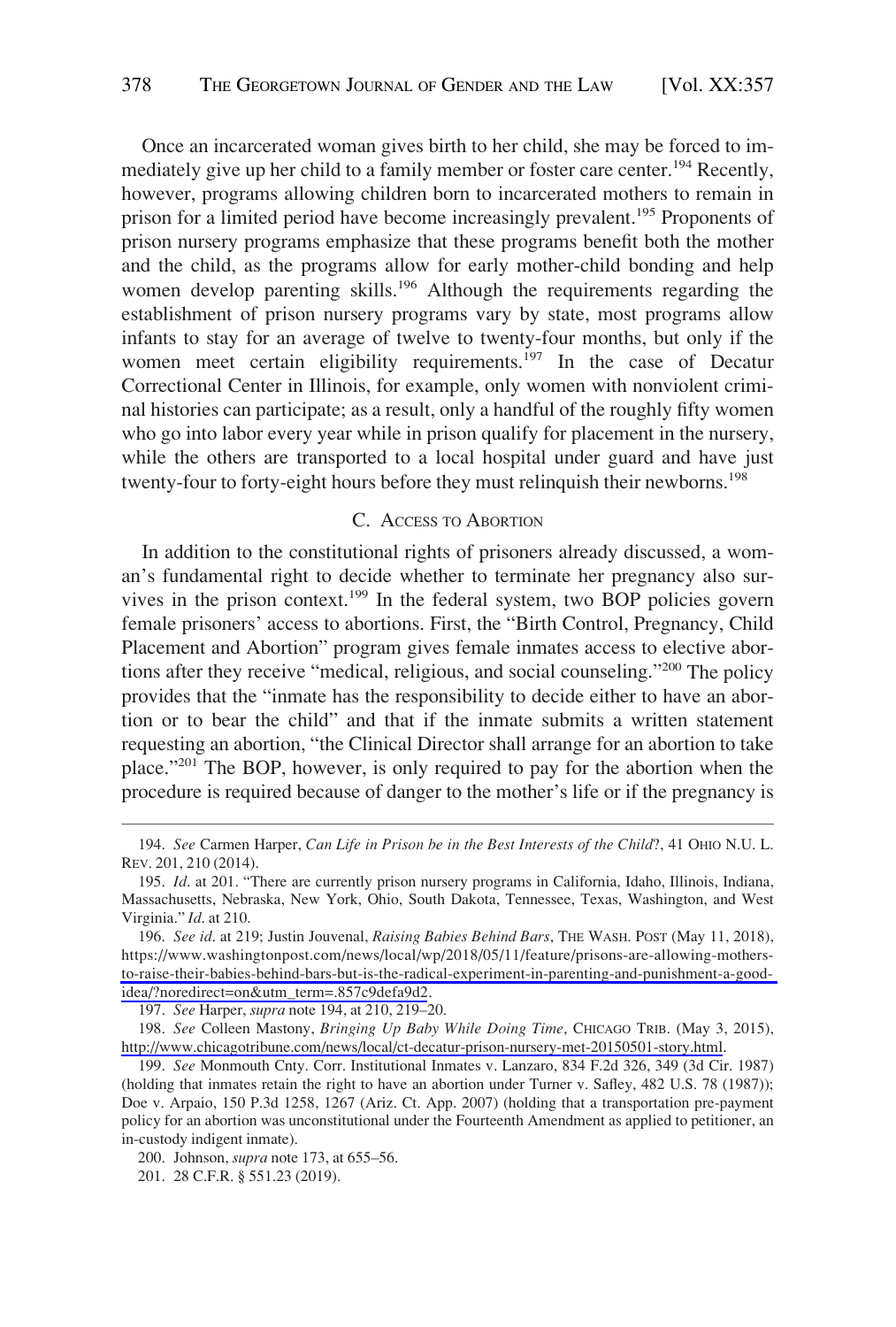Once an incarcerated woman gives birth to her child, she may be forced to immediately give up her child to a family member or foster care center.[194] Recently, however, programs allowing children born to incarcerated mothers to remain in prison for a limited period have become increasingly prevalent.[195] Proponents of prison nursery programs emphasize that these programs benefit both the mother and the child, as the programs allow for early mother-child bonding and help women develop parenting skills.[196] Although the requirements regarding the establishment of prison nursery programs vary by state, most programs allow infants to stay for an average of twelve to twenty-four months, but only if the women meet certain eligibility requirements.[197] In the case of Decatur Correctional Center in Illinois, for example, only women with nonviolent criminal histories can participate; as a result, only a handful of the roughly fifty women who go into labor every year while in prison qualify for placement in the nursery, while the others are transported to a local hospital under guard and have just twenty-four to forty-eight hours before they must relinquish their newborns.[198]

### C. Access to Abortion

In addition to the constitutional rights of prisoners already discussed, a woman's fundamental right to decide whether to terminate her pregnancy also survives in the prison context.[199] In the federal system, two BOP policies govern female prisoners' access to abortions. First, the "Birth Control, Pregnancy, Child Placement and Abortion" program gives female inmates access to elective abortions after they receive "medical, religious, and social counseling."[200] The policy provides that the "inmate has the responsibility to decide either to have an abortion or to bear the child" and that if the inmate submits a written statement requesting an abortion, "the Clinical Director shall arrange for an abortion to take place."[201] The BOP, however, is only required to pay for the abortion when the procedure is required because of danger to the mother's life or if the pregnancy is

---

194. *See* Carmen Harper, *Can Life in Prison be in the Best Interests of the Child*?, 41 OHIO N.U. L. REV. 201, 210 (2014).

195. *Id*. at 201. "There are currently prison nursery programs in California, Idaho, Illinois, Indiana, Massachusetts, Nebraska, New York, Ohio, South Dakota, Tennessee, Texas, Washington, and West Virginia." *Id*. at 210.

196. *See id*. at 219; Justin Jouvenal, *Raising Babies Behind Bars*, THE WASH. POST (May 11, 2018), https://www.washingtonpost.com/news/local/wp/2018/05/11/feature/prisons-are-allowing-mothers-to-raise-their-babies-behind-bars-but-is-the-radical-experiment-in-parenting-and-punishment-a-good-idea/?noredirect=on&utm_term=.857c9defa9d2.

197. *See* Harper, *supra* note 194, at 210, 219–20.

198. *See* Colleen Mastony, *Bringing Up Baby While Doing Time*, CHICAGO TRIB. (May 3, 2015), http://www.chicagotribune.com/news/local/ct-decatur-prison-nursery-met-20150501-story.html.

199. *See* Monmouth Cnty. Corr. Institutional Inmates v. Lanzaro, 834 F.2d 326, 349 (3d Cir. 1987) (holding that inmates retain the right to have an abortion under Turner v. Safley, 482 U.S. 78 (1987)); Doe v. Arpaio, 150 P.3d 1258, 1267 (Ariz. Ct. App. 2007) (holding that a transportation pre-payment policy for an abortion was unconstitutional under the Fourteenth Amendment as applied to petitioner, an in-custody indigent inmate).

200. Johnson, *supra* note 173, at 655–56.

201. 28 C.F.R. § 551.23 (2019).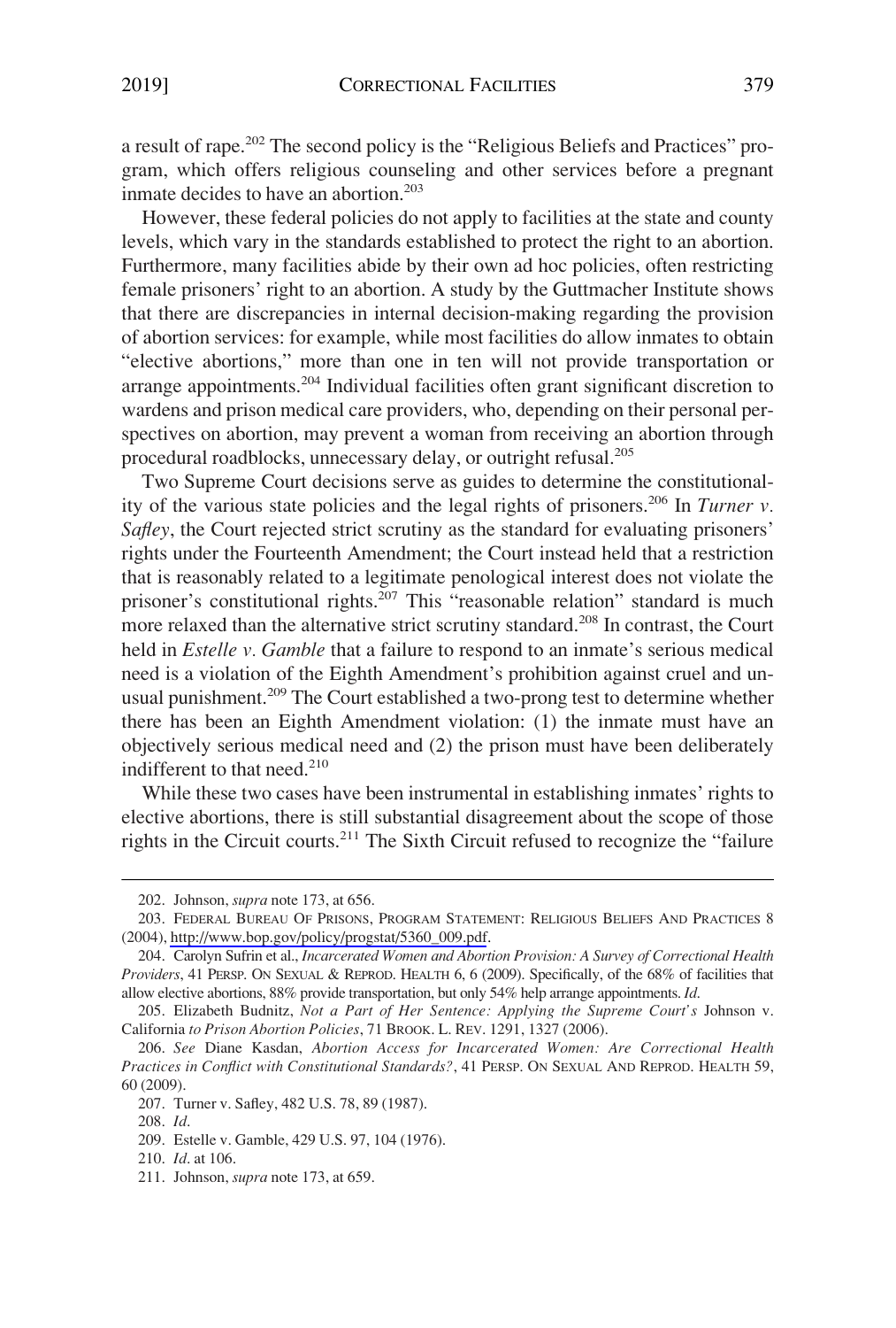a result of rape.[202] The second policy is the "Religious Beliefs and Practices" program, which offers religious counseling and other services before a pregnant inmate decides to have an abortion.[203]

However, these federal policies do not apply to facilities at the state and county levels, which vary in the standards established to protect the right to an abortion. Furthermore, many facilities abide by their own ad hoc policies, often restricting female prisoners' right to an abortion. A study by the Guttmacher Institute shows that there are discrepancies in internal decision-making regarding the provision of abortion services: for example, while most facilities do allow inmates to obtain "elective abortions," more than one in ten will not provide transportation or arrange appointments.[204] Individual facilities often grant significant discretion to wardens and prison medical care providers, who, depending on their personal perspectives on abortion, may prevent a woman from receiving an abortion through procedural roadblocks, unnecessary delay, or outright refusal.[205]

Two Supreme Court decisions serve as guides to determine the constitutionality of the various state policies and the legal rights of prisoners.[206] In *Turner v. Safley*, the Court rejected strict scrutiny as the standard for evaluating prisoners' rights under the Fourteenth Amendment; the Court instead held that a restriction that is reasonably related to a legitimate penological interest does not violate the prisoner's constitutional rights.[207] This "reasonable relation" standard is much more relaxed than the alternative strict scrutiny standard.[208] In contrast, the Court held in *Estelle v. Gamble* that a failure to respond to an inmate's serious medical need is a violation of the Eighth Amendment's prohibition against cruel and unusual punishment.[209] The Court established a two-prong test to determine whether there has been an Eighth Amendment violation: (1) the inmate must have an objectively serious medical need and (2) the prison must have been deliberately indifferent to that need.[210]

While these two cases have been instrumental in establishing inmates' rights to elective abortions, there is still substantial disagreement about the scope of those rights in the Circuit courts.[211] The Sixth Circuit refused to recognize the "failure

---

202. Johnson, *supra* note 173, at 656.

203. FEDERAL BUREAU OF PRISONS, PROGRAM STATEMENT: RELIGIOUS BELIEFS AND PRACTICES 8 (2004), http://www.bop.gov/policy/progstat/5360_009.pdf.

204. Carolyn Sufrin et al., *Incarcerated Women and Abortion Provision: A Survey of Correctional Health Providers*, 41 PERSP. ON SEXUAL & REPROD. HEALTH 6, 6 (2009). Specifically, of the 68% of facilities that allow elective abortions, 88% provide transportation, but only 54% help arrange appointments. *Id.*

205. Elizabeth Budnitz, *Not a Part of Her Sentence: Applying the Supreme Court's* Johnson v. California *to Prison Abortion Policies*, 71 BROOK. L. REV. 1291, 1327 (2006).

206. *See* Diane Kasdan, *Abortion Access for Incarcerated Women: Are Correctional Health Practices in Conflict with Constitutional Standards?*, 41 PERSP. ON SEXUAL AND REPROD. HEALTH 59, 60 (2009).

207. Turner v. Safley, 482 U.S. 78, 89 (1987).

208. *Id.*

209. Estelle v. Gamble, 429 U.S. 97, 104 (1976).

210. *Id.* at 106.

211. Johnson, *supra* note 173, at 659.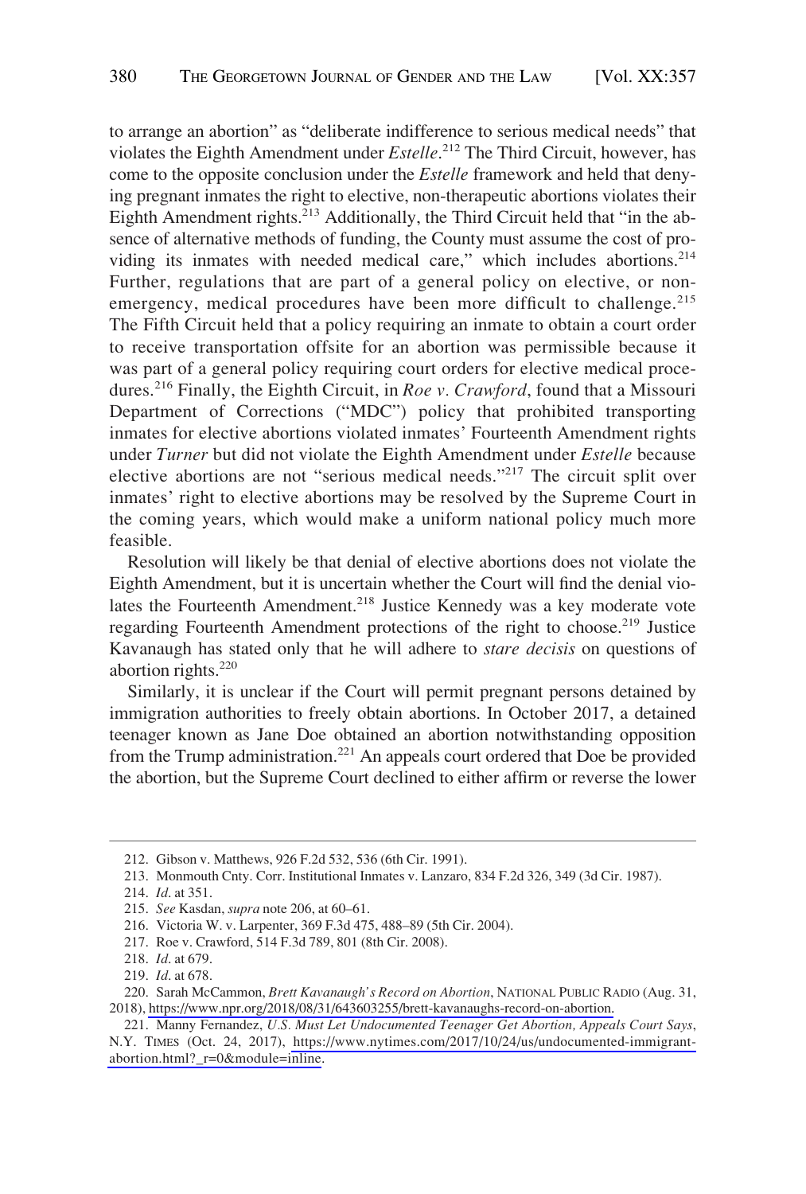to arrange an abortion" as "deliberate indifference to serious medical needs" that violates the Eighth Amendment under *Estelle*.[212] The Third Circuit, however, has come to the opposite conclusion under the *Estelle* framework and held that denying pregnant inmates the right to elective, non-therapeutic abortions violates their Eighth Amendment rights.[213] Additionally, the Third Circuit held that "in the absence of alternative methods of funding, the County must assume the cost of providing its inmates with needed medical care," which includes abortions.[214] Further, regulations that are part of a general policy on elective, or non-emergency, medical procedures have been more difficult to challenge.[215] The Fifth Circuit held that a policy requiring an inmate to obtain a court order to receive transportation offsite for an abortion was permissible because it was part of a general policy requiring court orders for elective medical procedures.[216] Finally, the Eighth Circuit, in *Roe v. Crawford*, found that a Missouri Department of Corrections ("MDC") policy that prohibited transporting inmates for elective abortions violated inmates' Fourteenth Amendment rights under *Turner* but did not violate the Eighth Amendment under *Estelle* because elective abortions are not "serious medical needs."[217] The circuit split over inmates' right to elective abortions may be resolved by the Supreme Court in the coming years, which would make a uniform national policy much more feasible.

Resolution will likely be that denial of elective abortions does not violate the Eighth Amendment, but it is uncertain whether the Court will find the denial violates the Fourteenth Amendment.[218] Justice Kennedy was a key moderate vote regarding Fourteenth Amendment protections of the right to choose.[219] Justice Kavanaugh has stated only that he will adhere to *stare decisis* on questions of abortion rights.[220]

Similarly, it is unclear if the Court will permit pregnant persons detained by immigration authorities to freely obtain abortions. In October 2017, a detained teenager known as Jane Doe obtained an abortion notwithstanding opposition from the Trump administration.[221] An appeals court ordered that Doe be provided the abortion, but the Supreme Court declined to either affirm or reverse the lower

---

212. Gibson v. Matthews, 926 F.2d 532, 536 (6th Cir. 1991).

213. Monmouth Cnty. Corr. Institutional Inmates v. Lanzaro, 834 F.2d 326, 349 (3d Cir. 1987).

214. *Id*. at 351.

215. *See* Kasdan, *supra* note 206, at 60–61.

216. Victoria W. v. Larpenter, 369 F.3d 475, 488–89 (5th Cir. 2004).

217. Roe v. Crawford, 514 F.3d 789, 801 (8th Cir. 2008).

218. *Id*. at 679.

219. *Id*. at 678.

220. Sarah McCammon, *Brett Kavanaugh's Record on Abortion*, NATIONAL PUBLIC RADIO (Aug. 31, 2018), https://www.npr.org/2018/08/31/643603255/brett-kavanaughs-record-on-abortion.

221. Manny Fernandez, *U.S. Must Let Undocumented Teenager Get Abortion, Appeals Court Says*, N.Y. TIMES (Oct. 24, 2017), https://www.nytimes.com/2017/10/24/us/undocumented-immigrant-abortion.html?_r=0&module=inline.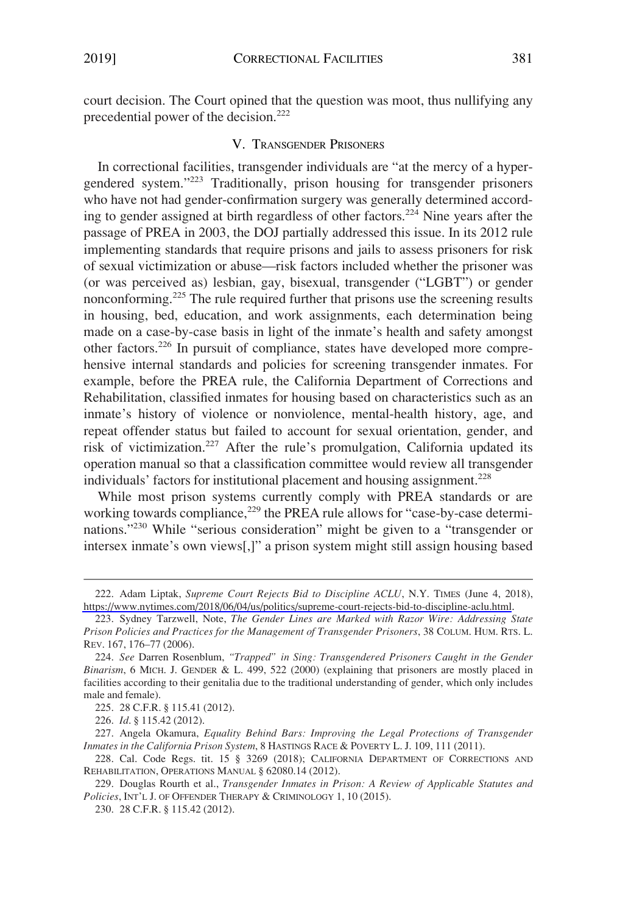court decision. The Court opined that the question was moot, thus nullifying any precedential power of the decision.[222]

## V. TRANSGENDER PRISONERS

In correctional facilities, transgender individuals are "at the mercy of a hyper-gendered system."[223] Traditionally, prison housing for transgender prisoners who have not had gender-confirmation surgery was generally determined according to gender assigned at birth regardless of other factors.[224] Nine years after the passage of PREA in 2003, the DOJ partially addressed this issue. In its 2012 rule implementing standards that require prisons and jails to assess prisoners for risk of sexual victimization or abuse—risk factors included whether the prisoner was (or was perceived as) lesbian, gay, bisexual, transgender ("LGBT") or gender nonconforming.[225] The rule required further that prisons use the screening results in housing, bed, education, and work assignments, each determination being made on a case-by-case basis in light of the inmate's health and safety amongst other factors.[226] In pursuit of compliance, states have developed more comprehensive internal standards and policies for screening transgender inmates. For example, before the PREA rule, the California Department of Corrections and Rehabilitation, classified inmates for housing based on characteristics such as an inmate's history of violence or nonviolence, mental-health history, age, and repeat offender status but failed to account for sexual orientation, gender, and risk of victimization.[227] After the rule's promulgation, California updated its operation manual so that a classification committee would review all transgender individuals' factors for institutional placement and housing assignment.[228]

While most prison systems currently comply with PREA standards or are working towards compliance,[229] the PREA rule allows for "case-by-case determinations."[230] While "serious consideration" might be given to a "transgender or intersex inmate's own views[,]" a prison system might still assign housing based

---

222. Adam Liptak, *Supreme Court Rejects Bid to Discipline ACLU*, N.Y. TIMES (June 4, 2018), https://www.nytimes.com/2018/06/04/us/politics/supreme-court-rejects-bid-to-discipline-aclu.html.

223. Sydney Tarzwell, Note, *The Gender Lines are Marked with Razor Wire: Addressing State Prison Policies and Practices for the Management of Transgender Prisoners*, 38 COLUM. HUM. RTS. L. REV. 167, 176–77 (2006).

224. *See* Darren Rosenblum, *"Trapped" in Sing: Transgendered Prisoners Caught in the Gender Binarism*, 6 MICH. J. GENDER & L. 499, 522 (2000) (explaining that prisoners are mostly placed in facilities according to their genitalia due to the traditional understanding of gender, which only includes male and female).

225. 28 C.F.R. § 115.41 (2012).

226. *Id*. § 115.42 (2012).

227. Angela Okamura, *Equality Behind Bars: Improving the Legal Protections of Transgender Inmates in the California Prison System*, 8 HASTINGS RACE & POVERTY L. J. 109, 111 (2011).

228. Cal. Code Regs. tit. 15 § 3269 (2018); CALIFORNIA DEPARTMENT OF CORRECTIONS AND REHABILITATION, OPERATIONS MANUAL § 62080.14 (2012).

229. Douglas Rourth et al., *Transgender Inmates in Prison: A Review of Applicable Statutes and Policies*, INT'L J. OF OFFENDER THERAPY & CRIMINOLOGY 1, 10 (2015).

230. 28 C.F.R. § 115.42 (2012).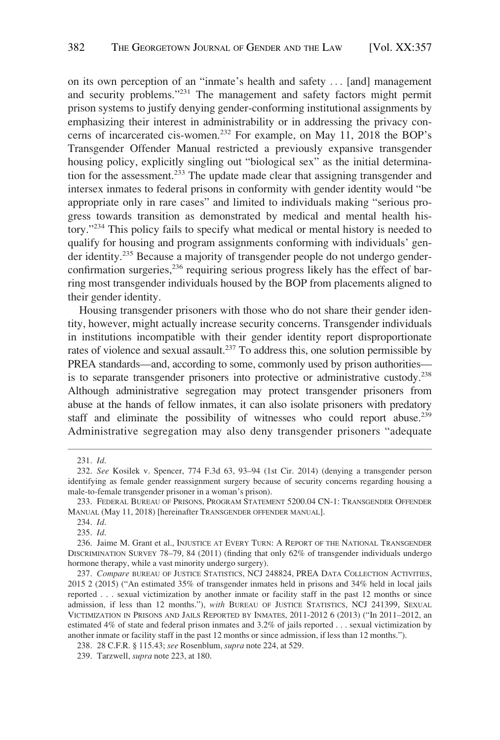on its own perception of an "inmate's health and safety . . . [and] management and security problems."[231] The management and safety factors might permit prison systems to justify denying gender-conforming institutional assignments by emphasizing their interest in administrability or in addressing the privacy concerns of incarcerated cis-women.[232] For example, on May 11, 2018 the BOP's Transgender Offender Manual restricted a previously expansive transgender housing policy, explicitly singling out "biological sex" as the initial determination for the assessment.[233] The update made clear that assigning transgender and intersex inmates to federal prisons in conformity with gender identity would "be appropriate only in rare cases" and limited to individuals making "serious progress towards transition as demonstrated by medical and mental health history."[234] This policy fails to specify what medical or mental history is needed to qualify for housing and program assignments conforming with individuals' gender identity.[235] Because a majority of transgender people do not undergo gender-confirmation surgeries,[236] requiring serious progress likely has the effect of barring most transgender individuals housed by the BOP from placements aligned to their gender identity.

Housing transgender prisoners with those who do not share their gender identity, however, might actually increase security concerns. Transgender individuals in institutions incompatible with their gender identity report disproportionate rates of violence and sexual assault.[237] To address this, one solution permissible by PREA standards—and, according to some, commonly used by prison authorities—is to separate transgender prisoners into protective or administrative custody.[238] Although administrative segregation may protect transgender prisoners from abuse at the hands of fellow inmates, it can also isolate prisoners with predatory staff and eliminate the possibility of witnesses who could report abuse.[239] Administrative segregation may also deny transgender prisoners "adequate

---

231. *Id.*

232. *See* Kosilek v. Spencer, 774 F.3d 63, 93–94 (1st Cir. 2014) (denying a transgender person identifying as female gender reassignment surgery because of security concerns regarding housing a male-to-female transgender prisoner in a woman's prison).

233. FEDERAL BUREAU OF PRISONS, PROGRAM STATEMENT 5200.04 CN-1: TRANSGENDER OFFENDER MANUAL (May 11, 2018) [hereinafter TRANSGENDER OFFENDER MANUAL].

234. *Id.*

235. *Id.*

236. Jaime M. Grant et al., INJUSTICE AT EVERY TURN: A REPORT OF THE NATIONAL TRANSGENDER DISCRIMINATION SURVEY 78–79, 84 (2011) (finding that only 62% of transgender individuals undergo hormone therapy, while a vast minority undergo surgery).

237. *Compare* BUREAU OF JUSTICE STATISTICS, NCJ 248824, PREA DATA COLLECTION ACTIVITIES, 2015 2 (2015) ("An estimated 35% of transgender inmates held in prisons and 34% held in local jails reported . . . sexual victimization by another inmate or facility staff in the past 12 months or since admission, if less than 12 months."), *with* BUREAU OF JUSTICE STATISTICS, NCJ 241399, SEXUAL VICTIMIZATION IN PRISONS AND JAILS REPORTED BY INMATES, 2011-2012 6 (2013) ("In 2011–2012, an estimated 4% of state and federal prison inmates and 3.2% of jails reported . . . sexual victimization by another inmate or facility staff in the past 12 months or since admission, if less than 12 months.").

238. 28 C.F.R. § 115.43; *see* Rosenblum, *supra* note 224, at 529.

239. Tarzwell, *supra* note 223, at 180.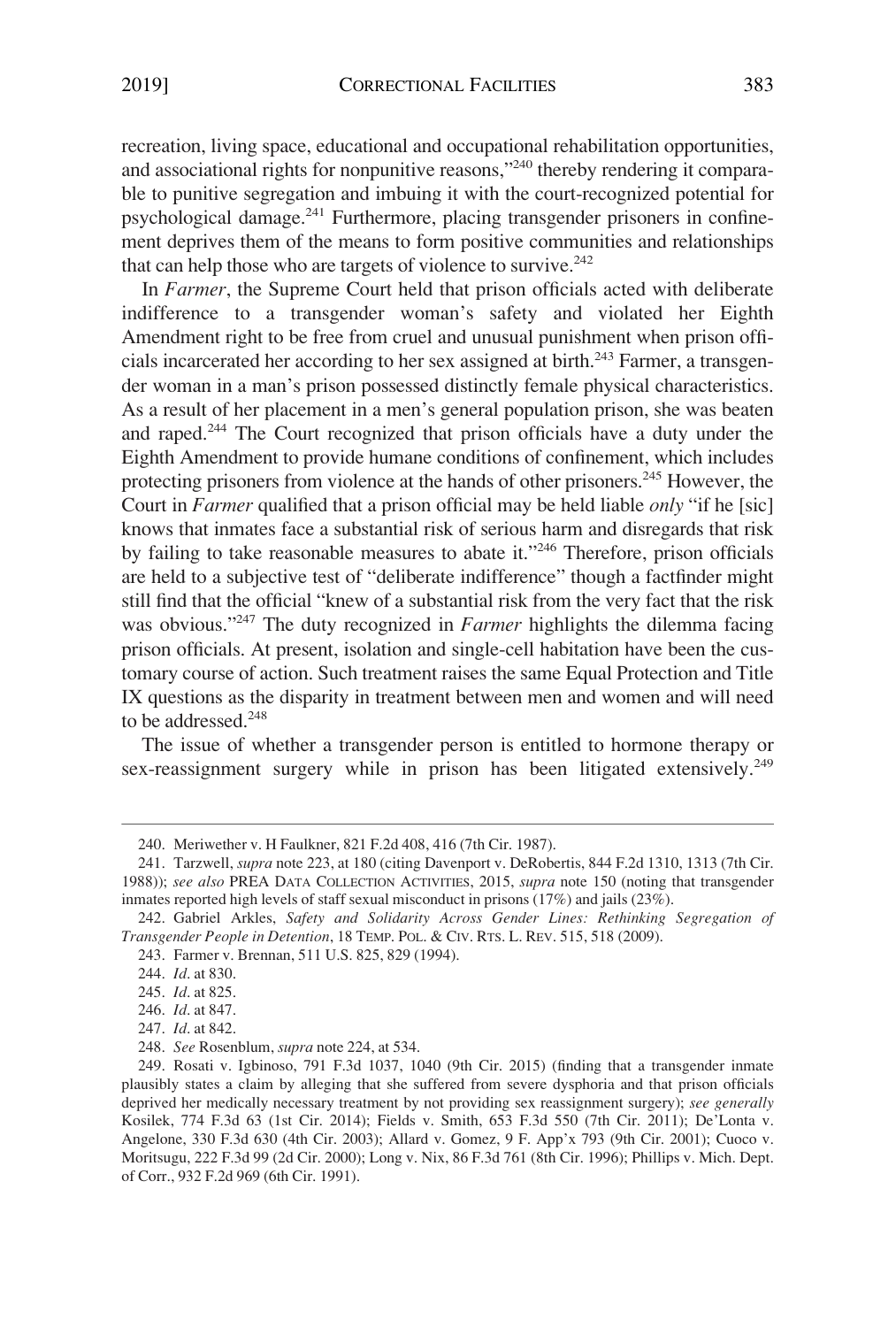recreation, living space, educational and occupational rehabilitation opportunities, and associational rights for nonpunitive reasons,"[240] thereby rendering it comparable to punitive segregation and imbuing it with the court-recognized potential for psychological damage.[241] Furthermore, placing transgender prisoners in confinement deprives them of the means to form positive communities and relationships that can help those who are targets of violence to survive.[242]

In *Farmer*, the Supreme Court held that prison officials acted with deliberate indifference to a transgender woman's safety and violated her Eighth Amendment right to be free from cruel and unusual punishment when prison officials incarcerated her according to her sex assigned at birth.[243] Farmer, a transgender woman in a man's prison possessed distinctly female physical characteristics. As a result of her placement in a men's general population prison, she was beaten and raped.[244] The Court recognized that prison officials have a duty under the Eighth Amendment to provide humane conditions of confinement, which includes protecting prisoners from violence at the hands of other prisoners.[245] However, the Court in *Farmer* qualified that a prison official may be held liable *only* "if he [sic] knows that inmates face a substantial risk of serious harm and disregards that risk by failing to take reasonable measures to abate it."[246] Therefore, prison officials are held to a subjective test of "deliberate indifference" though a factfinder might still find that the official "knew of a substantial risk from the very fact that the risk was obvious."[247] The duty recognized in *Farmer* highlights the dilemma facing prison officials. At present, isolation and single-cell habitation have been the customary course of action. Such treatment raises the same Equal Protection and Title IX questions as the disparity in treatment between men and women and will need to be addressed.[248]

The issue of whether a transgender person is entitled to hormone therapy or sex-reassignment surgery while in prison has been litigated extensively.[249]

---

240. Meriwether v. H Faulkner, 821 F.2d 408, 416 (7th Cir. 1987).

241. Tarzwell, *supra* note 223, at 180 (citing Davenport v. DeRobertis, 844 F.2d 1310, 1313 (7th Cir. 1988)); *see also* PREA DATA COLLECTION ACTIVITIES, 2015, *supra* note 150 (noting that transgender inmates reported high levels of staff sexual misconduct in prisons (17%) and jails (23%).

242. Gabriel Arkles, *Safety and Solidarity Across Gender Lines: Rethinking Segregation of Transgender People in Detention*, 18 TEMP. POL. & CIV. RTS. L. REV. 515, 518 (2009).

243. Farmer v. Brennan, 511 U.S. 825, 829 (1994).

244. *Id*. at 830.

245. *Id*. at 825.

246. *Id*. at 847.

247. *Id*. at 842.

248. *See* Rosenblum, *supra* note 224, at 534.

249. Rosati v. Igbinoso, 791 F.3d 1037, 1040 (9th Cir. 2015) (finding that a transgender inmate plausibly states a claim by alleging that she suffered from severe dysphoria and that prison officials deprived her medically necessary treatment by not providing sex reassignment surgery); *see generally* Kosilek, 774 F.3d 63 (1st Cir. 2014); Fields v. Smith, 653 F.3d 550 (7th Cir. 2011); De'Lonta v. Angelone, 330 F.3d 630 (4th Cir. 2003); Allard v. Gomez, 9 F. App'x 793 (9th Cir. 2001); Cuoco v. Moritsugu, 222 F.3d 99 (2d Cir. 2000); Long v. Nix, 86 F.3d 761 (8th Cir. 1996); Phillips v. Mich. Dept. of Corr., 932 F.2d 969 (6th Cir. 1991).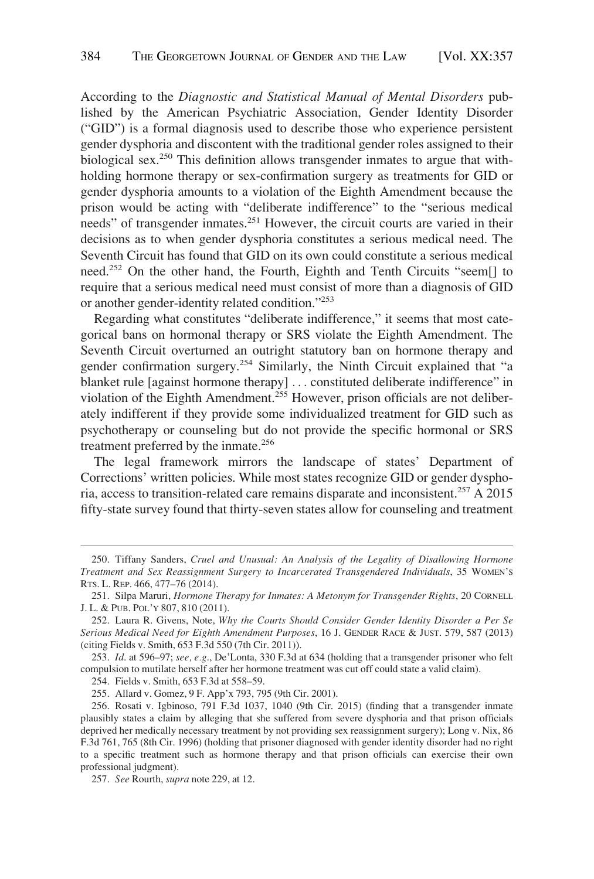According to the *Diagnostic and Statistical Manual of Mental Disorders* published by the American Psychiatric Association, Gender Identity Disorder ("GID") is a formal diagnosis used to describe those who experience persistent gender dysphoria and discontent with the traditional gender roles assigned to their biological sex.[250] This definition allows transgender inmates to argue that withholding hormone therapy or sex-confirmation surgery as treatments for GID or gender dysphoria amounts to a violation of the Eighth Amendment because the prison would be acting with "deliberate indifference" to the "serious medical needs" of transgender inmates.[251] However, the circuit courts are varied in their decisions as to when gender dysphoria constitutes a serious medical need. The Seventh Circuit has found that GID on its own could constitute a serious medical need.[252] On the other hand, the Fourth, Eighth and Tenth Circuits "seem[] to require that a serious medical need must consist of more than a diagnosis of GID or another gender-identity related condition."[253]

Regarding what constitutes "deliberate indifference," it seems that most categorical bans on hormonal therapy or SRS violate the Eighth Amendment. The Seventh Circuit overturned an outright statutory ban on hormone therapy and gender confirmation surgery.[254] Similarly, the Ninth Circuit explained that "a blanket rule [against hormone therapy] . . . constituted deliberate indifference" in violation of the Eighth Amendment.[255] However, prison officials are not deliberately indifferent if they provide some individualized treatment for GID such as psychotherapy or counseling but do not provide the specific hormonal or SRS treatment preferred by the inmate.[256]

The legal framework mirrors the landscape of states' Department of Corrections' written policies. While most states recognize GID or gender dysphoria, access to transition-related care remains disparate and inconsistent.[257] A 2015 fifty-state survey found that thirty-seven states allow for counseling and treatment

---

250. Tiffany Sanders, *Cruel and Unusual: An Analysis of the Legality of Disallowing Hormone Treatment and Sex Reassignment Surgery to Incarcerated Transgendered Individuals*, 35 WOMEN'S RTS. L. REP. 466, 477–76 (2014).

251. Silpa Maruri, *Hormone Therapy for Inmates: A Metonym for Transgender Rights*, 20 CORNELL J. L. & PUB. POL'Y 807, 810 (2011).

252. Laura R. Givens, Note, *Why the Courts Should Consider Gender Identity Disorder a Per Se Serious Medical Need for Eighth Amendment Purposes*, 16 J. GENDER RACE & JUST. 579, 587 (2013) (citing Fields v. Smith, 653 F.3d 550 (7th Cir. 2011)).

253. *Id.* at 596–97; *see, e.g.*, De'Lonta, 330 F.3d at 634 (holding that a transgender prisoner who felt compulsion to mutilate herself after her hormone treatment was cut off could state a valid claim).

254. Fields v. Smith, 653 F.3d at 558–59.

255. Allard v. Gomez, 9 F. App'x 793, 795 (9th Cir. 2001).

256. Rosati v. Igbinoso, 791 F.3d 1037, 1040 (9th Cir. 2015) (finding that a transgender inmate plausibly states a claim by alleging that she suffered from severe dysphoria and that prison officials deprived her medically necessary treatment by not providing sex reassignment surgery); Long v. Nix, 86 F.3d 761, 765 (8th Cir. 1996) (holding that prisoner diagnosed with gender identity disorder had no right to a specific treatment such as hormone therapy and that prison officials can exercise their own professional judgment).

257. *See* Rourth, *supra* note 229, at 12.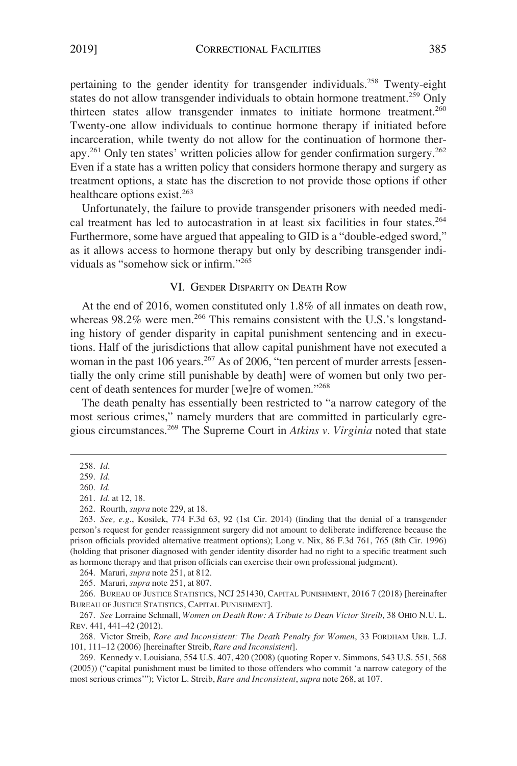pertaining to the gender identity for transgender individuals.[258] Twenty-eight states do not allow transgender individuals to obtain hormone treatment.[259] Only thirteen states allow transgender inmates to initiate hormone treatment.[260] Twenty-one allow individuals to continue hormone therapy if initiated before incarceration, while twenty do not allow for the continuation of hormone therapy.[261] Only ten states' written policies allow for gender confirmation surgery.[262] Even if a state has a written policy that considers hormone therapy and surgery as treatment options, a state has the discretion to not provide those options if other healthcare options exist.[263]

Unfortunately, the failure to provide transgender prisoners with needed medical treatment has led to autocastration in at least six facilities in four states.[264] Furthermore, some have argued that appealing to GID is a "double-edged sword," as it allows access to hormone therapy but only by describing transgender individuals as "somehow sick or infirm."[265]

## VI. Gender Disparity on Death Row

At the end of 2016, women constituted only 1.8% of all inmates on death row, whereas 98.2% were men.[266] This remains consistent with the U.S.'s longstanding history of gender disparity in capital punishment sentencing and in executions. Half of the jurisdictions that allow capital punishment have not executed a woman in the past 106 years.[267] As of 2006, "ten percent of murder arrests [essentially the only crime still punishable by death] were of women but only two percent of death sentences for murder [we]re of women."[268]

The death penalty has essentially been restricted to "a narrow category of the most serious crimes," namely murders that are committed in particularly egregious circumstances.[269] The Supreme Court in *Atkins v. Virginia* noted that state

---

258. *Id*.

259. *Id*.

260. *Id*.

261. *Id*. at 12, 18.

262. Rourth, *supra* note 229, at 18.

263. *See, e.g*., Kosilek, 774 F.3d 63, 92 (1st Cir. 2014) (finding that the denial of a transgender person's request for gender reassignment surgery did not amount to deliberate indifference because the prison officials provided alternative treatment options); Long v. Nix, 86 F.3d 761, 765 (8th Cir. 1996) (holding that prisoner diagnosed with gender identity disorder had no right to a specific treatment such as hormone therapy and that prison officials can exercise their own professional judgment).

264. Maruri, *supra* note 251, at 812.

265. Maruri, *supra* note 251, at 807.

266. Bureau of Justice Statistics, NCJ 251430, Capital Punishment, 2016 7 (2018) [hereinafter Bureau of Justice Statistics, Capital Punishment].

267. *See* Lorraine Schmall, *Women on Death Row: A Tribute to Dean Victor Streib*, 38 Ohio N.U. L. Rev. 441, 441–42 (2012).

268. Victor Streib, *Rare and Inconsistent: The Death Penalty for Women*, 33 Fordham Urb. L.J. 101, 111–12 (2006) [hereinafter Streib, *Rare and Inconsistent*].

269. Kennedy v. Louisiana, 554 U.S. 407, 420 (2008) (quoting Roper v. Simmons, 543 U.S. 551, 568 (2005)) ("capital punishment must be limited to those offenders who commit 'a narrow category of the most serious crimes'"); Victor L. Streib, *Rare and Inconsistent*, *supra* note 268, at 107.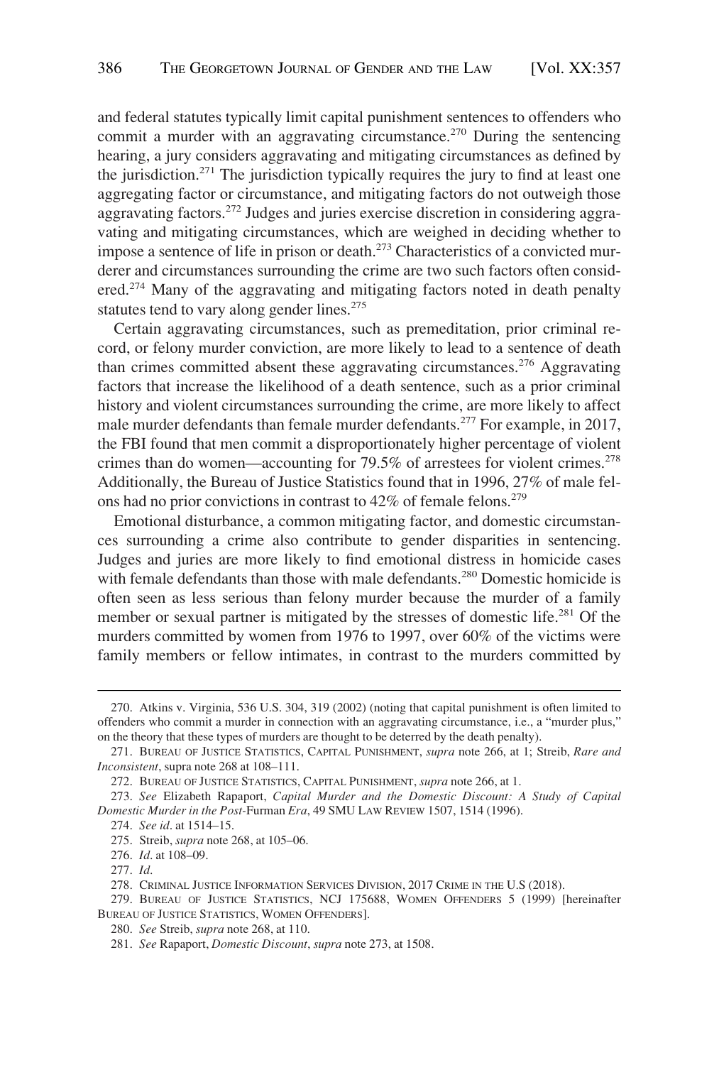and federal statutes typically limit capital punishment sentences to offenders who commit a murder with an aggravating circumstance.[270] During the sentencing hearing, a jury considers aggravating and mitigating circumstances as defined by the jurisdiction.[271] The jurisdiction typically requires the jury to find at least one aggregating factor or circumstance, and mitigating factors do not outweigh those aggravating factors.[272] Judges and juries exercise discretion in considering aggravating and mitigating circumstances, which are weighed in deciding whether to impose a sentence of life in prison or death.[273] Characteristics of a convicted murderer and circumstances surrounding the crime are two such factors often considered.[274] Many of the aggravating and mitigating factors noted in death penalty statutes tend to vary along gender lines.[275]

Certain aggravating circumstances, such as premeditation, prior criminal record, or felony murder conviction, are more likely to lead to a sentence of death than crimes committed absent these aggravating circumstances.[276] Aggravating factors that increase the likelihood of a death sentence, such as a prior criminal history and violent circumstances surrounding the crime, are more likely to affect male murder defendants than female murder defendants.[277] For example, in 2017, the FBI found that men commit a disproportionately higher percentage of violent crimes than do women—accounting for 79.5% of arrestees for violent crimes.[278] Additionally, the Bureau of Justice Statistics found that in 1996, 27% of male felons had no prior convictions in contrast to 42% of female felons.[279]

Emotional disturbance, a common mitigating factor, and domestic circumstances surrounding a crime also contribute to gender disparities in sentencing. Judges and juries are more likely to find emotional distress in homicide cases with female defendants than those with male defendants.[280] Domestic homicide is often seen as less serious than felony murder because the murder of a family member or sexual partner is mitigated by the stresses of domestic life.[281] Of the murders committed by women from 1976 to 1997, over 60% of the victims were family members or fellow intimates, in contrast to the murders committed by

---

270. Atkins v. Virginia, 536 U.S. 304, 319 (2002) (noting that capital punishment is often limited to offenders who commit a murder in connection with an aggravating circumstance, i.e., a "murder plus," on the theory that these types of murders are thought to be deterred by the death penalty).

271. BUREAU OF JUSTICE STATISTICS, CAPITAL PUNISHMENT, *supra* note 266, at 1; Streib, *Rare and Inconsistent*, supra note 268 at 108–111.

272. BUREAU OF JUSTICE STATISTICS, CAPITAL PUNISHMENT, *supra* note 266, at 1.

273. *See* Elizabeth Rapaport, *Capital Murder and the Domestic Discount: A Study of Capital Domestic Murder in the Post-*Furman *Era*, 49 SMU LAW REVIEW 1507, 1514 (1996).

274. *See id*. at 1514–15.

275. Streib, *supra* note 268, at 105–06.

276. *Id*. at 108–09.

277. *Id*.

278. CRIMINAL JUSTICE INFORMATION SERVICES DIVISION, 2017 CRIME IN THE U.S (2018).

279. BUREAU OF JUSTICE STATISTICS, NCJ 175688, WOMEN OFFENDERS 5 (1999) [hereinafter BUREAU OF JUSTICE STATISTICS, WOMEN OFFENDERS].

280. *See* Streib, *supra* note 268, at 110.

281. *See* Rapaport, *Domestic Discount*, *supra* note 273, at 1508.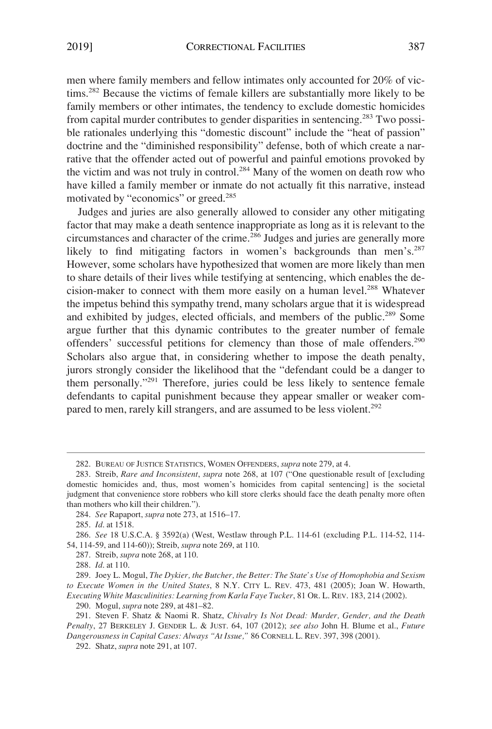men where family members and fellow intimates only accounted for 20% of victims.[282] Because the victims of female killers are substantially more likely to be family members or other intimates, the tendency to exclude domestic homicides from capital murder contributes to gender disparities in sentencing.[283] Two possible rationales underlying this "domestic discount" include the "heat of passion" doctrine and the "diminished responsibility" defense, both of which create a narrative that the offender acted out of powerful and painful emotions provoked by the victim and was not truly in control.[284] Many of the women on death row who have killed a family member or inmate do not actually fit this narrative, instead motivated by "economics" or greed.[285]

Judges and juries are also generally allowed to consider any other mitigating factor that may make a death sentence inappropriate as long as it is relevant to the circumstances and character of the crime.[286] Judges and juries are generally more likely to find mitigating factors in women's backgrounds than men's.[287] However, some scholars have hypothesized that women are more likely than men to share details of their lives while testifying at sentencing, which enables the decision-maker to connect with them more easily on a human level.[288] Whatever the impetus behind this sympathy trend, many scholars argue that it is widespread and exhibited by judges, elected officials, and members of the public.[289] Some argue further that this dynamic contributes to the greater number of female offenders' successful petitions for clemency than those of male offenders.[290] Scholars also argue that, in considering whether to impose the death penalty, jurors strongly consider the likelihood that the "defendant could be a danger to them personally."[291] Therefore, juries could be less likely to sentence female defendants to capital punishment because they appear smaller or weaker compared to men, rarely kill strangers, and are assumed to be less violent.[292]

---

282. BUREAU OF JUSTICE STATISTICS, WOMEN OFFENDERS, *supra* note 279, at 4.

283. Streib, *Rare and Inconsistent*, *supra* note 268, at 107 ("One questionable result of [excluding domestic homicides and, thus, most women's homicides from capital sentencing] is the societal judgment that convenience store robbers who kill store clerks should face the death penalty more often than mothers who kill their children.").

284. *See* Rapaport, *supra* note 273, at 1516–17.

285. *Id*. at 1518.

286. *See* 18 U.S.C.A. § 3592(a) (West, Westlaw through P.L. 114-61 (excluding P.L. 114-52, 114-54, 114-59, and 114-60)); Streib, *supra* note 269, at 110.

287. Streib, *supra* note 268, at 110.

288. *Id*. at 110.

289. Joey L. Mogul, *The Dykier, the Butcher, the Better: The State's Use of Homophobia and Sexism to Execute Women in the United States*, 8 N.Y. CITY L. REV. 473, 481 (2005); Joan W. Howarth, *Executing White Masculinities: Learning from Karla Faye Tucker*, 81 OR. L. REV. 183, 214 (2002).

290. Mogul, *supra* note 289, at 481–82.

291. Steven F. Shatz & Naomi R. Shatz, *Chivalry Is Not Dead: Murder, Gender, and the Death Penalty*, 27 BERKELEY J. GENDER L. & JUST. 64, 107 (2012); *see also* John H. Blume et al., *Future Dangerousness in Capital Cases: Always "At Issue,"* 86 CORNELL L. REV. 397, 398 (2001).

292. Shatz, *supra* note 291, at 107.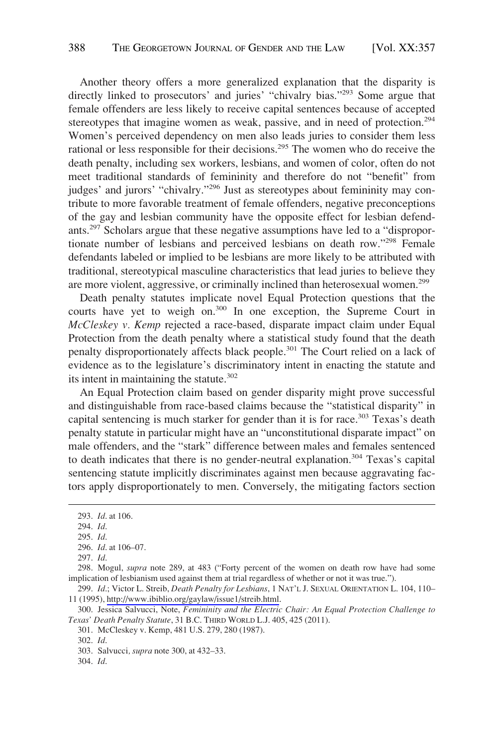Another theory offers a more generalized explanation that the disparity is directly linked to prosecutors' and juries' "chivalry bias."[293] Some argue that female offenders are less likely to receive capital sentences because of accepted stereotypes that imagine women as weak, passive, and in need of protection.[294] Women's perceived dependency on men also leads juries to consider them less rational or less responsible for their decisions.[295] The women who do receive the death penalty, including sex workers, lesbians, and women of color, often do not meet traditional standards of femininity and therefore do not "benefit" from judges' and jurors' "chivalry."[296] Just as stereotypes about femininity may contribute to more favorable treatment of female offenders, negative preconceptions of the gay and lesbian community have the opposite effect for lesbian defendants.[297] Scholars argue that these negative assumptions have led to a "disproportionate number of lesbians and perceived lesbians on death row."[298] Female defendants labeled or implied to be lesbians are more likely to be attributed with traditional, stereotypical masculine characteristics that lead juries to believe they are more violent, aggressive, or criminally inclined than heterosexual women.[299]

Death penalty statutes implicate novel Equal Protection questions that the courts have yet to weigh on.[300] In one exception, the Supreme Court in *McCleskey v. Kemp* rejected a race-based, disparate impact claim under Equal Protection from the death penalty where a statistical study found that the death penalty disproportionately affects black people.[301] The Court relied on a lack of evidence as to the legislature's discriminatory intent in enacting the statute and its intent in maintaining the statute.[302]

An Equal Protection claim based on gender disparity might prove successful and distinguishable from race-based claims because the "statistical disparity" in capital sentencing is much starker for gender than it is for race.[303] Texas's death penalty statute in particular might have an "unconstitutional disparate impact" on male offenders, and the "stark" difference between males and females sentenced to death indicates that there is no gender-neutral explanation.[304] Texas's capital sentencing statute implicitly discriminates against men because aggravating factors apply disproportionately to men. Conversely, the mitigating factors section

---

293. *Id.* at 106.

294. *Id.*

295. *Id.*

296. *Id.* at 106–07.

297. *Id.*

298. Mogul, *supra* note 289, at 483 ("Forty percent of the women on death row have had some implication of lesbianism used against them at trial regardless of whether or not it was true.").

299. *Id.*; Victor L. Streib, *Death Penalty for Lesbians*, 1 NAT'L J. SEXUAL ORIENTATION L. 104, 110–11 (1995), http://www.ibiblio.org/gaylaw/issue1/streib.html.

300. Jessica Salvucci, Note, *Femininity and the Electric Chair: An Equal Protection Challenge to Texas' Death Penalty Statute*, 31 B.C. THIRD WORLD L.J. 405, 425 (2011).

301. McCleskey v. Kemp, 481 U.S. 279, 280 (1987).

302. *Id.*

303. Salvucci, *supra* note 300, at 432–33.

304. *Id.*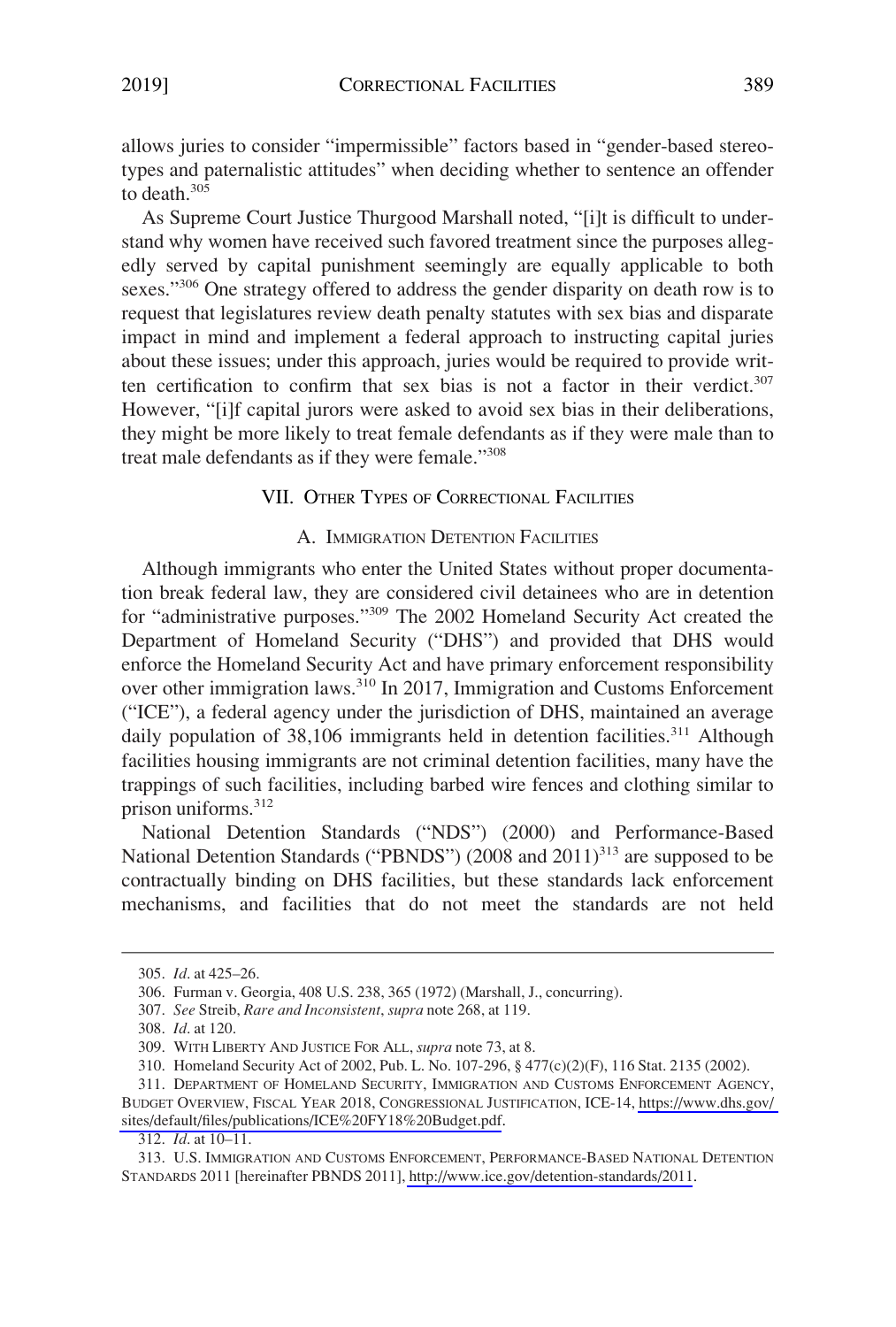allows juries to consider "impermissible" factors based in "gender-based stereotypes and paternalistic attitudes" when deciding whether to sentence an offender to death.[305]

As Supreme Court Justice Thurgood Marshall noted, "[i]t is difficult to understand why women have received such favored treatment since the purposes allegedly served by capital punishment seemingly are equally applicable to both sexes."[306] One strategy offered to address the gender disparity on death row is to request that legislatures review death penalty statutes with sex bias and disparate impact in mind and implement a federal approach to instructing capital juries about these issues; under this approach, juries would be required to provide written certification to confirm that sex bias is not a factor in their verdict.[307] However, "[i]f capital jurors were asked to avoid sex bias in their deliberations, they might be more likely to treat female defendants as if they were male than to treat male defendants as if they were female."[308]

## VII. OTHER TYPES OF CORRECTIONAL FACILITIES

### A. IMMIGRATION DETENTION FACILITIES

Although immigrants who enter the United States without proper documentation break federal law, they are considered civil detainees who are in detention for "administrative purposes."[309] The 2002 Homeland Security Act created the Department of Homeland Security ("DHS") and provided that DHS would enforce the Homeland Security Act and have primary enforcement responsibility over other immigration laws.[310] In 2017, Immigration and Customs Enforcement ("ICE"), a federal agency under the jurisdiction of DHS, maintained an average daily population of 38,106 immigrants held in detention facilities.[311] Although facilities housing immigrants are not criminal detention facilities, many have the trappings of such facilities, including barbed wire fences and clothing similar to prison uniforms.[312]

National Detention Standards ("NDS") (2000) and Performance-Based National Detention Standards ("PBNDS") (2008 and 2011)[313] are supposed to be contractually binding on DHS facilities, but these standards lack enforcement mechanisms, and facilities that do not meet the standards are not held

305. *Id*. at 425–26.

306. Furman v. Georgia, 408 U.S. 238, 365 (1972) (Marshall, J., concurring).

307. *See* Streib, *Rare and Inconsistent*, *supra* note 268, at 119.

308. *Id*. at 120.

309. WITH LIBERTY AND JUSTICE FOR ALL, *supra* note 73, at 8.

310. Homeland Security Act of 2002, Pub. L. No. 107-296, § 477(c)(2)(F), 116 Stat. 2135 (2002).

311. DEPARTMENT OF HOMELAND SECURITY, IMMIGRATION AND CUSTOMS ENFORCEMENT AGENCY, BUDGET OVERVIEW, FISCAL YEAR 2018, CONGRESSIONAL JUSTIFICATION, ICE-14, https://www.dhs.gov/sites/default/files/publications/ICE%20FY18%20Budget.pdf.

312. *Id*. at 10–11.

313. U.S. IMMIGRATION AND CUSTOMS ENFORCEMENT, PERFORMANCE-BASED NATIONAL DETENTION STANDARDS 2011 [hereinafter PBNDS 2011], http://www.ice.gov/detention-standards/2011.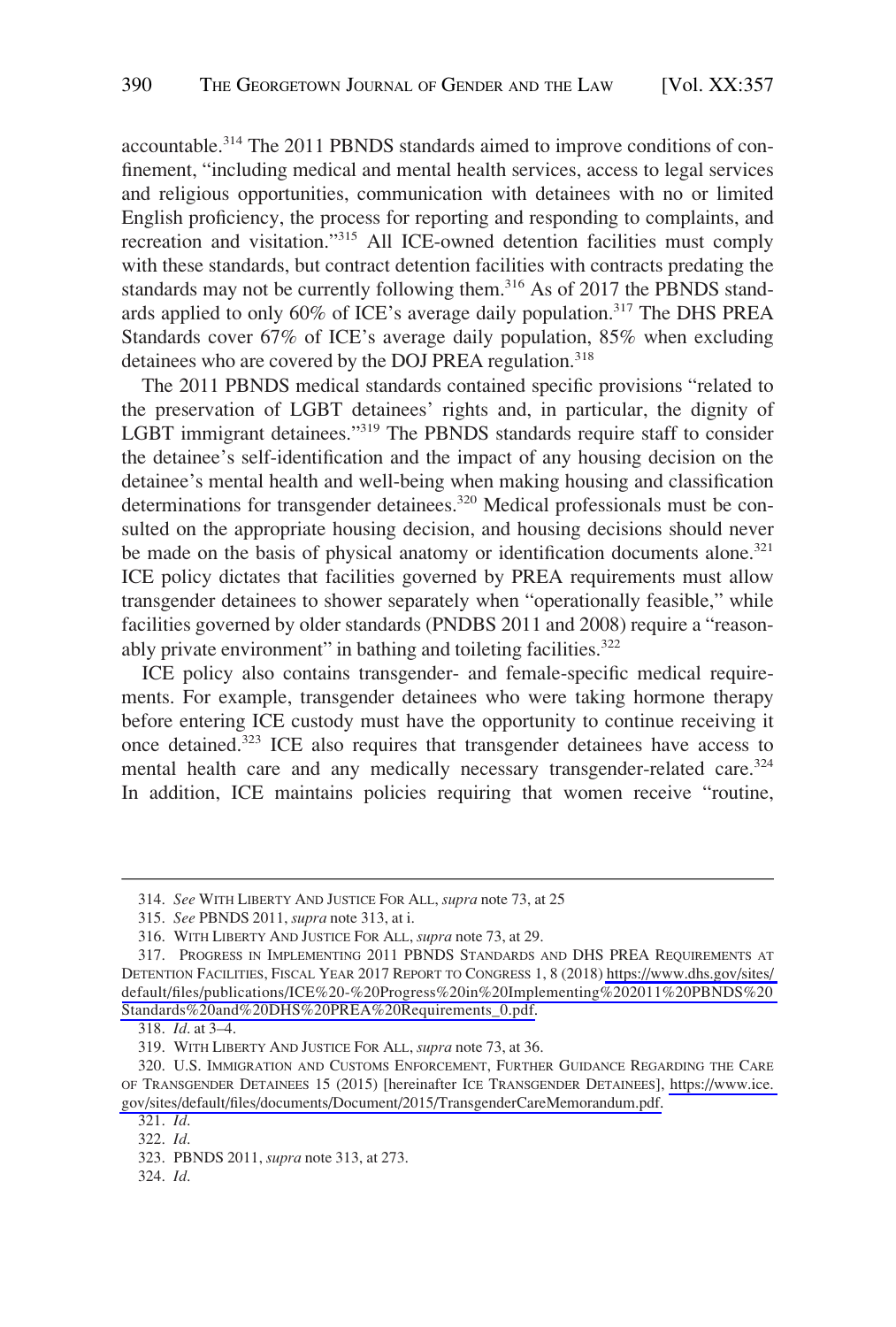accountable.[314] The 2011 PBNDS standards aimed to improve conditions of confinement, "including medical and mental health services, access to legal services and religious opportunities, communication with detainees with no or limited English proficiency, the process for reporting and responding to complaints, and recreation and visitation."[315] All ICE-owned detention facilities must comply with these standards, but contract detention facilities with contracts predating the standards may not be currently following them.[316] As of 2017 the PBNDS standards applied to only 60% of ICE's average daily population.[317] The DHS PREA Standards cover 67% of ICE's average daily population, 85% when excluding detainees who are covered by the DOJ PREA regulation.[318]

The 2011 PBNDS medical standards contained specific provisions "related to the preservation of LGBT detainees' rights and, in particular, the dignity of LGBT immigrant detainees."[319] The PBNDS standards require staff to consider the detainee's self-identification and the impact of any housing decision on the detainee's mental health and well-being when making housing and classification determinations for transgender detainees.[320] Medical professionals must be consulted on the appropriate housing decision, and housing decisions should never be made on the basis of physical anatomy or identification documents alone.[321] ICE policy dictates that facilities governed by PREA requirements must allow transgender detainees to shower separately when "operationally feasible," while facilities governed by older standards (PNDBS 2011 and 2008) require a "reasonably private environment" in bathing and toileting facilities.[322]

ICE policy also contains transgender- and female-specific medical requirements. For example, transgender detainees who were taking hormone therapy before entering ICE custody must have the opportunity to continue receiving it once detained.[323] ICE also requires that transgender detainees have access to mental health care and any medically necessary transgender-related care.[324] In addition, ICE maintains policies requiring that women receive "routine,

---

314. *See* WITH LIBERTY AND JUSTICE FOR ALL, *supra* note 73, at 25

315. *See* PBNDS 2011, *supra* note 313, at i.

316. WITH LIBERTY AND JUSTICE FOR ALL, *supra* note 73, at 29.

317. PROGRESS IN IMPLEMENTING 2011 PBNDS STANDARDS AND DHS PREA REQUIREMENTS AT DETENTION FACILITIES, FISCAL YEAR 2017 REPORT TO CONGRESS 1, 8 (2018) https://www.dhs.gov/sites/default/files/publications/ICE%20-%20Progress%20in%20Implementing%202011%20PBNDS%20Standards%20and%20DHS%20PREA%20Requirements_0.pdf.

318. *Id*. at 3–4.

319. WITH LIBERTY AND JUSTICE FOR ALL, *supra* note 73, at 36.

320. U.S. IMMIGRATION AND CUSTOMS ENFORCEMENT, FURTHER GUIDANCE REGARDING THE CARE OF TRANSGENDER DETAINEES 15 (2015) [hereinafter ICE TRANSGENDER DETAINEES], https://www.ice.gov/sites/default/files/documents/Document/2015/TransgenderCareMemorandum.pdf.

321. *Id*.

322. *Id*.

323. PBNDS 2011, *supra* note 313, at 273.

324. *Id*.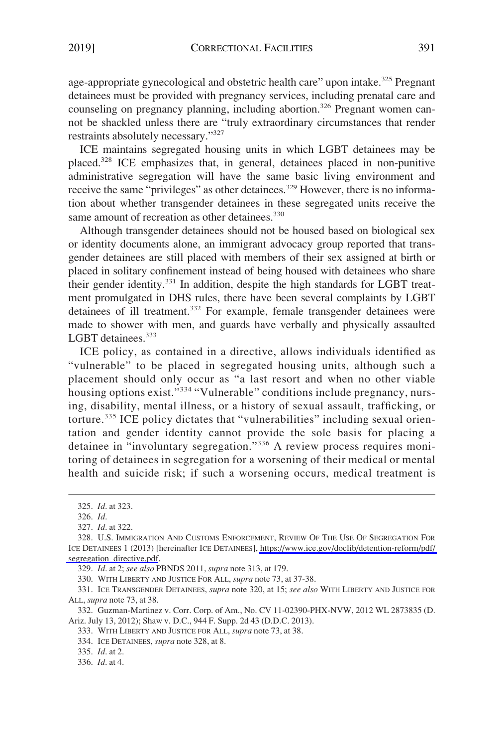age-appropriate gynecological and obstetric health care" upon intake.[325] Pregnant detainees must be provided with pregnancy services, including prenatal care and counseling on pregnancy planning, including abortion.[326] Pregnant women cannot be shackled unless there are "truly extraordinary circumstances that render restraints absolutely necessary."[327]

ICE maintains segregated housing units in which LGBT detainees may be placed.[328] ICE emphasizes that, in general, detainees placed in non-punitive administrative segregation will have the same basic living environment and receive the same "privileges" as other detainees.[329] However, there is no information about whether transgender detainees in these segregated units receive the same amount of recreation as other detainees.[330]

Although transgender detainees should not be housed based on biological sex or identity documents alone, an immigrant advocacy group reported that transgender detainees are still placed with members of their sex assigned at birth or placed in solitary confinement instead of being housed with detainees who share their gender identity.[331] In addition, despite the high standards for LGBT treatment promulgated in DHS rules, there have been several complaints by LGBT detainees of ill treatment.[332] For example, female transgender detainees were made to shower with men, and guards have verbally and physically assaulted LGBT detainees.[333]

ICE policy, as contained in a directive, allows individuals identified as "vulnerable" to be placed in segregated housing units, although such a placement should only occur as "a last resort and when no other viable housing options exist."[334] "Vulnerable" conditions include pregnancy, nursing, disability, mental illness, or a history of sexual assault, trafficking, or torture.[335] ICE policy dictates that "vulnerabilities" including sexual orientation and gender identity cannot provide the sole basis for placing a detainee in "involuntary segregation."[336] A review process requires monitoring of detainees in segregation for a worsening of their medical or mental health and suicide risk; if such a worsening occurs, medical treatment is

325. *Id*. at 323.

326. *Id*.

327. *Id*. at 322.

328. U.S. IMMIGRATION AND CUSTOMS ENFORCEMENT, REVIEW OF THE USE OF SEGREGATION FOR ICE DETAINEES 1 (2013) [hereinafter ICE DETAINEES], https://www.ice.gov/doclib/detention-reform/pdf/segregation_directive.pdf.

329. *Id*. at 2; *see also* PBNDS 2011, *supra* note 313, at 179.

330. WITH LIBERTY AND JUSTICE FOR ALL, *supra* note 73, at 37-38.

331. ICE TRANSGENDER DETAINEES, *supra* note 320, at 15; *see also* WITH LIBERTY AND JUSTICE FOR ALL, *supra* note 73, at 38.

332. Guzman-Martinez v. Corr. Corp. of Am., No. CV 11-02390-PHX-NVW, 2012 WL 2873835 (D. Ariz. July 13, 2012); Shaw v. D.C., 944 F. Supp. 2d 43 (D.D.C. 2013).

333. WITH LIBERTY AND JUSTICE FOR ALL, *supra* note 73, at 38.

334. ICE DETAINEES, *supra* note 328, at 8.

335. *Id*. at 2.

336. *Id*. at 4.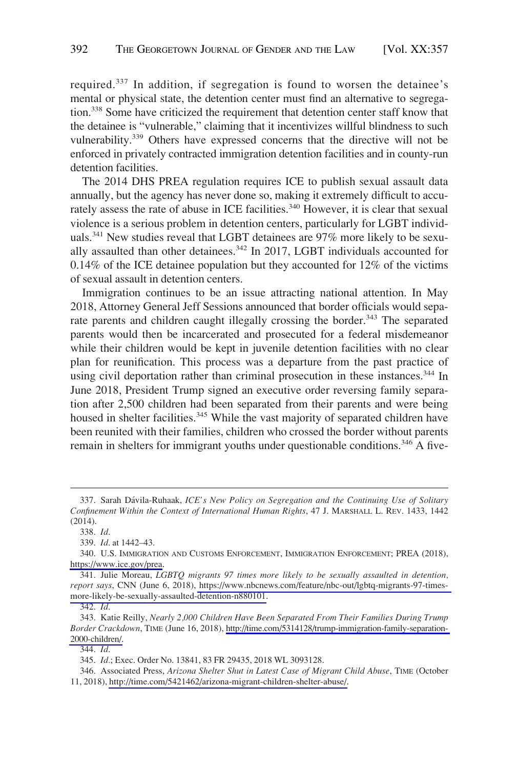required.[337] In addition, if segregation is found to worsen the detainee's mental or physical state, the detention center must find an alternative to segregation.[338] Some have criticized the requirement that detention center staff know that the detainee is "vulnerable," claiming that it incentivizes willful blindness to such vulnerability.[339] Others have expressed concerns that the directive will not be enforced in privately contracted immigration detention facilities and in county-run detention facilities.

The 2014 DHS PREA regulation requires ICE to publish sexual assault data annually, but the agency has never done so, making it extremely difficult to accurately assess the rate of abuse in ICE facilities.[340] However, it is clear that sexual violence is a serious problem in detention centers, particularly for LGBT individuals.[341] New studies reveal that LGBT detainees are 97% more likely to be sexually assaulted than other detainees.[342] In 2017, LGBT individuals accounted for 0.14% of the ICE detainee population but they accounted for 12% of the victims of sexual assault in detention centers.

Immigration continues to be an issue attracting national attention. In May 2018, Attorney General Jeff Sessions announced that border officials would separate parents and children caught illegally crossing the border.[343] The separated parents would then be incarcerated and prosecuted for a federal misdemeanor while their children would be kept in juvenile detention facilities with no clear plan for reunification. This process was a departure from the past practice of using civil deportation rather than criminal prosecution in these instances.[344] In June 2018, President Trump signed an executive order reversing family separation after 2,500 children had been separated from their parents and were being housed in shelter facilities.[345] While the vast majority of separated children have been reunited with their families, children who crossed the border without parents remain in shelters for immigrant youths under questionable conditions.[346] A five-

---

337. Sarah Dávila-Ruhaak, *ICE's New Policy on Segregation and the Continuing Use of Solitary Confinement Within the Context of International Human Rights*, 47 J. MARSHALL L. REV. 1433, 1442 (2014).

338. *Id*.

339. *Id*. at 1442–43.

340. U.S. IMMIGRATION AND CUSTOMS ENFORCEMENT, IMMIGRATION ENFORCEMENT; PREA (2018), https://www.ice.gov/prea.

341. Julie Moreau, *LGBTQ migrants 97 times more likely to be sexually assaulted in detention, report says*, CNN (June 6, 2018), https://www.nbcnews.com/feature/nbc-out/lgbtq-migrants-97-times-more-likely-be-sexually-assaulted-detention-n880101.

342. *Id*.

343. Katie Reilly, *Nearly 2,000 Children Have Been Separated From Their Families During Trump Border Crackdown*, TIME (June 16, 2018), http://time.com/5314128/trump-immigration-family-separation-2000-children/.

344. *Id*.

345. *Id*.; Exec. Order No. 13841, 83 FR 29435, 2018 WL 3093128.

346. Associated Press, *Arizona Shelter Shut in Latest Case of Migrant Child Abuse*, TIME (October 11, 2018), http://time.com/5421462/arizona-migrant-children-shelter-abuse/.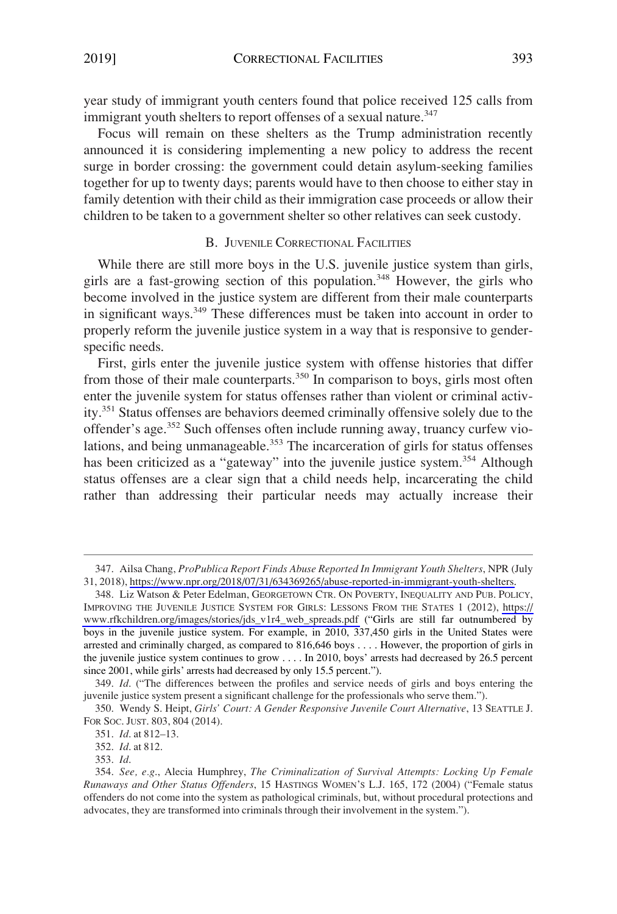year study of immigrant youth centers found that police received 125 calls from immigrant youth shelters to report offenses of a sexual nature.[347]

Focus will remain on these shelters as the Trump administration recently announced it is considering implementing a new policy to address the recent surge in border crossing: the government could detain asylum-seeking families together for up to twenty days; parents would have to then choose to either stay in family detention with their child as their immigration case proceeds or allow their children to be taken to a government shelter so other relatives can seek custody.

### B. JUVENILE CORRECTIONAL FACILITIES

While there are still more boys in the U.S. juvenile justice system than girls, girls are a fast-growing section of this population.[348] However, the girls who become involved in the justice system are different from their male counterparts in significant ways.[349] These differences must be taken into account in order to properly reform the juvenile justice system in a way that is responsive to gender-specific needs.

First, girls enter the juvenile justice system with offense histories that differ from those of their male counterparts.[350] In comparison to boys, girls most often enter the juvenile system for status offenses rather than violent or criminal activity.[351] Status offenses are behaviors deemed criminally offensive solely due to the offender's age.[352] Such offenses often include running away, truancy curfew violations, and being unmanageable.[353] The incarceration of girls for status offenses has been criticized as a "gateway" into the juvenile justice system.[354] Although status offenses are a clear sign that a child needs help, incarcerating the child rather than addressing their particular needs may actually increase their

---

347. Ailsa Chang, *ProPublica Report Finds Abuse Reported In Immigrant Youth Shelters*, NPR (July 31, 2018), https://www.npr.org/2018/07/31/634369265/abuse-reported-in-immigrant-youth-shelters.

348. Liz Watson & Peter Edelman, GEORGETOWN CTR. ON POVERTY, INEQUALITY AND PUB. POLICY, IMPROVING THE JUVENILE JUSTICE SYSTEM FOR GIRLS: LESSONS FROM THE STATES 1 (2012), https://www.rfkchildren.org/images/stories/jds_v1r4_web_spreads.pdf ("Girls are still far outnumbered by boys in the juvenile justice system. For example, in 2010, 337,450 girls in the United States were arrested and criminally charged, as compared to 816,646 boys . . . . However, the proportion of girls in the juvenile justice system continues to grow . . . . In 2010, boys' arrests had decreased by 26.5 percent since 2001, while girls' arrests had decreased by only 15.5 percent.").

349. *Id.* ("The differences between the profiles and service needs of girls and boys entering the juvenile justice system present a significant challenge for the professionals who serve them.").

350. Wendy S. Heipt, *Girls' Court: A Gender Responsive Juvenile Court Alternative*, 13 SEATTLE J. FOR SOC. JUST. 803, 804 (2014).

351. *Id.* at 812–13.

352. *Id.* at 812.

353. *Id.*

354. *See, e.g.*, Alecia Humphrey, *The Criminalization of Survival Attempts: Locking Up Female Runaways and Other Status Offenders*, 15 HASTINGS WOMEN'S L.J. 165, 172 (2004) ("Female status offenders do not come into the system as pathological criminals, but, without procedural protections and advocates, they are transformed into criminals through their involvement in the system.").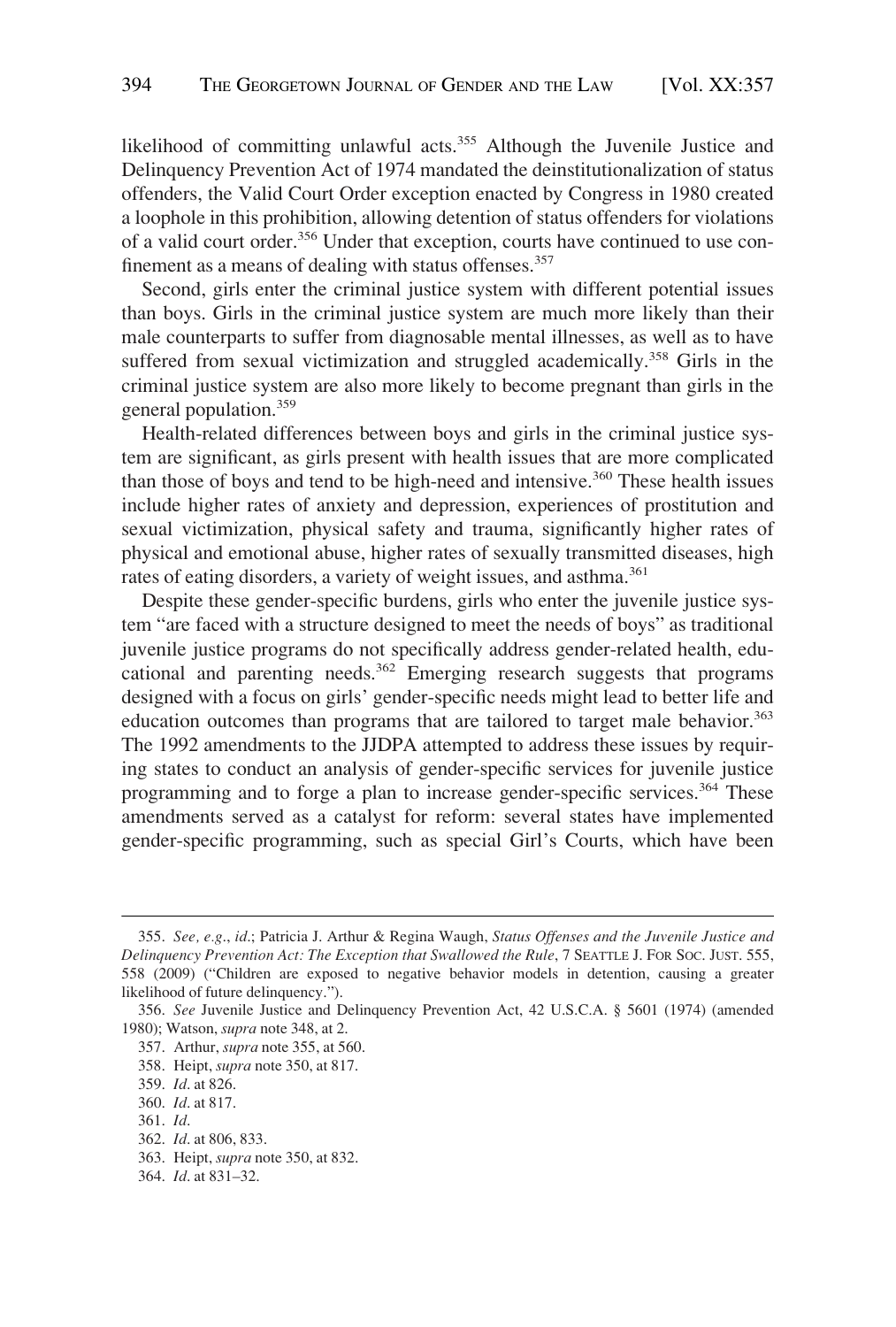likelihood of committing unlawful acts.[355] Although the Juvenile Justice and Delinquency Prevention Act of 1974 mandated the deinstitutionalization of status offenders, the Valid Court Order exception enacted by Congress in 1980 created a loophole in this prohibition, allowing detention of status offenders for violations of a valid court order.[356] Under that exception, courts have continued to use confinement as a means of dealing with status offenses.[357]

Second, girls enter the criminal justice system with different potential issues than boys. Girls in the criminal justice system are much more likely than their male counterparts to suffer from diagnosable mental illnesses, as well as to have suffered from sexual victimization and struggled academically.[358] Girls in the criminal justice system are also more likely to become pregnant than girls in the general population.[359]

Health-related differences between boys and girls in the criminal justice system are significant, as girls present with health issues that are more complicated than those of boys and tend to be high-need and intensive.[360] These health issues include higher rates of anxiety and depression, experiences of prostitution and sexual victimization, physical safety and trauma, significantly higher rates of physical and emotional abuse, higher rates of sexually transmitted diseases, high rates of eating disorders, a variety of weight issues, and asthma.[361]

Despite these gender-specific burdens, girls who enter the juvenile justice system "are faced with a structure designed to meet the needs of boys" as traditional juvenile justice programs do not specifically address gender-related health, educational and parenting needs.[362] Emerging research suggests that programs designed with a focus on girls' gender-specific needs might lead to better life and education outcomes than programs that are tailored to target male behavior.[363] The 1992 amendments to the JJDPA attempted to address these issues by requiring states to conduct an analysis of gender-specific services for juvenile justice programming and to forge a plan to increase gender-specific services.[364] These amendments served as a catalyst for reform: several states have implemented gender-specific programming, such as special Girl's Courts, which have been

---

355. *See, e.g.*, *id.*; Patricia J. Arthur & Regina Waugh, *Status Offenses and the Juvenile Justice and Delinquency Prevention Act: The Exception that Swallowed the Rule*, 7 SEATTLE J. FOR SOC. JUST. 555, 558 (2009) ("Children are exposed to negative behavior models in detention, causing a greater likelihood of future delinquency.").

356. *See* Juvenile Justice and Delinquency Prevention Act, 42 U.S.C.A. § 5601 (1974) (amended 1980); Watson, *supra* note 348, at 2.

357. Arthur, *supra* note 355, at 560.

358. Heipt, *supra* note 350, at 817.

359. *Id*. at 826.

360. *Id*. at 817.

361. *Id*.

362. *Id*. at 806, 833.

363. Heipt, *supra* note 350, at 832.

364. *Id*. at 831–32.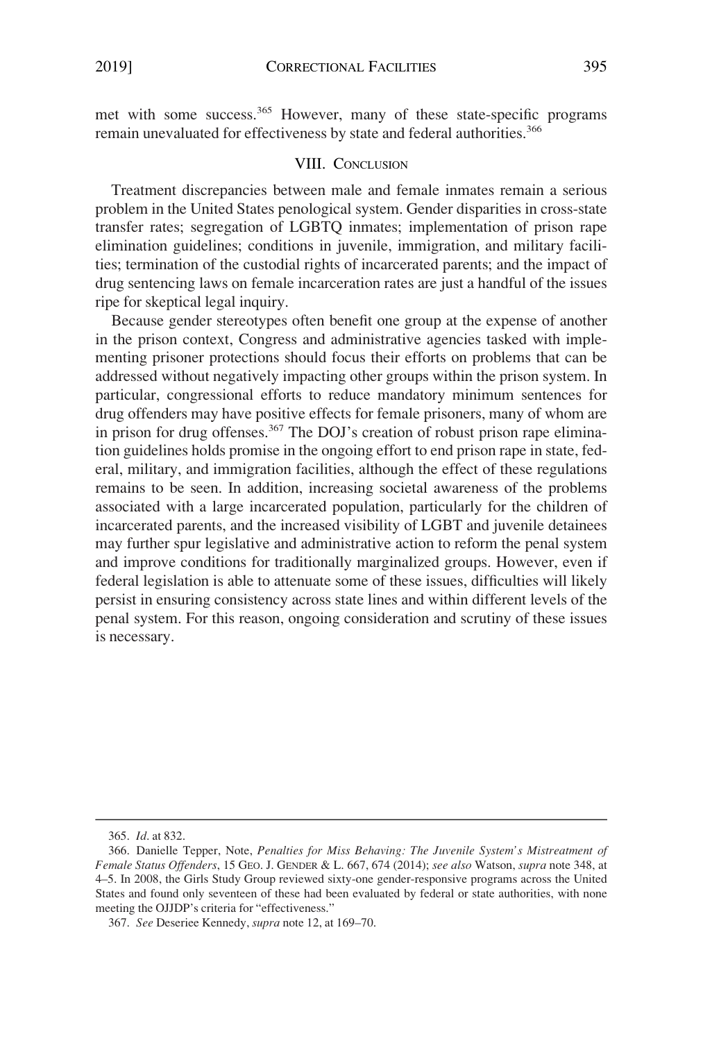met with some success.[365] However, many of these state-specific programs remain unevaluated for effectiveness by state and federal authorities.[366]

## VIII. Conclusion

Treatment discrepancies between male and female inmates remain a serious problem in the United States penological system. Gender disparities in cross-state transfer rates; segregation of LGBTQ inmates; implementation of prison rape elimination guidelines; conditions in juvenile, immigration, and military facilities; termination of the custodial rights of incarcerated parents; and the impact of drug sentencing laws on female incarceration rates are just a handful of the issues ripe for skeptical legal inquiry.

Because gender stereotypes often benefit one group at the expense of another in the prison context, Congress and administrative agencies tasked with implementing prisoner protections should focus their efforts on problems that can be addressed without negatively impacting other groups within the prison system. In particular, congressional efforts to reduce mandatory minimum sentences for drug offenders may have positive effects for female prisoners, many of whom are in prison for drug offenses.[367] The DOJ's creation of robust prison rape elimination guidelines holds promise in the ongoing effort to end prison rape in state, federal, military, and immigration facilities, although the effect of these regulations remains to be seen. In addition, increasing societal awareness of the problems associated with a large incarcerated population, particularly for the children of incarcerated parents, and the increased visibility of LGBT and juvenile detainees may further spur legislative and administrative action to reform the penal system and improve conditions for traditionally marginalized groups. However, even if federal legislation is able to attenuate some of these issues, difficulties will likely persist in ensuring consistency across state lines and within different levels of the penal system. For this reason, ongoing consideration and scrutiny of these issues is necessary.

---

365. *Id*. at 832.

366. Danielle Tepper, Note, *Penalties for Miss Behaving: The Juvenile System's Mistreatment of Female Status Offenders*, 15 Geo. J. Gender & L. 667, 674 (2014); *see also* Watson, *supra* note 348, at 4–5. In 2008, the Girls Study Group reviewed sixty-one gender-responsive programs across the United States and found only seventeen of these had been evaluated by federal or state authorities, with none meeting the OJJDP's criteria for "effectiveness."

367. *See* Deseriee Kennedy, *supra* note 12, at 169–70.